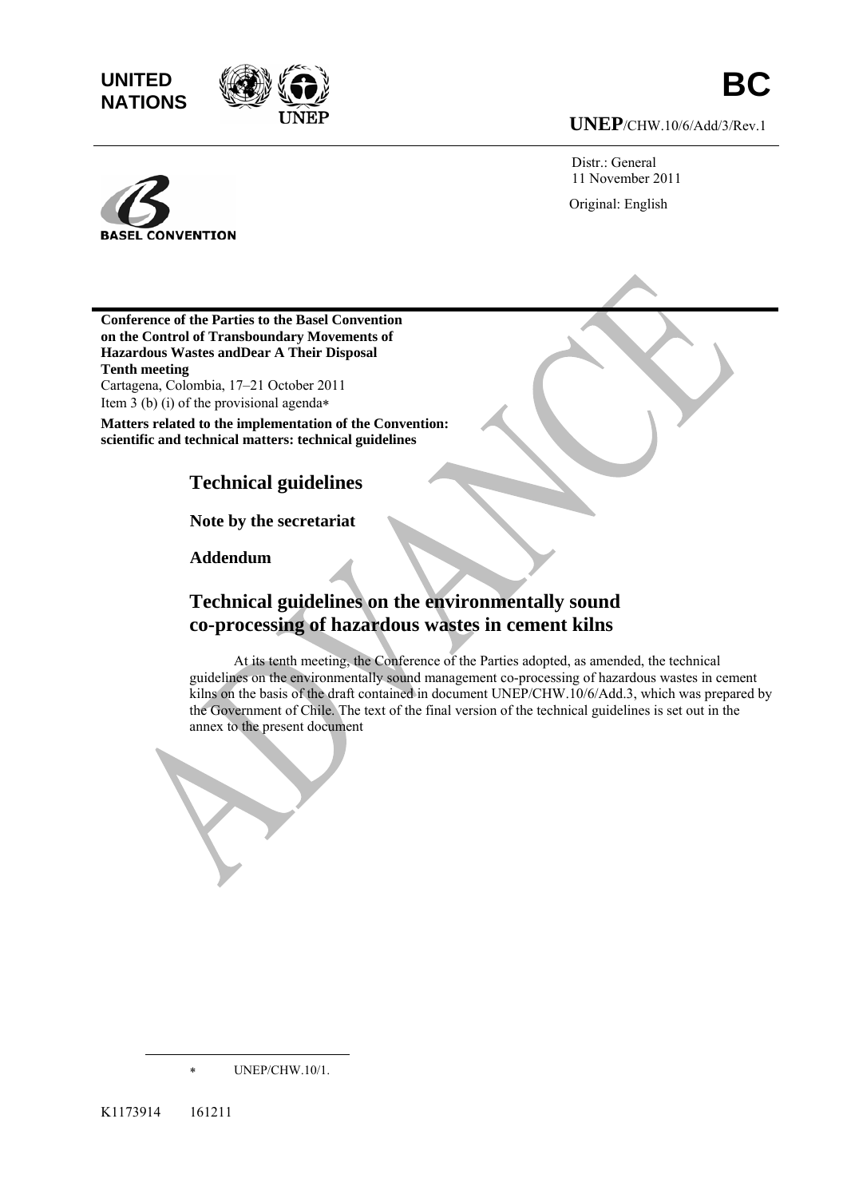UNITED NATIONS

# BC

**UNEP**/CHW.10/6/Add/3/Rev.1

Distr.: General
11 November 2011

Original: English

BASEL CONVENTION

**Conference of the Parties to the Basel Convention on the Control of Transboundary Movements of Hazardous Wastes andDear A Their Disposal**
**Tenth meeting**
Cartagena, Colombia, 17–21 October 2011
Item 3 (b) (i) of the provisional agenda*

**Matters related to the implementation of the Convention: scientific and technical matters: technical guidelines**

## Technical guidelines

**Note by the secretariat**

**Addendum**

## Technical guidelines on the environmentally sound co-processing of hazardous wastes in cement kilns

At its tenth meeting, the Conference of the Parties adopted, as amended, the technical guidelines on the environmentally sound management co-processing of hazardous wastes in cement kilns on the basis of the draft contained in document UNEP/CHW.10/6/Add.3, which was prepared by the Government of Chile. The text of the final version of the technical guidelines is set out in the annex to the present document

\* UNEP/CHW.10/1.

K1173914 161211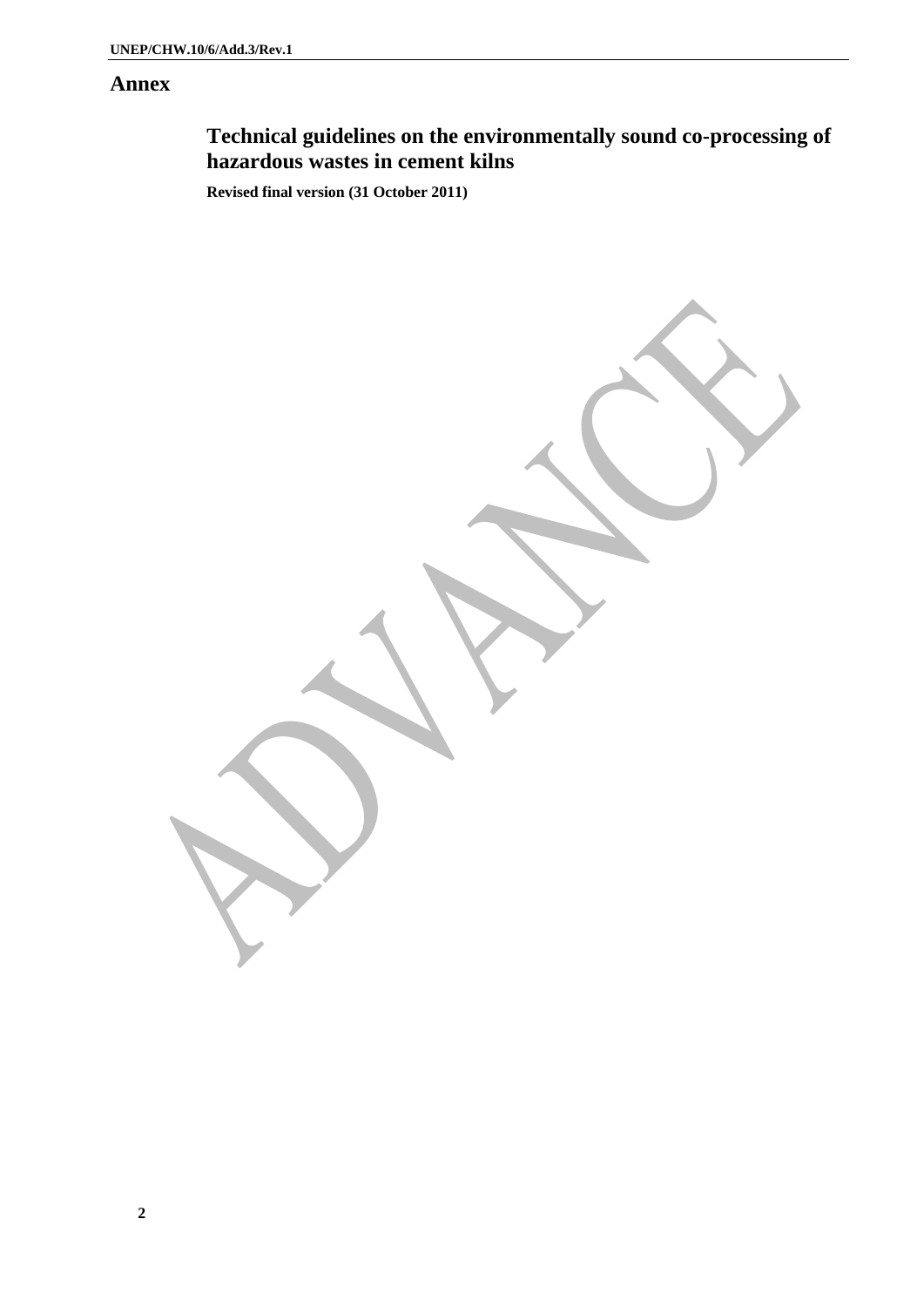# Annex

## Technical guidelines on the environmentally sound co-processing of hazardous wastes in cement kilns

**Revised final version (31 October 2011)**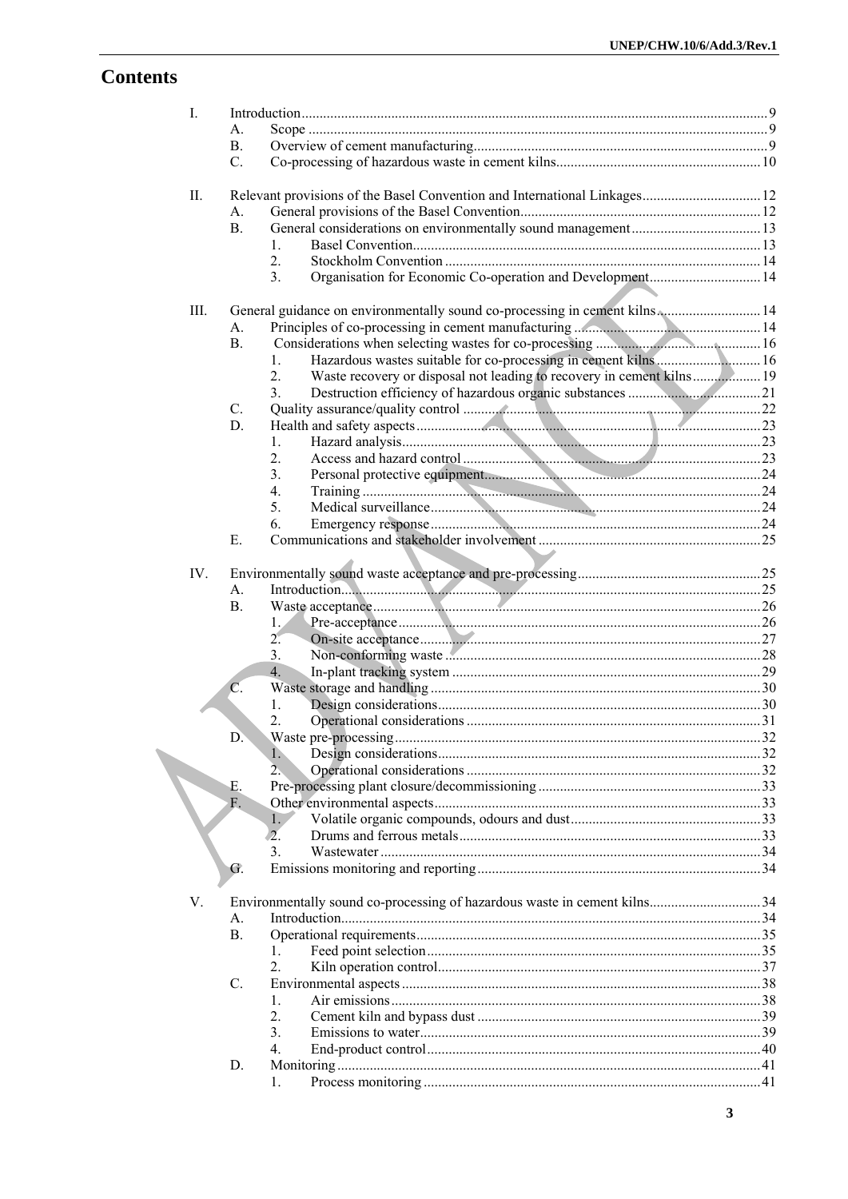# Contents

I. Introduction ..... 9
  A. Scope ..... 9
  B. Overview of cement manufacturing ..... 9
  C. Co-processing of hazardous waste in cement kilns ..... 10

II. Relevant provisions of the Basel Convention and International Linkages ..... 12
  A. General provisions of the Basel Convention ..... 12
  B. General considerations on environmentally sound management ..... 13
    1. Basel Convention ..... 13
    2. Stockholm Convention ..... 14
    3. Organisation for Economic Co-operation and Development ..... 14

III. General guidance on environmentally sound co-processing in cement kilns ..... 14
  A. Principles of co-processing in cement manufacturing ..... 14
  B. Considerations when selecting wastes for co-processing ..... 16
    1. Hazardous wastes suitable for co-processing in cement kilns ..... 16
    2. Waste recovery or disposal not leading to recovery in cement kilns ..... 19
    3. Destruction efficiency of hazardous organic substances ..... 21
  C. Quality assurance/quality control ..... 22
  D. Health and safety aspects ..... 23
    1. Hazard analysis ..... 23
    2. Access and hazard control ..... 23
    3. Personal protective equipment ..... 24
    4. Training ..... 24
    5. Medical surveillance ..... 24
    6. Emergency response ..... 24
  E. Communications and stakeholder involvement ..... 25

IV. Environmentally sound waste acceptance and pre-processing ..... 25
  A. Introduction ..... 25
  B. Waste acceptance ..... 26
    1. Pre-acceptance ..... 26
    2. On-site acceptance ..... 27
    3. Non-conforming waste ..... 28
    4. In-plant tracking system ..... 29
  C. Waste storage and handling ..... 30
    1. Design considerations ..... 30
    2. Operational considerations ..... 31
  D. Waste pre-processing ..... 32
    1. Design considerations ..... 32
    2. Operational considerations ..... 32
  E. Pre-processing plant closure/decommissioning ..... 33
  F. Other environmental aspects ..... 33
    1. Volatile organic compounds, odours and dust ..... 33
    2. Drums and ferrous metals ..... 33
    3. Wastewater ..... 34
  G. Emissions monitoring and reporting ..... 34

V. Environmentally sound co-processing of hazardous waste in cement kilns ..... 34
  A. Introduction ..... 34
  B. Operational requirements ..... 35
    1. Feed point selection ..... 35
    2. Kiln operation control ..... 37
  C. Environmental aspects ..... 38
    1. Air emissions ..... 38
    2. Cement kiln and bypass dust ..... 39
    3. Emissions to water ..... 39
    4. End-product control ..... 40
  D. Monitoring ..... 41
    1. Process monitoring ..... 41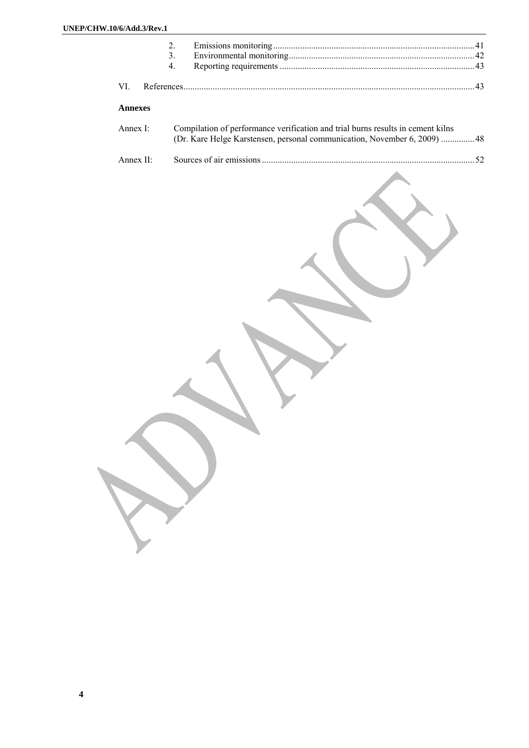2. Emissions monitoring ........................................................................................41
3. Environmental monitoring .................................................................................42
4. Reporting requirements .....................................................................................43

VI. References.....................................................................................................................43

**Annexes**

Annex I: Compilation of performance verification and trial burns results in cement kilns (Dr. Kare Helge Karstensen, personal communication, November 6, 2009) ...............48

Annex II: Sources of air emissions .............................................................................................52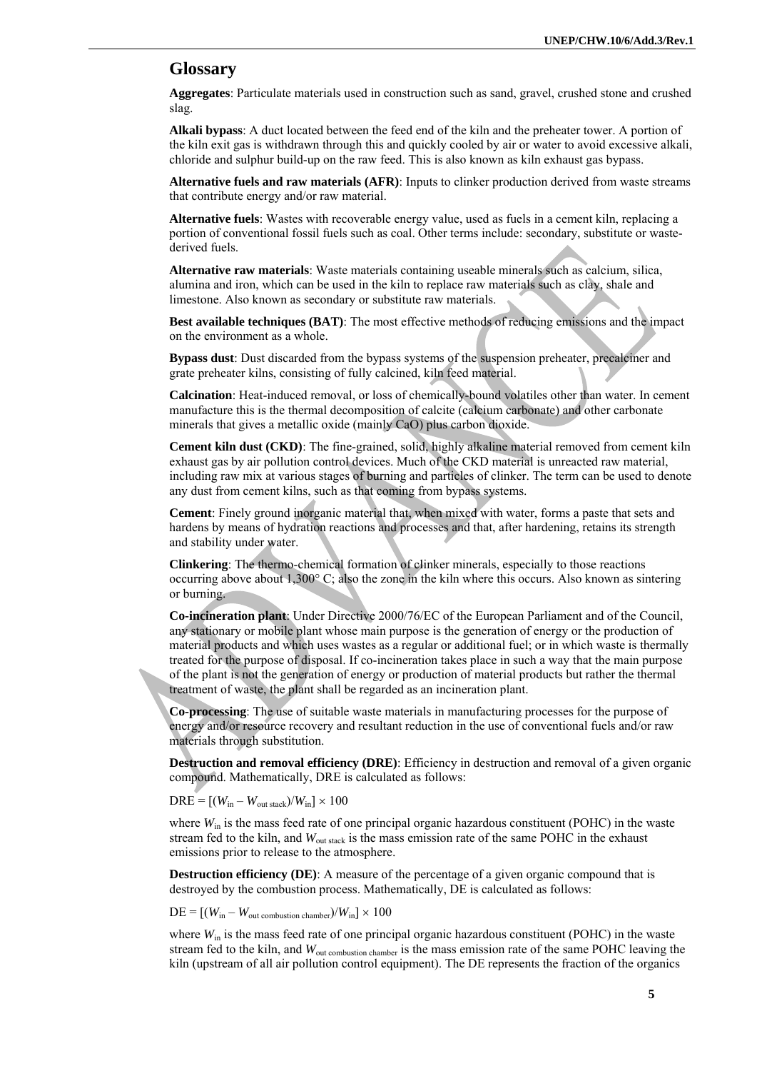## Glossary

**Aggregates**: Particulate materials used in construction such as sand, gravel, crushed stone and crushed slag.

**Alkali bypass**: A duct located between the feed end of the kiln and the preheater tower. A portion of the kiln exit gas is withdrawn through this and quickly cooled by air or water to avoid excessive alkali, chloride and sulphur build-up on the raw feed. This is also known as kiln exhaust gas bypass.

**Alternative fuels and raw materials (AFR)**: Inputs to clinker production derived from waste streams that contribute energy and/or raw material.

**Alternative fuels**: Wastes with recoverable energy value, used as fuels in a cement kiln, replacing a portion of conventional fossil fuels such as coal. Other terms include: secondary, substitute or waste-derived fuels.

**Alternative raw materials**: Waste materials containing useable minerals such as calcium, silica, alumina and iron, which can be used in the kiln to replace raw materials such as clay, shale and limestone. Also known as secondary or substitute raw materials.

**Best available techniques (BAT)**: The most effective methods of reducing emissions and the impact on the environment as a whole.

**Bypass dust**: Dust discarded from the bypass systems of the suspension preheater, precalciner and grate preheater kilns, consisting of fully calcined, kiln feed material.

**Calcination**: Heat-induced removal, or loss of chemically-bound volatiles other than water. In cement manufacture this is the thermal decomposition of calcite (calcium carbonate) and other carbonate minerals that gives a metallic oxide (mainly CaO) plus carbon dioxide.

**Cement kiln dust (CKD)**: The fine-grained, solid, highly alkaline material removed from cement kiln exhaust gas by air pollution control devices. Much of the CKD material is unreacted raw material, including raw mix at various stages of burning and particles of clinker. The term can be used to denote any dust from cement kilns, such as that coming from bypass systems.

**Cement**: Finely ground inorganic material that, when mixed with water, forms a paste that sets and hardens by means of hydration reactions and processes and that, after hardening, retains its strength and stability under water.

**Clinkering**: The thermo-chemical formation of clinker minerals, especially to those reactions occurring above about 1,300° C; also the zone in the kiln where this occurs. Also known as sintering or burning.

**Co-incineration plant**: Under Directive 2000/76/EC of the European Parliament and of the Council, any stationary or mobile plant whose main purpose is the generation of energy or the production of material products and which uses wastes as a regular or additional fuel; or in which waste is thermally treated for the purpose of disposal. If co-incineration takes place in such a way that the main purpose of the plant is not the generation of energy or production of material products but rather the thermal treatment of waste, the plant shall be regarded as an incineration plant.

**Co-processing**: The use of suitable waste materials in manufacturing processes for the purpose of energy and/or resource recovery and resultant reduction in the use of conventional fuels and/or raw materials through substitution.

**Destruction and removal efficiency (DRE)**: Efficiency in destruction and removal of a given organic compound. Mathematically, DRE is calculated as follows:

$$\text{DRE} = [(W_{\text{in}} - W_{\text{out stack}})/W_{\text{in}}] \times 100$$

where $W_{\text{in}}$ is the mass feed rate of one principal organic hazardous constituent (POHC) in the waste stream fed to the kiln, and $W_{\text{out stack}}$ is the mass emission rate of the same POHC in the exhaust emissions prior to release to the atmosphere.

**Destruction efficiency (DE)**: A measure of the percentage of a given organic compound that is destroyed by the combustion process. Mathematically, DE is calculated as follows:

$$\text{DE} = [(W_{\text{in}} - W_{\text{out combustion chamber}})/W_{\text{in}}] \times 100$$

where $W_{\text{in}}$ is the mass feed rate of one principal organic hazardous constituent (POHC) in the waste stream fed to the kiln, and $W_{\text{out combustion chamber}}$ is the mass emission rate of the same POHC leaving the kiln (upstream of all air pollution control equipment). The DE represents the fraction of the organics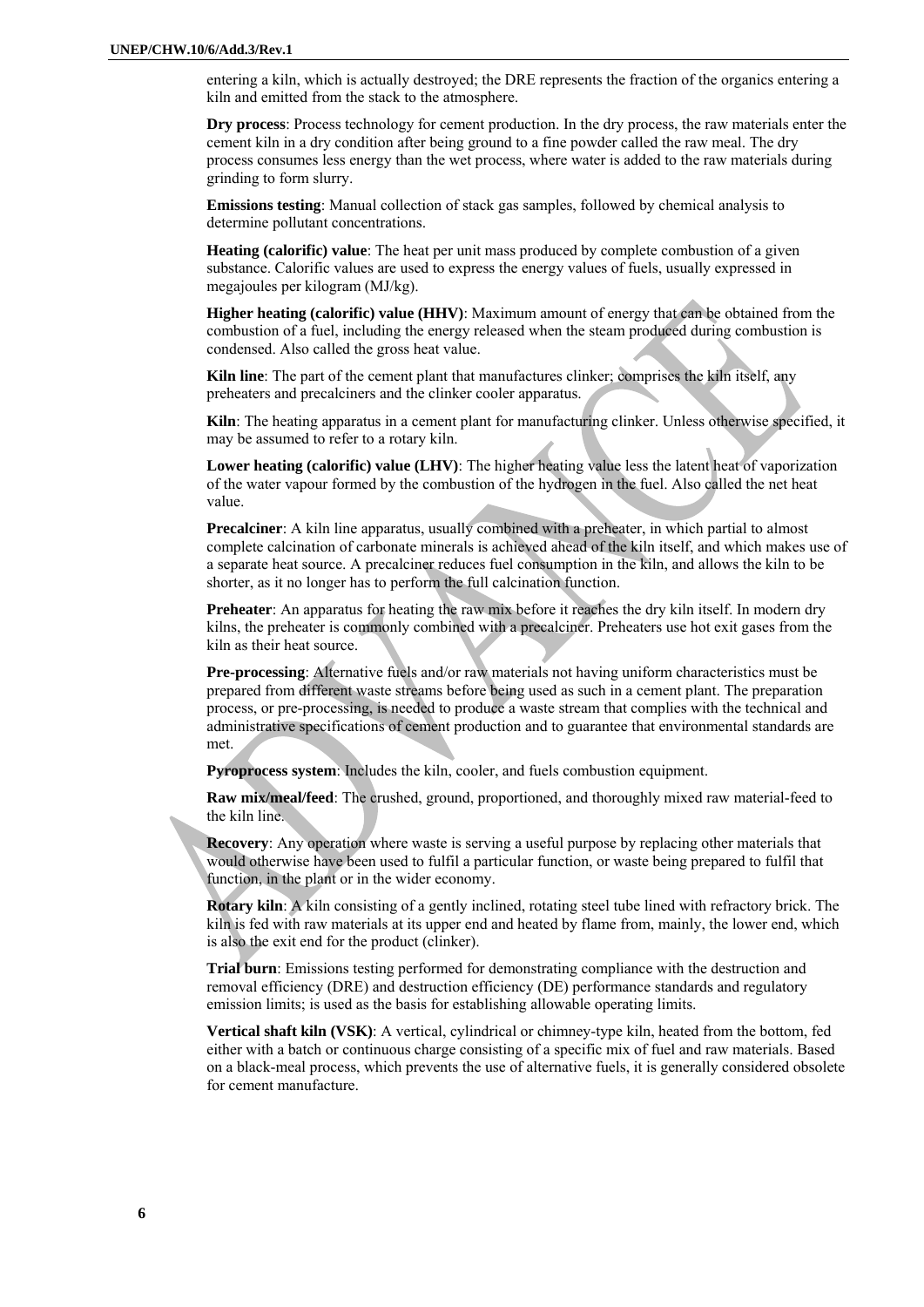entering a kiln, which is actually destroyed; the DRE represents the fraction of the organics entering a kiln and emitted from the stack to the atmosphere.

**Dry process**: Process technology for cement production. In the dry process, the raw materials enter the cement kiln in a dry condition after being ground to a fine powder called the raw meal. The dry process consumes less energy than the wet process, where water is added to the raw materials during grinding to form slurry.

**Emissions testing**: Manual collection of stack gas samples, followed by chemical analysis to determine pollutant concentrations.

**Heating (calorific) value**: The heat per unit mass produced by complete combustion of a given substance. Calorific values are used to express the energy values of fuels, usually expressed in megajoules per kilogram (MJ/kg).

**Higher heating (calorific) value (HHV)**: Maximum amount of energy that can be obtained from the combustion of a fuel, including the energy released when the steam produced during combustion is condensed. Also called the gross heat value.

**Kiln line**: The part of the cement plant that manufactures clinker; comprises the kiln itself, any preheaters and precalciners and the clinker cooler apparatus.

**Kiln**: The heating apparatus in a cement plant for manufacturing clinker. Unless otherwise specified, it may be assumed to refer to a rotary kiln.

**Lower heating (calorific) value (LHV)**: The higher heating value less the latent heat of vaporization of the water vapour formed by the combustion of the hydrogen in the fuel. Also called the net heat value.

**Precalciner**: A kiln line apparatus, usually combined with a preheater, in which partial to almost complete calcination of carbonate minerals is achieved ahead of the kiln itself, and which makes use of a separate heat source. A precalciner reduces fuel consumption in the kiln, and allows the kiln to be shorter, as it no longer has to perform the full calcination function.

**Preheater**: An apparatus for heating the raw mix before it reaches the dry kiln itself. In modern dry kilns, the preheater is commonly combined with a precalciner. Preheaters use hot exit gases from the kiln as their heat source.

**Pre-processing**: Alternative fuels and/or raw materials not having uniform characteristics must be prepared from different waste streams before being used as such in a cement plant. The preparation process, or pre-processing, is needed to produce a waste stream that complies with the technical and administrative specifications of cement production and to guarantee that environmental standards are met.

**Pyroprocess system**: Includes the kiln, cooler, and fuels combustion equipment.

**Raw mix/meal/feed**: The crushed, ground, proportioned, and thoroughly mixed raw material-feed to the kiln line.

**Recovery**: Any operation where waste is serving a useful purpose by replacing other materials that would otherwise have been used to fulfil a particular function, or waste being prepared to fulfil that function, in the plant or in the wider economy.

**Rotary kiln**: A kiln consisting of a gently inclined, rotating steel tube lined with refractory brick. The kiln is fed with raw materials at its upper end and heated by flame from, mainly, the lower end, which is also the exit end for the product (clinker).

**Trial burn**: Emissions testing performed for demonstrating compliance with the destruction and removal efficiency (DRE) and destruction efficiency (DE) performance standards and regulatory emission limits; is used as the basis for establishing allowable operating limits.

**Vertical shaft kiln (VSK)**: A vertical, cylindrical or chimney-type kiln, heated from the bottom, fed either with a batch or continuous charge consisting of a specific mix of fuel and raw materials. Based on a black-meal process, which prevents the use of alternative fuels, it is generally considered obsolete for cement manufacture.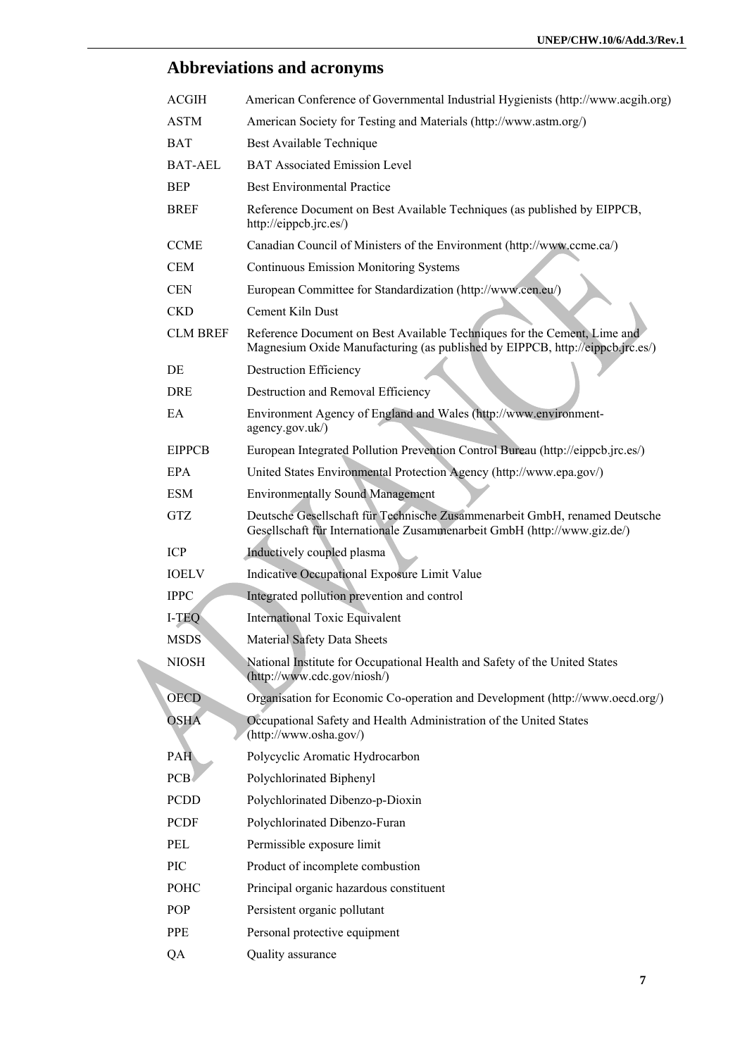## Abbreviations and acronyms

| | |
|---|---|
| ACGIH | American Conference of Governmental Industrial Hygienists (http://www.acgih.org) |
| ASTM | American Society for Testing and Materials (http://www.astm.org/) |
| BAT | Best Available Technique |
| BAT-AEL | BAT Associated Emission Level |
| BEP | Best Environmental Practice |
| BREF | Reference Document on Best Available Techniques (as published by EIPPCB, http://eippcb.jrc.es/) |
| CCME | Canadian Council of Ministers of the Environment (http://www.ccme.ca/) |
| CEM | Continuous Emission Monitoring Systems |
| CEN | European Committee for Standardization (http://www.cen.eu/) |
| CKD | Cement Kiln Dust |
| CLM BREF | Reference Document on Best Available Techniques for the Cement, Lime and Magnesium Oxide Manufacturing (as published by EIPPCB, http://eippcb.jrc.es/) |
| DE | Destruction Efficiency |
| DRE | Destruction and Removal Efficiency |
| EA | Environment Agency of England and Wales (http://www.environment-agency.gov.uk/) |
| EIPPCB | European Integrated Pollution Prevention Control Bureau (http://eippcb.jrc.es/) |
| EPA | United States Environmental Protection Agency (http://www.epa.gov/) |
| ESM | Environmentally Sound Management |
| GTZ | Deutsche Gesellschaft für Technische Zusammenarbeit GmbH, renamed Deutsche Gesellschaft für Internationale Zusammenarbeit GmbH (http://www.giz.de/) |
| ICP | Inductively coupled plasma |
| IOELV | Indicative Occupational Exposure Limit Value |
| IPPC | Integrated pollution prevention and control |
| I-TEQ | International Toxic Equivalent |
| MSDS | Material Safety Data Sheets |
| NIOSH | National Institute for Occupational Health and Safety of the United States (http://www.cdc.gov/niosh/) |
| OECD | Organisation for Economic Co-operation and Development (http://www.oecd.org/) |
| OSHA | Occupational Safety and Health Administration of the United States (http://www.osha.gov/) |
| PAH | Polycyclic Aromatic Hydrocarbon |
| PCB | Polychlorinated Biphenyl |
| PCDD | Polychlorinated Dibenzo-p-Dioxin |
| PCDF | Polychlorinated Dibenzo-Furan |
| PEL | Permissible exposure limit |
| PIC | Product of incomplete combustion |
| POHC | Principal organic hazardous constituent |
| POP | Persistent organic pollutant |
| PPE | Personal protective equipment |
| QA | Quality assurance |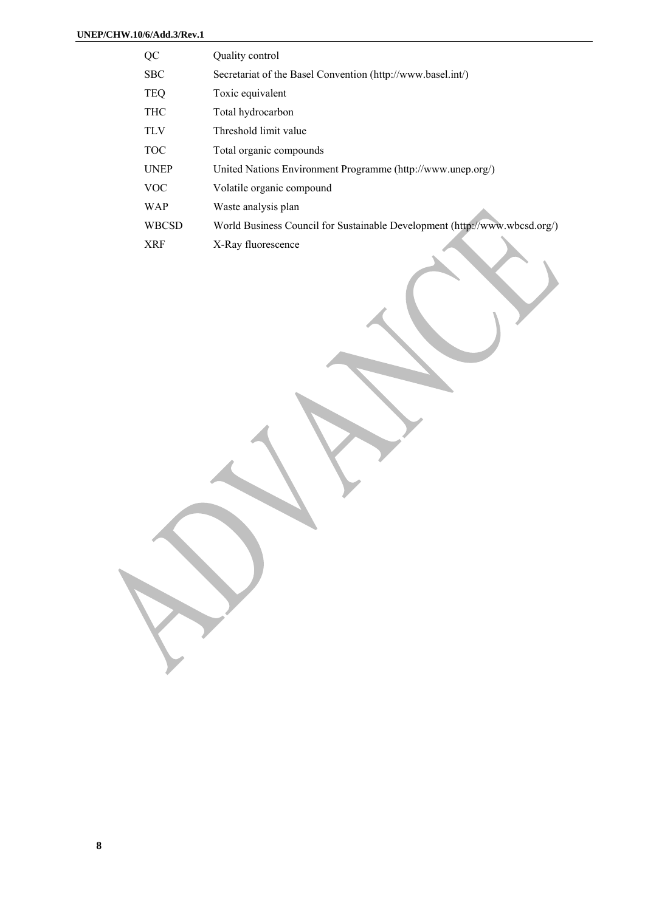| | |
|---|---|
| QC | Quality control |
| SBC | Secretariat of the Basel Convention (http://www.basel.int/) |
| TEQ | Toxic equivalent |
| THC | Total hydrocarbon |
| TLV | Threshold limit value |
| TOC | Total organic compounds |
| UNEP | United Nations Environment Programme (http://www.unep.org/) |
| VOC | Volatile organic compound |
| WAP | Waste analysis plan |
| WBCSD | World Business Council for Sustainable Development (http://www.wbcsd.org/) |
| XRF | X-Ray fluorescence |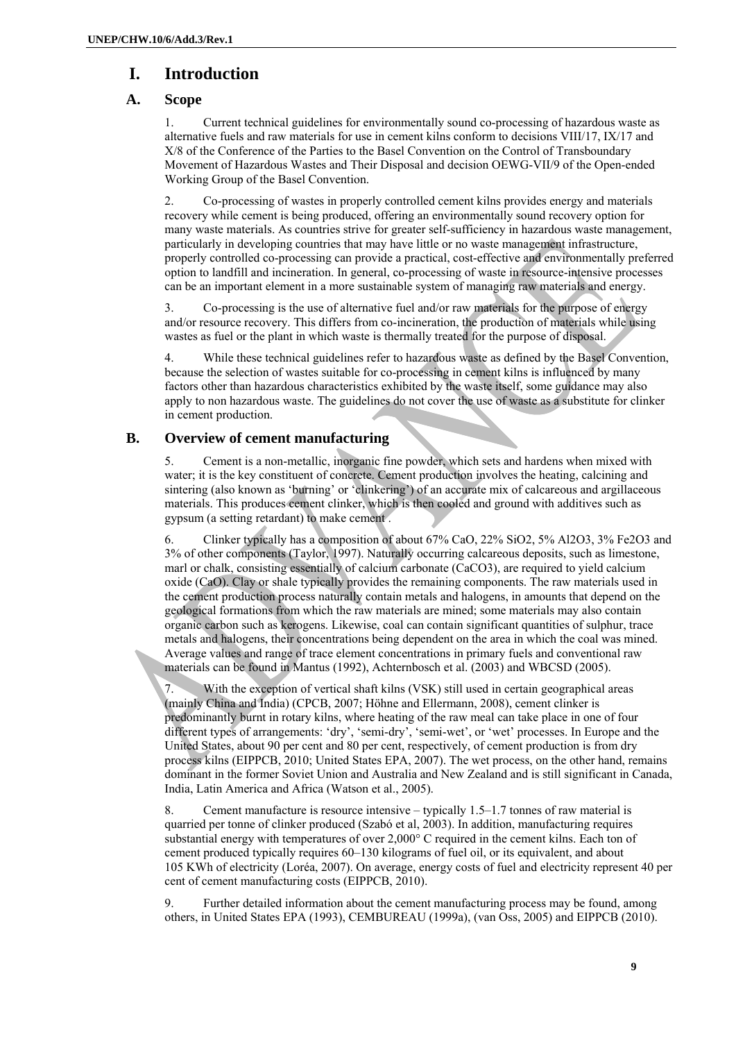# I. Introduction

## A. Scope

1. Current technical guidelines for environmentally sound co-processing of hazardous waste as alternative fuels and raw materials for use in cement kilns conform to decisions VIII/17, IX/17 and X/8 of the Conference of the Parties to the Basel Convention on the Control of Transboundary Movement of Hazardous Wastes and Their Disposal and decision OEWG-VII/9 of the Open-ended Working Group of the Basel Convention.

2. Co-processing of wastes in properly controlled cement kilns provides energy and materials recovery while cement is being produced, offering an environmentally sound recovery option for many waste materials. As countries strive for greater self-sufficiency in hazardous waste management, particularly in developing countries that may have little or no waste management infrastructure, properly controlled co-processing can provide a practical, cost-effective and environmentally preferred option to landfill and incineration. In general, co-processing of waste in resource-intensive processes can be an important element in a more sustainable system of managing raw materials and energy.

3. Co-processing is the use of alternative fuel and/or raw materials for the purpose of energy and/or resource recovery. This differs from co-incineration, the production of materials while using wastes as fuel or the plant in which waste is thermally treated for the purpose of disposal.

4. While these technical guidelines refer to hazardous waste as defined by the Basel Convention, because the selection of wastes suitable for co-processing in cement kilns is influenced by many factors other than hazardous characteristics exhibited by the waste itself, some guidance may also apply to non hazardous waste. The guidelines do not cover the use of waste as a substitute for clinker in cement production.

## B. Overview of cement manufacturing

5. Cement is a non-metallic, inorganic fine powder, which sets and hardens when mixed with water; it is the key constituent of concrete. Cement production involves the heating, calcining and sintering (also known as 'burning' or 'clinkering') of an accurate mix of calcareous and argillaceous materials. This produces cement clinker, which is then cooled and ground with additives such as gypsum (a setting retardant) to make cement .

6. Clinker typically has a composition of about 67% CaO, 22% $SiO_2$, 5% $Al_2O_3$, 3% $Fe_2O_3$ and 3% of other components (Taylor, 1997). Naturally occurring calcareous deposits, such as limestone, marl or chalk, consisting essentially of calcium carbonate ($CaCO_3$), are required to yield calcium oxide (CaO). Clay or shale typically provides the remaining components. The raw materials used in the cement production process naturally contain metals and halogens, in amounts that depend on the geological formations from which the raw materials are mined; some materials may also contain organic carbon such as kerogens. Likewise, coal can contain significant quantities of sulphur, trace metals and halogens, their concentrations being dependent on the area in which the coal was mined. Average values and range of trace element concentrations in primary fuels and conventional raw materials can be found in Mantus (1992), Achternbosch et al. (2003) and WBCSD (2005).

7. With the exception of vertical shaft kilns (VSK) still used in certain geographical areas (mainly China and India) (CPCB, 2007; Höhne and Ellermann, 2008), cement clinker is predominantly burnt in rotary kilns, where heating of the raw meal can take place in one of four different types of arrangements: 'dry', 'semi-dry', 'semi-wet', or 'wet' processes. In Europe and the United States, about 90 per cent and 80 per cent, respectively, of cement production is from dry process kilns (EIPPCB, 2010; United States EPA, 2007). The wet process, on the other hand, remains dominant in the former Soviet Union and Australia and New Zealand and is still significant in Canada, India, Latin America and Africa (Watson et al., 2005).

8. Cement manufacture is resource intensive – typically 1.5–1.7 tonnes of raw material is quarried per tonne of clinker produced (Szabó et al, 2003). In addition, manufacturing requires substantial energy with temperatures of over 2,000° C required in the cement kilns. Each ton of cement produced typically requires 60–130 kilograms of fuel oil, or its equivalent, and about 105 KWh of electricity (Loréa, 2007). On average, energy costs of fuel and electricity represent 40 per cent of cement manufacturing costs (EIPPCB, 2010).

9. Further detailed information about the cement manufacturing process may be found, among others, in United States EPA (1993), CEMBUREAU (1999a), (van Oss, 2005) and EIPPCB (2010).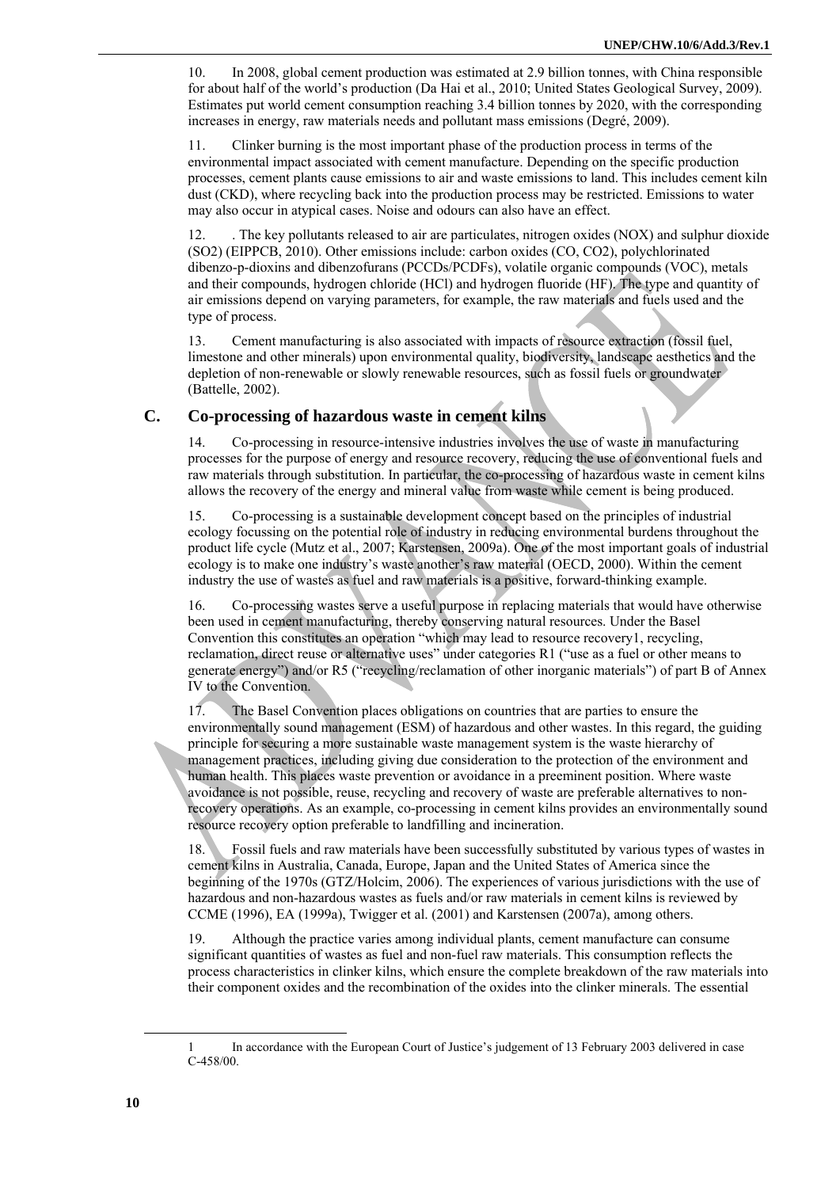10. In 2008, global cement production was estimated at 2.9 billion tonnes, with China responsible for about half of the world's production (Da Hai et al., 2010; United States Geological Survey, 2009). Estimates put world cement consumption reaching 3.4 billion tonnes by 2020, with the corresponding increases in energy, raw materials needs and pollutant mass emissions (Degré, 2009).

11. Clinker burning is the most important phase of the production process in terms of the environmental impact associated with cement manufacture. Depending on the specific production processes, cement plants cause emissions to air and waste emissions to land. This includes cement kiln dust (CKD), where recycling back into the production process may be restricted. Emissions to water may also occur in atypical cases. Noise and odours can also have an effect.

12. . The key pollutants released to air are particulates, nitrogen oxides (NOX) and sulphur dioxide (SO2) (EIPPCB, 2010). Other emissions include: carbon oxides (CO, CO2), polychlorinated dibenzo-p-dioxins and dibenzofurans (PCCDs/PCDFs), volatile organic compounds (VOC), metals and their compounds, hydrogen chloride (HCl) and hydrogen fluoride (HF). The type and quantity of air emissions depend on varying parameters, for example, the raw materials and fuels used and the type of process.

13. Cement manufacturing is also associated with impacts of resource extraction (fossil fuel, limestone and other minerals) upon environmental quality, biodiversity, landscape aesthetics and the depletion of non-renewable or slowly renewable resources, such as fossil fuels or groundwater (Battelle, 2002).

## C. Co-processing of hazardous waste in cement kilns

14. Co-processing in resource-intensive industries involves the use of waste in manufacturing processes for the purpose of energy and resource recovery, reducing the use of conventional fuels and raw materials through substitution. In particular, the co-processing of hazardous waste in cement kilns allows the recovery of the energy and mineral value from waste while cement is being produced.

15. Co-processing is a sustainable development concept based on the principles of industrial ecology focussing on the potential role of industry in reducing environmental burdens throughout the product life cycle (Mutz et al., 2007; Karstensen, 2009a). One of the most important goals of industrial ecology is to make one industry's waste another's raw material (OECD, 2000). Within the cement industry the use of wastes as fuel and raw materials is a positive, forward-thinking example.

16. Co-processing wastes serve a useful purpose in replacing materials that would have otherwise been used in cement manufacturing, thereby conserving natural resources. Under the Basel Convention this constitutes an operation "which may lead to resource recovery[1], recycling, reclamation, direct reuse or alternative uses" under categories R1 ("use as a fuel or other means to generate energy") and/or R5 ("recycling/reclamation of other inorganic materials") of part B of Annex IV to the Convention.

17. The Basel Convention places obligations on countries that are parties to ensure the environmentally sound management (ESM) of hazardous and other wastes. In this regard, the guiding principle for securing a more sustainable waste management system is the waste hierarchy of management practices, including giving due consideration to the protection of the environment and human health. This places waste prevention or avoidance in a preeminent position. Where waste avoidance is not possible, reuse, recycling and recovery of waste are preferable alternatives to non-recovery operations. As an example, co-processing in cement kilns provides an environmentally sound resource recovery option preferable to landfilling and incineration.

18. Fossil fuels and raw materials have been successfully substituted by various types of wastes in cement kilns in Australia, Canada, Europe, Japan and the United States of America since the beginning of the 1970s (GTZ/Holcim, 2006). The experiences of various jurisdictions with the use of hazardous and non-hazardous wastes as fuels and/or raw materials in cement kilns is reviewed by CCME (1996), EA (1999a), Twigger et al. (2001) and Karstensen (2007a), among others.

19. Although the practice varies among individual plants, cement manufacture can consume significant quantities of wastes as fuel and non-fuel raw materials. This consumption reflects the process characteristics in clinker kilns, which ensure the complete breakdown of the raw materials into their component oxides and the recombination of the oxides into the clinker minerals. The essential

[1] In accordance with the European Court of Justice's judgement of 13 February 2003 delivered in case C-458/00.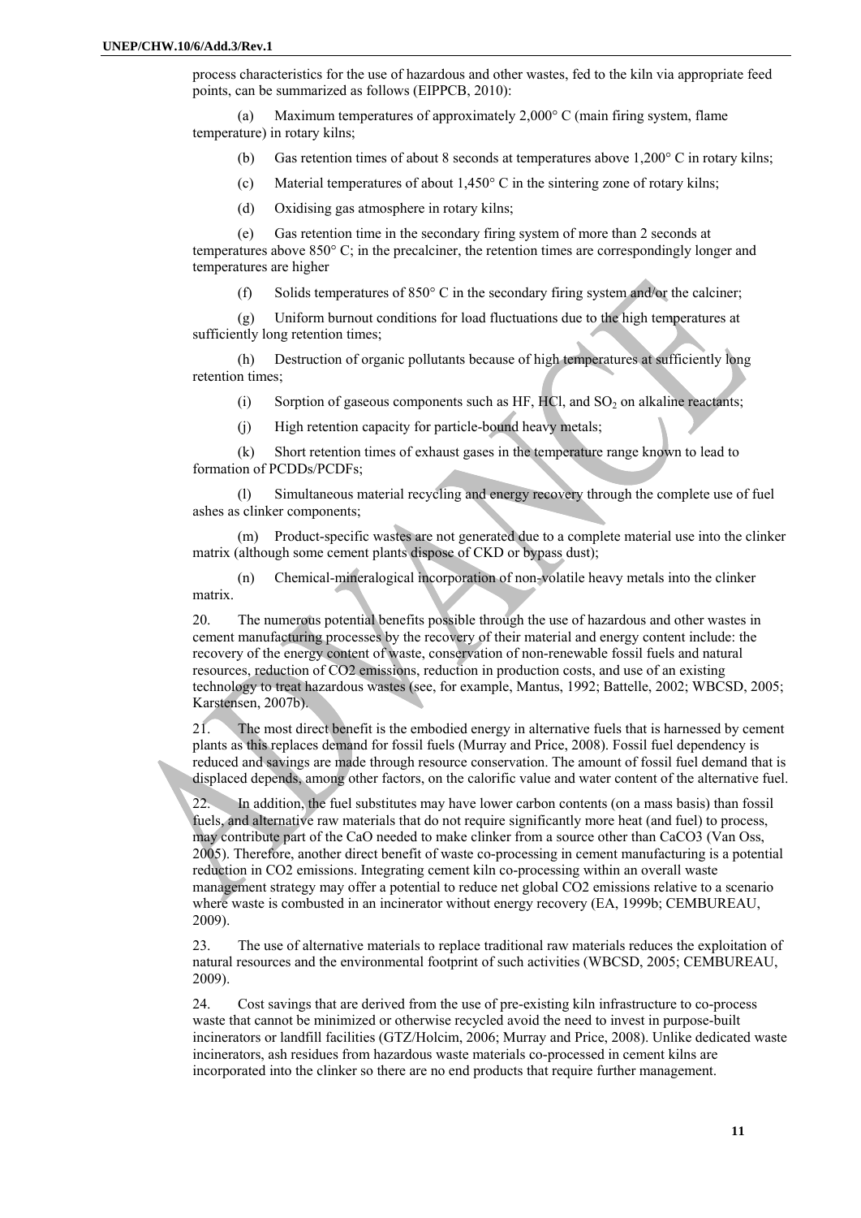process characteristics for the use of hazardous and other wastes, fed to the kiln via appropriate feed points, can be summarized as follows (EIPPCB, 2010):

(a) Maximum temperatures of approximately 2,000° C (main firing system, flame temperature) in rotary kilns;

(b) Gas retention times of about 8 seconds at temperatures above 1,200° C in rotary kilns;

(c) Material temperatures of about 1,450° C in the sintering zone of rotary kilns;

(d) Oxidising gas atmosphere in rotary kilns;

(e) Gas retention time in the secondary firing system of more than 2 seconds at temperatures above 850° C; in the precalciner, the retention times are correspondingly longer and temperatures are higher

(f) Solids temperatures of 850° C in the secondary firing system and/or the calciner;

(g) Uniform burnout conditions for load fluctuations due to the high temperatures at sufficiently long retention times;

(h) Destruction of organic pollutants because of high temperatures at sufficiently long retention times;

(i) Sorption of gaseous components such as HF, HCl, and $SO_2$ on alkaline reactants;

(j) High retention capacity for particle-bound heavy metals;

(k) Short retention times of exhaust gases in the temperature range known to lead to formation of PCDDs/PCDFs;

(l) Simultaneous material recycling and energy recovery through the complete use of fuel ashes as clinker components;

(m) Product-specific wastes are not generated due to a complete material use into the clinker matrix (although some cement plants dispose of CKD or bypass dust);

(n) Chemical-mineralogical incorporation of non-volatile heavy metals into the clinker matrix.

20. The numerous potential benefits possible through the use of hazardous and other wastes in cement manufacturing processes by the recovery of their material and energy content include: the recovery of the energy content of waste, conservation of non-renewable fossil fuels and natural resources, reduction of CO2 emissions, reduction in production costs, and use of an existing technology to treat hazardous wastes (see, for example, Mantus, 1992; Battelle, 2002; WBCSD, 2005; Karstensen, 2007b).

21. The most direct benefit is the embodied energy in alternative fuels that is harnessed by cement plants as this replaces demand for fossil fuels (Murray and Price, 2008). Fossil fuel dependency is reduced and savings are made through resource conservation. The amount of fossil fuel demand that is displaced depends, among other factors, on the calorific value and water content of the alternative fuel.

22. In addition, the fuel substitutes may have lower carbon contents (on a mass basis) than fossil fuels, and alternative raw materials that do not require significantly more heat (and fuel) to process, may contribute part of the CaO needed to make clinker from a source other than CaCO3 (Van Oss, 2005). Therefore, another direct benefit of waste co-processing in cement manufacturing is a potential reduction in CO2 emissions. Integrating cement kiln co-processing within an overall waste management strategy may offer a potential to reduce net global CO2 emissions relative to a scenario where waste is combusted in an incinerator without energy recovery (EA, 1999b; CEMBUREAU, 2009).

23. The use of alternative materials to replace traditional raw materials reduces the exploitation of natural resources and the environmental footprint of such activities (WBCSD, 2005; CEMBUREAU, 2009).

24. Cost savings that are derived from the use of pre-existing kiln infrastructure to co-process waste that cannot be minimized or otherwise recycled avoid the need to invest in purpose-built incinerators or landfill facilities (GTZ/Holcim, 2006; Murray and Price, 2008). Unlike dedicated waste incinerators, ash residues from hazardous waste materials co-processed in cement kilns are incorporated into the clinker so there are no end products that require further management.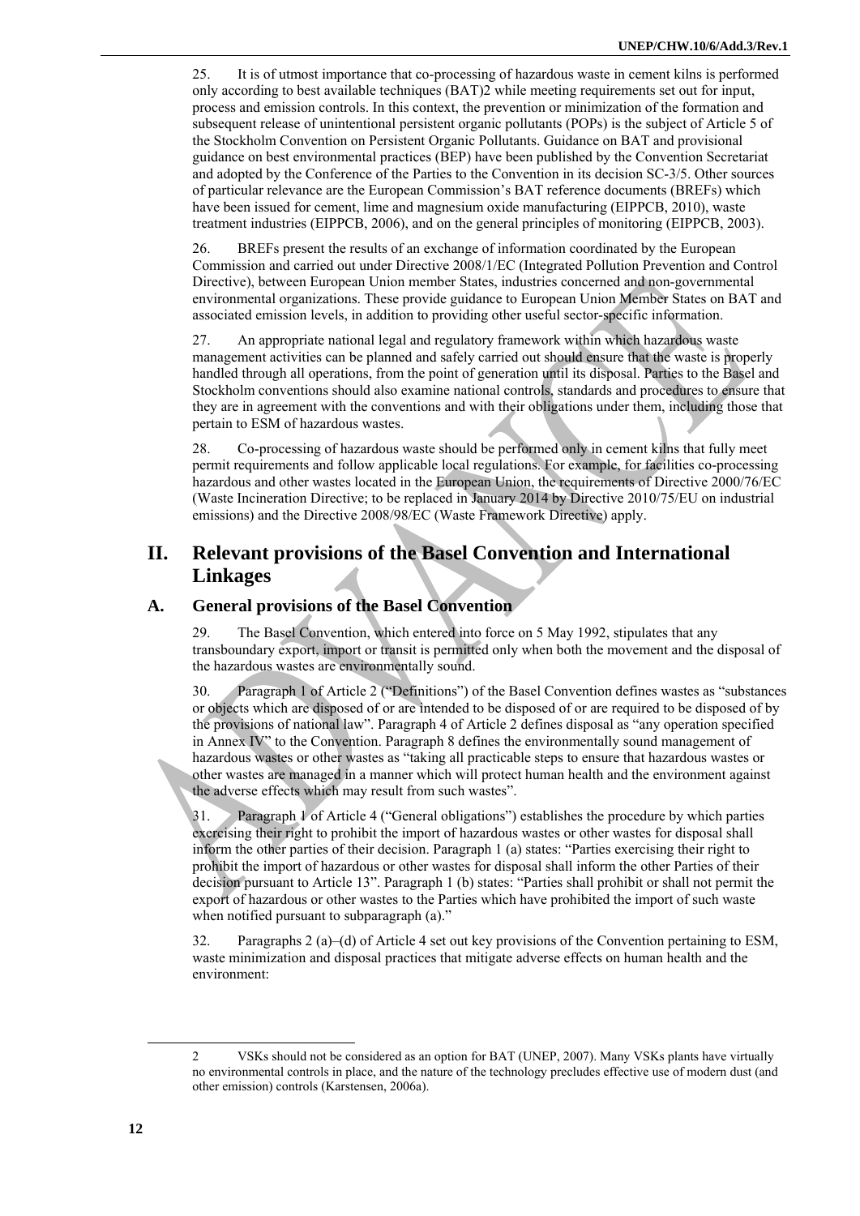25. It is of utmost importance that co-processing of hazardous waste in cement kilns is performed only according to best available techniques (BAT)[2] while meeting requirements set out for input, process and emission controls. In this context, the prevention or minimization of the formation and subsequent release of unintentional persistent organic pollutants (POPs) is the subject of Article 5 of the Stockholm Convention on Persistent Organic Pollutants. Guidance on BAT and provisional guidance on best environmental practices (BEP) have been published by the Convention Secretariat and adopted by the Conference of the Parties to the Convention in its decision SC-3/5. Other sources of particular relevance are the European Commission's BAT reference documents (BREFs) which have been issued for cement, lime and magnesium oxide manufacturing (EIPPCB, 2010), waste treatment industries (EIPPCB, 2006), and on the general principles of monitoring (EIPPCB, 2003).

26. BREFs present the results of an exchange of information coordinated by the European Commission and carried out under Directive 2008/1/EC (Integrated Pollution Prevention and Control Directive), between European Union member States, industries concerned and non-governmental environmental organizations. These provide guidance to European Union Member States on BAT and associated emission levels, in addition to providing other useful sector-specific information.

27. An appropriate national legal and regulatory framework within which hazardous waste management activities can be planned and safely carried out should ensure that the waste is properly handled through all operations, from the point of generation until its disposal. Parties to the Basel and Stockholm conventions should also examine national controls, standards and procedures to ensure that they are in agreement with the conventions and with their obligations under them, including those that pertain to ESM of hazardous wastes.

28. Co-processing of hazardous waste should be performed only in cement kilns that fully meet permit requirements and follow applicable local regulations. For example, for facilities co-processing hazardous and other wastes located in the European Union, the requirements of Directive 2000/76/EC (Waste Incineration Directive; to be replaced in January 2014 by Directive 2010/75/EU on industrial emissions) and the Directive 2008/98/EC (Waste Framework Directive) apply.

# II. Relevant provisions of the Basel Convention and International Linkages

## A. General provisions of the Basel Convention

29. The Basel Convention, which entered into force on 5 May 1992, stipulates that any transboundary export, import or transit is permitted only when both the movement and the disposal of the hazardous wastes are environmentally sound.

30. Paragraph 1 of Article 2 ("Definitions") of the Basel Convention defines wastes as "substances or objects which are disposed of or are intended to be disposed of or are required to be disposed of by the provisions of national law". Paragraph 4 of Article 2 defines disposal as "any operation specified in Annex IV" to the Convention. Paragraph 8 defines the environmentally sound management of hazardous wastes or other wastes as "taking all practicable steps to ensure that hazardous wastes or other wastes are managed in a manner which will protect human health and the environment against the adverse effects which may result from such wastes".

31. Paragraph 1 of Article 4 ("General obligations") establishes the procedure by which parties exercising their right to prohibit the import of hazardous wastes or other wastes for disposal shall inform the other parties of their decision. Paragraph 1 (a) states: "Parties exercising their right to prohibit the import of hazardous or other wastes for disposal shall inform the other Parties of their decision pursuant to Article 13". Paragraph 1 (b) states: "Parties shall prohibit or shall not permit the export of hazardous or other wastes to the Parties which have prohibited the import of such waste when notified pursuant to subparagraph (a)."

32. Paragraphs 2 (a)–(d) of Article 4 set out key provisions of the Convention pertaining to ESM, waste minimization and disposal practices that mitigate adverse effects on human health and the environment:

---

[2] VSKs should not be considered as an option for BAT (UNEP, 2007). Many VSKs plants have virtually no environmental controls in place, and the nature of the technology precludes effective use of modern dust (and other emission) controls (Karstensen, 2006a).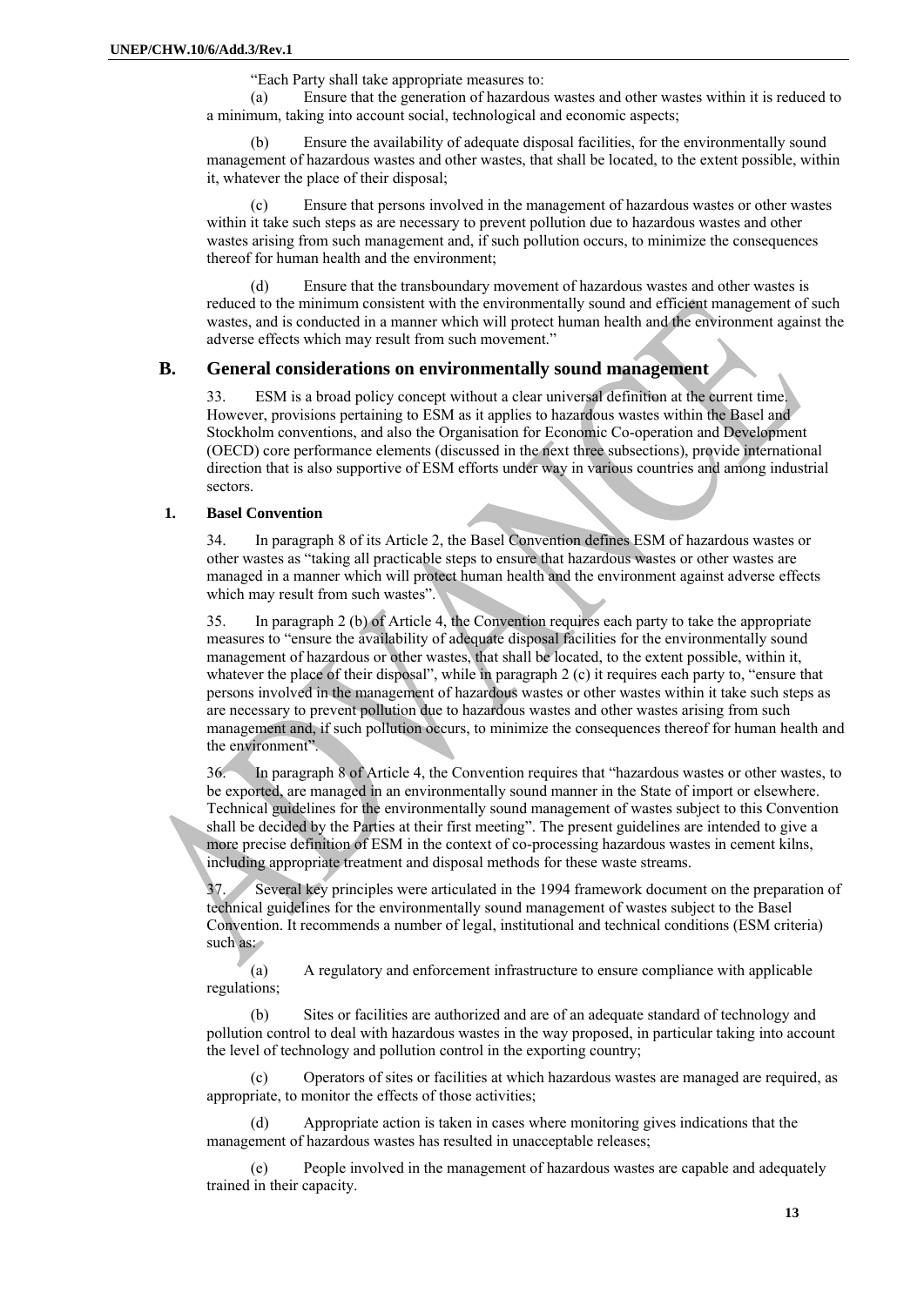"Each Party shall take appropriate measures to:

(a) Ensure that the generation of hazardous wastes and other wastes within it is reduced to a minimum, taking into account social, technological and economic aspects;

(b) Ensure the availability of adequate disposal facilities, for the environmentally sound management of hazardous wastes and other wastes, that shall be located, to the extent possible, within it, whatever the place of their disposal;

(c) Ensure that persons involved in the management of hazardous wastes or other wastes within it take such steps as are necessary to prevent pollution due to hazardous wastes and other wastes arising from such management and, if such pollution occurs, to minimize the consequences thereof for human health and the environment;

(d) Ensure that the transboundary movement of hazardous wastes and other wastes is reduced to the minimum consistent with the environmentally sound and efficient management of such wastes, and is conducted in a manner which will protect human health and the environment against the adverse effects which may result from such movement."

## B. General considerations on environmentally sound management

33. ESM is a broad policy concept without a clear universal definition at the current time. However, provisions pertaining to ESM as it applies to hazardous wastes within the Basel and Stockholm conventions, and also the Organisation for Economic Co-operation and Development (OECD) core performance elements (discussed in the next three subsections), provide international direction that is also supportive of ESM efforts under way in various countries and among industrial sectors.

### 1. Basel Convention

34. In paragraph 8 of its Article 2, the Basel Convention defines ESM of hazardous wastes or other wastes as "taking all practicable steps to ensure that hazardous wastes or other wastes are managed in a manner which will protect human health and the environment against adverse effects which may result from such wastes".

35. In paragraph 2 (b) of Article 4, the Convention requires each party to take the appropriate measures to "ensure the availability of adequate disposal facilities for the environmentally sound management of hazardous or other wastes, that shall be located, to the extent possible, within it, whatever the place of their disposal", while in paragraph 2 (c) it requires each party to, "ensure that persons involved in the management of hazardous wastes or other wastes within it take such steps as are necessary to prevent pollution due to hazardous wastes and other wastes arising from such management and, if such pollution occurs, to minimize the consequences thereof for human health and the environment".

36. In paragraph 8 of Article 4, the Convention requires that "hazardous wastes or other wastes, to be exported, are managed in an environmentally sound manner in the State of import or elsewhere. Technical guidelines for the environmentally sound management of wastes subject to this Convention shall be decided by the Parties at their first meeting". The present guidelines are intended to give a more precise definition of ESM in the context of co-processing hazardous wastes in cement kilns, including appropriate treatment and disposal methods for these waste streams.

37. Several key principles were articulated in the 1994 framework document on the preparation of technical guidelines for the environmentally sound management of wastes subject to the Basel Convention. It recommends a number of legal, institutional and technical conditions (ESM criteria) such as:

(a) A regulatory and enforcement infrastructure to ensure compliance with applicable regulations;

(b) Sites or facilities are authorized and are of an adequate standard of technology and pollution control to deal with hazardous wastes in the way proposed, in particular taking into account the level of technology and pollution control in the exporting country;

(c) Operators of sites or facilities at which hazardous wastes are managed are required, as appropriate, to monitor the effects of those activities;

(d) Appropriate action is taken in cases where monitoring gives indications that the management of hazardous wastes has resulted in unacceptable releases;

(e) People involved in the management of hazardous wastes are capable and adequately trained in their capacity.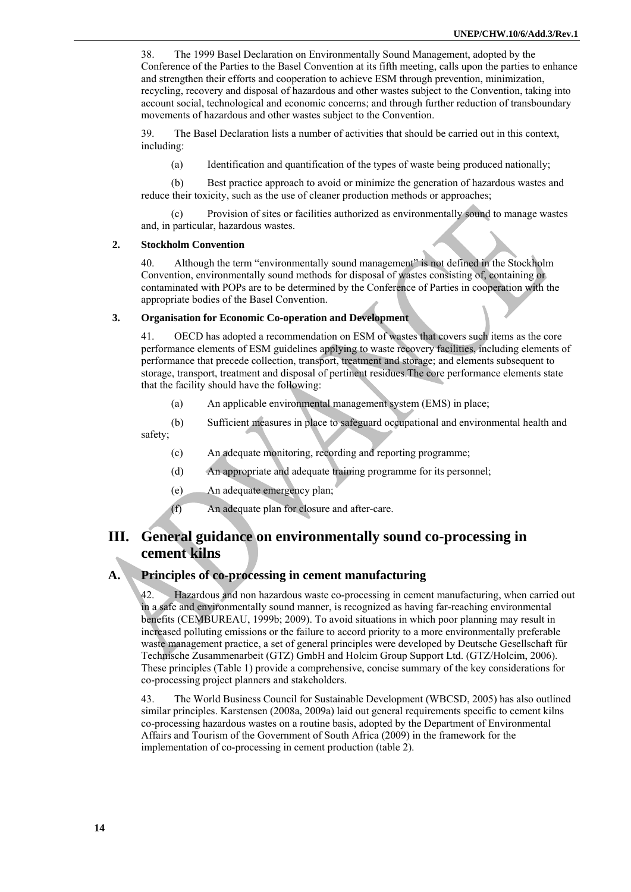38. The 1999 Basel Declaration on Environmentally Sound Management, adopted by the Conference of the Parties to the Basel Convention at its fifth meeting, calls upon the parties to enhance and strengthen their efforts and cooperation to achieve ESM through prevention, minimization, recycling, recovery and disposal of hazardous and other wastes subject to the Convention, taking into account social, technological and economic concerns; and through further reduction of transboundary movements of hazardous and other wastes subject to the Convention.

39. The Basel Declaration lists a number of activities that should be carried out in this context, including:

(a) Identification and quantification of the types of waste being produced nationally;

(b) Best practice approach to avoid or minimize the generation of hazardous wastes and reduce their toxicity, such as the use of cleaner production methods or approaches;

(c) Provision of sites or facilities authorized as environmentally sound to manage wastes and, in particular, hazardous wastes.

### 2. Stockholm Convention

40. Although the term "environmentally sound management" is not defined in the Stockholm Convention, environmentally sound methods for disposal of wastes consisting of, containing or contaminated with POPs are to be determined by the Conference of Parties in cooperation with the appropriate bodies of the Basel Convention.

### 3. Organisation for Economic Co-operation and Development

41. OECD has adopted a recommendation on ESM of wastes that covers such items as the core performance elements of ESM guidelines applying to waste recovery facilities, including elements of performance that precede collection, transport, treatment and storage; and elements subsequent to storage, transport, treatment and disposal of pertinent residues.The core performance elements state that the facility should have the following:

(a) An applicable environmental management system (EMS) in place;

(b) Sufficient measures in place to safeguard occupational and environmental health and safety;

(c) An adequate monitoring, recording and reporting programme;

(d) An appropriate and adequate training programme for its personnel;

(e) An adequate emergency plan;

(f) An adequate plan for closure and after-care.

# III. General guidance on environmentally sound co-processing in cement kilns

## A. Principles of co-processing in cement manufacturing

42. Hazardous and non hazardous waste co-processing in cement manufacturing, when carried out in a safe and environmentally sound manner, is recognized as having far-reaching environmental benefits (CEMBUREAU, 1999b; 2009). To avoid situations in which poor planning may result in increased polluting emissions or the failure to accord priority to a more environmentally preferable waste management practice, a set of general principles were developed by Deutsche Gesellschaft für Technische Zusammenarbeit (GTZ) GmbH and Holcim Group Support Ltd. (GTZ/Holcim, 2006). These principles (Table 1) provide a comprehensive, concise summary of the key considerations for co-processing project planners and stakeholders.

43. The World Business Council for Sustainable Development (WBCSD, 2005) has also outlined similar principles. Karstensen (2008a, 2009a) laid out general requirements specific to cement kilns co-processing hazardous wastes on a routine basis, adopted by the Department of Environmental Affairs and Tourism of the Government of South Africa (2009) in the framework for the implementation of co-processing in cement production (table 2).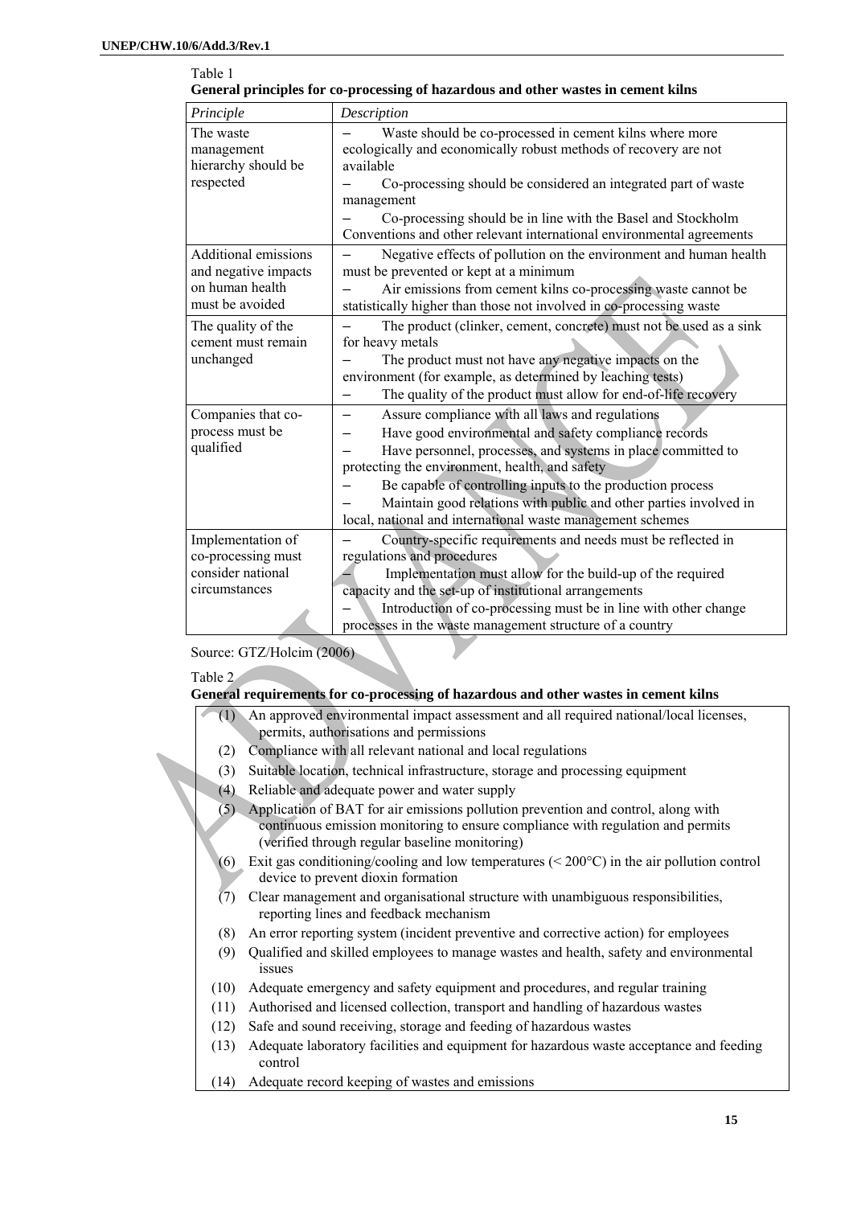Table 1

**General principles for co-processing of hazardous and other wastes in cement kilns**

| *Principle* | *Description* |
|---|---|
| The waste management hierarchy should be respected | – Waste should be co-processed in cement kilns where more ecologically and economically robust methods of recovery are not available<br>– Co-processing should be considered an integrated part of waste management<br>– Co-processing should be in line with the Basel and Stockholm Conventions and other relevant international environmental agreements |
| Additional emissions and negative impacts on human health must be avoided | – Negative effects of pollution on the environment and human health must be prevented or kept at a minimum<br>– Air emissions from cement kilns co-processing waste cannot be statistically higher than those not involved in co-processing waste |
| The quality of the cement must remain unchanged | – The product (clinker, cement, concrete) must not be used as a sink for heavy metals<br>– The product must not have any negative impacts on the environment (for example, as determined by leaching tests)<br>– The quality of the product must allow for end-of-life recovery |
| Companies that co-process must be qualified | – Assure compliance with all laws and regulations<br>– Have good environmental and safety compliance records<br>– Have personnel, processes, and systems in place committed to protecting the environment, health, and safety<br>– Be capable of controlling inputs to the production process<br>– Maintain good relations with public and other parties involved in local, national and international waste management schemes |
| Implementation of co-processing must consider national circumstances | – Country-specific requirements and needs must be reflected in regulations and procedures<br>– Implementation must allow for the build-up of the required capacity and the set-up of institutional arrangements<br>– Introduction of co-processing must be in line with other change processes in the waste management structure of a country |

Source: GTZ/Holcim (2006)

Table 2

**General requirements for co-processing of hazardous and other wastes in cement kilns**

(1) An approved environmental impact assessment and all required national/local licenses, permits, authorisations and permissions
(2) Compliance with all relevant national and local regulations
(3) Suitable location, technical infrastructure, storage and processing equipment
(4) Reliable and adequate power and water supply
(5) Application of BAT for air emissions pollution prevention and control, along with continuous emission monitoring to ensure compliance with regulation and permits (verified through regular baseline monitoring)
(6) Exit gas conditioning/cooling and low temperatures (< 200°C) in the air pollution control device to prevent dioxin formation
(7) Clear management and organisational structure with unambiguous responsibilities, reporting lines and feedback mechanism
(8) An error reporting system (incident preventive and corrective action) for employees
(9) Qualified and skilled employees to manage wastes and health, safety and environmental issues
(10) Adequate emergency and safety equipment and procedures, and regular training
(11) Authorised and licensed collection, transport and handling of hazardous wastes
(12) Safe and sound receiving, storage and feeding of hazardous wastes
(13) Adequate laboratory facilities and equipment for hazardous waste acceptance and feeding control
(14) Adequate record keeping of wastes and emissions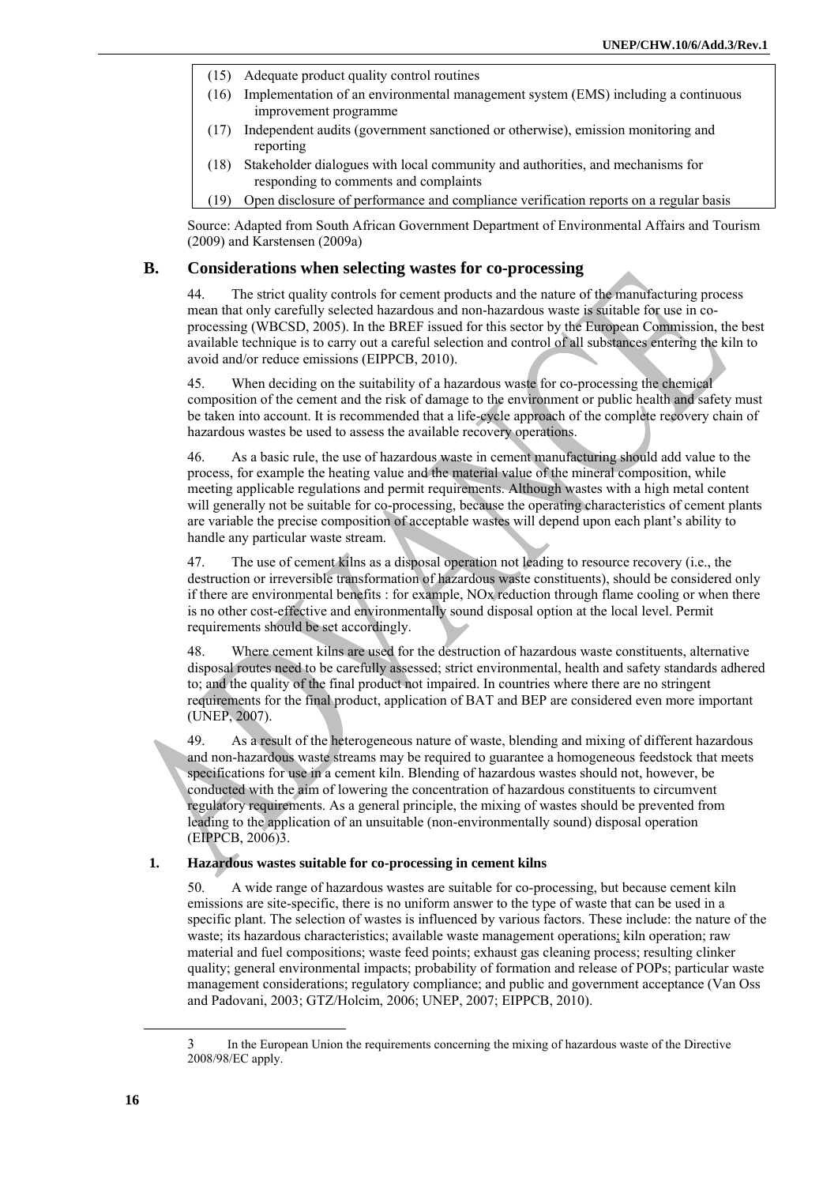(15) Adequate product quality control routines

(16) Implementation of an environmental management system (EMS) including a continuous improvement programme

(17) Independent audits (government sanctioned or otherwise), emission monitoring and reporting

(18) Stakeholder dialogues with local community and authorities, and mechanisms for responding to comments and complaints

(19) Open disclosure of performance and compliance verification reports on a regular basis

Source: Adapted from South African Government Department of Environmental Affairs and Tourism (2009) and Karstensen (2009a)

## B. Considerations when selecting wastes for co-processing

44. The strict quality controls for cement products and the nature of the manufacturing process mean that only carefully selected hazardous and non-hazardous waste is suitable for use in co-processing (WBCSD, 2005). In the BREF issued for this sector by the European Commission, the best available technique is to carry out a careful selection and control of all substances entering the kiln to avoid and/or reduce emissions (EIPPCB, 2010).

45. When deciding on the suitability of a hazardous waste for co-processing the chemical composition of the cement and the risk of damage to the environment or public health and safety must be taken into account. It is recommended that a life-cycle approach of the complete recovery chain of hazardous wastes be used to assess the available recovery operations.

46. As a basic rule, the use of hazardous waste in cement manufacturing should add value to the process, for example the heating value and the material value of the mineral composition, while meeting applicable regulations and permit requirements. Although wastes with a high metal content will generally not be suitable for co-processing, because the operating characteristics of cement plants are variable the precise composition of acceptable wastes will depend upon each plant's ability to handle any particular waste stream.

47. The use of cement kilns as a disposal operation not leading to resource recovery (i.e., the destruction or irreversible transformation of hazardous waste constituents), should be considered only if there are environmental benefits : for example, NOx reduction through flame cooling or when there is no other cost-effective and environmentally sound disposal option at the local level. Permit requirements should be set accordingly.

48. Where cement kilns are used for the destruction of hazardous waste constituents, alternative disposal routes need to be carefully assessed; strict environmental, health and safety standards adhered to; and the quality of the final product not impaired. In countries where there are no stringent requirements for the final product, application of BAT and BEP are considered even more important (UNEP, 2007).

49. As a result of the heterogeneous nature of waste, blending and mixing of different hazardous and non-hazardous waste streams may be required to guarantee a homogeneous feedstock that meets specifications for use in a cement kiln. Blending of hazardous wastes should not, however, be conducted with the aim of lowering the concentration of hazardous constituents to circumvent regulatory requirements. As a general principle, the mixing of wastes should be prevented from leading to the application of an unsuitable (non-environmentally sound) disposal operation (EIPPCB, 2006)[3].

### 1. Hazardous wastes suitable for co-processing in cement kilns

50. A wide range of hazardous wastes are suitable for co-processing, but because cement kiln emissions are site-specific, there is no uniform answer to the type of waste that can be used in a specific plant. The selection of wastes is influenced by various factors. These include: the nature of the waste; its hazardous characteristics; available waste management operations; kiln operation; raw material and fuel compositions; waste feed points; exhaust gas cleaning process; resulting clinker quality; general environmental impacts; probability of formation and release of POPs; particular waste management considerations; regulatory compliance; and public and government acceptance (Van Oss and Padovani, 2003; GTZ/Holcim, 2006; UNEP, 2007; EIPPCB, 2010).

---

3 In the European Union the requirements concerning the mixing of hazardous waste of the Directive 2008/98/EC apply.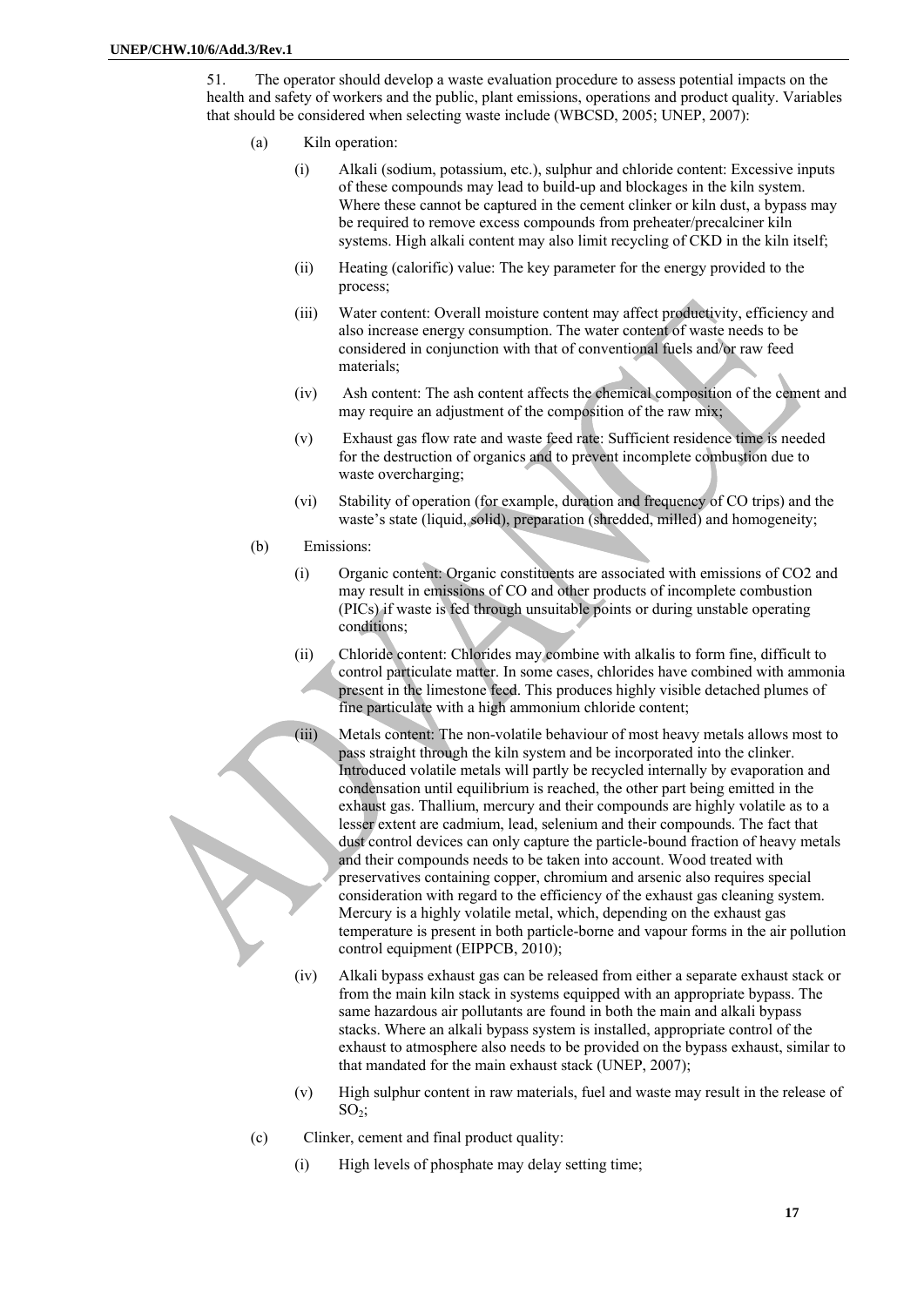51. The operator should develop a waste evaluation procedure to assess potential impacts on the health and safety of workers and the public, plant emissions, operations and product quality. Variables that should be considered when selecting waste include (WBCSD, 2005; UNEP, 2007):

(a) Kiln operation:

(i) Alkali (sodium, potassium, etc.), sulphur and chloride content: Excessive inputs of these compounds may lead to build-up and blockages in the kiln system. Where these cannot be captured in the cement clinker or kiln dust, a bypass may be required to remove excess compounds from preheater/precalciner kiln systems. High alkali content may also limit recycling of CKD in the kiln itself;

(ii) Heating (calorific) value: The key parameter for the energy provided to the process;

(iii) Water content: Overall moisture content may affect productivity, efficiency and also increase energy consumption. The water content of waste needs to be considered in conjunction with that of conventional fuels and/or raw feed materials;

(iv) Ash content: The ash content affects the chemical composition of the cement and may require an adjustment of the composition of the raw mix;

(v) Exhaust gas flow rate and waste feed rate: Sufficient residence time is needed for the destruction of organics and to prevent incomplete combustion due to waste overcharging;

(vi) Stability of operation (for example, duration and frequency of CO trips) and the waste's state (liquid, solid), preparation (shredded, milled) and homogeneity;

(b) Emissions:

(i) Organic content: Organic constituents are associated with emissions of CO2 and may result in emissions of CO and other products of incomplete combustion (PICs) if waste is fed through unsuitable points or during unstable operating conditions;

(ii) Chloride content: Chlorides may combine with alkalis to form fine, difficult to control particulate matter. In some cases, chlorides have combined with ammonia present in the limestone feed. This produces highly visible detached plumes of fine particulate with a high ammonium chloride content;

(iii) Metals content: The non-volatile behaviour of most heavy metals allows most to pass straight through the kiln system and be incorporated into the clinker. Introduced volatile metals will partly be recycled internally by evaporation and condensation until equilibrium is reached, the other part being emitted in the exhaust gas. Thallium, mercury and their compounds are highly volatile as to a lesser extent are cadmium, lead, selenium and their compounds. The fact that dust control devices can only capture the particle-bound fraction of heavy metals and their compounds needs to be taken into account. Wood treated with preservatives containing copper, chromium and arsenic also requires special consideration with regard to the efficiency of the exhaust gas cleaning system. Mercury is a highly volatile metal, which, depending on the exhaust gas temperature is present in both particle-borne and vapour forms in the air pollution control equipment (EIPPCB, 2010);

(iv) Alkali bypass exhaust gas can be released from either a separate exhaust stack or from the main kiln stack in systems equipped with an appropriate bypass. The same hazardous air pollutants are found in both the main and alkali bypass stacks. Where an alkali bypass system is installed, appropriate control of the exhaust to atmosphere also needs to be provided on the bypass exhaust, similar to that mandated for the main exhaust stack (UNEP, 2007);

(v) High sulphur content in raw materials, fuel and waste may result in the release of $SO_2$;

(c) Clinker, cement and final product quality:

(i) High levels of phosphate may delay setting time;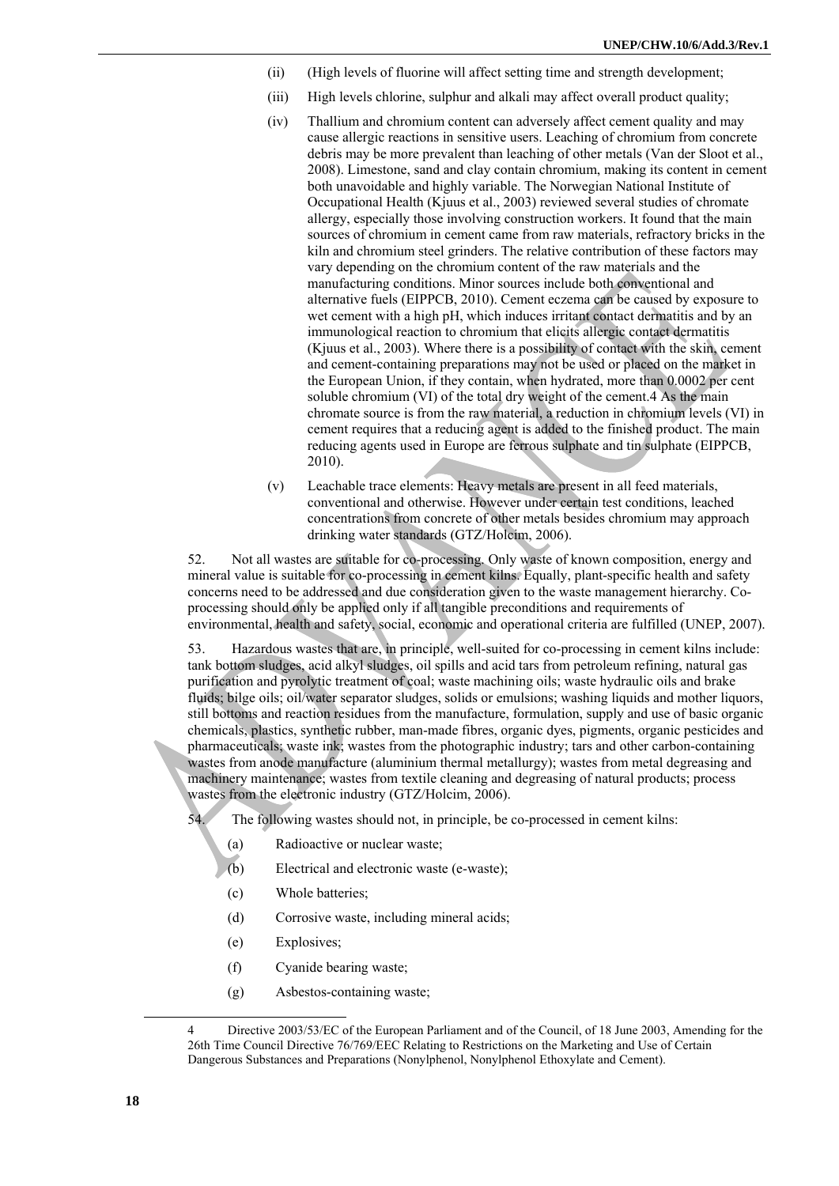(ii) (High levels of fluorine will affect setting time and strength development;

(iii) High levels chlorine, sulphur and alkali may affect overall product quality;

(iv) Thallium and chromium content can adversely affect cement quality and may cause allergic reactions in sensitive users. Leaching of chromium from concrete debris may be more prevalent than leaching of other metals (Van der Sloot et al., 2008). Limestone, sand and clay contain chromium, making its content in cement both unavoidable and highly variable. The Norwegian National Institute of Occupational Health (Kjuus et al., 2003) reviewed several studies of chromate allergy, especially those involving construction workers. It found that the main sources of chromium in cement came from raw materials, refractory bricks in the kiln and chromium steel grinders. The relative contribution of these factors may vary depending on the chromium content of the raw materials and the manufacturing conditions. Minor sources include both conventional and alternative fuels (EIPPCB, 2010). Cement eczema can be caused by exposure to wet cement with a high pH, which induces irritant contact dermatitis and by an immunological reaction to chromium that elicits allergic contact dermatitis (Kjuus et al., 2003). Where there is a possibility of contact with the skin, cement and cement-containing preparations may not be used or placed on the market in the European Union, if they contain, when hydrated, more than 0.0002 per cent soluble chromium (VI) of the total dry weight of the cement.[4] As the main chromate source is from the raw material, a reduction in chromium levels (VI) in cement requires that a reducing agent is added to the finished product. The main reducing agents used in Europe are ferrous sulphate and tin sulphate (EIPPCB, 2010).

(v) Leachable trace elements: Heavy metals are present in all feed materials, conventional and otherwise. However under certain test conditions, leached concentrations from concrete of other metals besides chromium may approach drinking water standards (GTZ/Holcim, 2006).

52. Not all wastes are suitable for co-processing. Only waste of known composition, energy and mineral value is suitable for co-processing in cement kilns. Equally, plant-specific health and safety concerns need to be addressed and due consideration given to the waste management hierarchy. Co-processing should only be applied only if all tangible preconditions and requirements of environmental, health and safety, social, economic and operational criteria are fulfilled (UNEP, 2007).

53. Hazardous wastes that are, in principle, well-suited for co-processing in cement kilns include: tank bottom sludges, acid alkyl sludges, oil spills and acid tars from petroleum refining, natural gas purification and pyrolytic treatment of coal; waste machining oils; waste hydraulic oils and brake fluids; bilge oils; oil/water separator sludges, solids or emulsions; washing liquids and mother liquors, still bottoms and reaction residues from the manufacture, formulation, supply and use of basic organic chemicals, plastics, synthetic rubber, man-made fibres, organic dyes, pigments, organic pesticides and pharmaceuticals; waste ink; wastes from the photographic industry; tars and other carbon-containing wastes from anode manufacture (aluminium thermal metallurgy); wastes from metal degreasing and machinery maintenance; wastes from textile cleaning and degreasing of natural products; process wastes from the electronic industry (GTZ/Holcim, 2006).

54. The following wastes should not, in principle, be co-processed in cement kilns:

(a) Radioactive or nuclear waste;

(b) Electrical and electronic waste (e-waste);

(c) Whole batteries;

(d) Corrosive waste, including mineral acids;

(e) Explosives;

(f) Cyanide bearing waste;

(g) Asbestos-containing waste;

---

4 Directive 2003/53/EC of the European Parliament and of the Council, of 18 June 2003, Amending for the 26th Time Council Directive 76/769/EEC Relating to Restrictions on the Marketing and Use of Certain Dangerous Substances and Preparations (Nonylphenol, Nonylphenol Ethoxylate and Cement).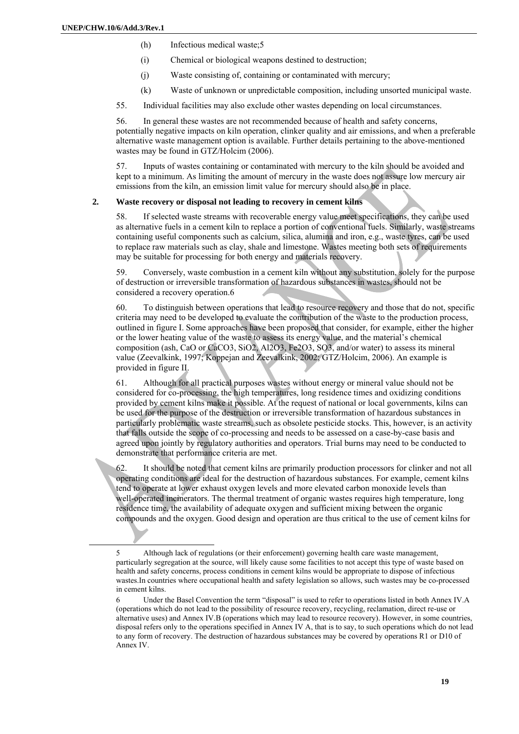(h) Infectious medical waste;[5]

(i) Chemical or biological weapons destined to destruction;

(j) Waste consisting of, containing or contaminated with mercury;

(k) Waste of unknown or unpredictable composition, including unsorted municipal waste.

55. Individual facilities may also exclude other wastes depending on local circumstances.

56. In general these wastes are not recommended because of health and safety concerns, potentially negative impacts on kiln operation, clinker quality and air emissions, and when a preferable alternative waste management option is available. Further details pertaining to the above-mentioned wastes may be found in GTZ/Holcim (2006).

57. Inputs of wastes containing or contaminated with mercury to the kiln should be avoided and kept to a minimum. As limiting the amount of mercury in the waste does not assure low mercury air emissions from the kiln, an emission limit value for mercury should also be in place.

## 2. Waste recovery or disposal not leading to recovery in cement kilns

58. If selected waste streams with recoverable energy value meet specifications, they can be used as alternative fuels in a cement kiln to replace a portion of conventional fuels. Similarly, waste streams containing useful components such as calcium, silica, alumina and iron, e.g., waste tyres, can be used to replace raw materials such as clay, shale and limestone. Wastes meeting both sets of requirements may be suitable for processing for both energy and materials recovery.

59. Conversely, waste combustion in a cement kiln without any substitution, solely for the purpose of destruction or irreversible transformation of hazardous substances in wastes, should not be considered a recovery operation.[6]

60. To distinguish between operations that lead to resource recovery and those that do not, specific criteria may need to be developed to evaluate the contribution of the waste to the production process, outlined in figure I. Some approaches have been proposed that consider, for example, either the higher or the lower heating value of the waste to assess its energy value, and the material's chemical composition (ash, $CaO$ or $CaCO_3$, $SiO_2$, $Al_2O_3$, $Fe_2O_3$, $SO_3$, and/or water) to assess its mineral value (Zeevalkink, 1997; Koppejan and Zeevalkink, 2002; GTZ/Holcim, 2006). An example is provided in figure II.

61. Although for all practical purposes wastes without energy or mineral value should not be considered for co-processing, the high temperatures, long residence times and oxidizing conditions provided by cement kilns make it possible. At the request of national or local governments, kilns can be used for the purpose of the destruction or irreversible transformation of hazardous substances in particularly problematic waste streams, such as obsolete pesticide stocks. This, however, is an activity that falls outside the scope of co-processing and needs to be assessed on a case-by-case basis and agreed upon jointly by regulatory authorities and operators. Trial burns may need to be conducted to demonstrate that performance criteria are met.

62. It should be noted that cement kilns are primarily production processors for clinker and not all operating conditions are ideal for the destruction of hazardous substances. For example, cement kilns tend to operate at lower exhaust oxygen levels and more elevated carbon monoxide levels than well-operated incinerators. The thermal treatment of organic wastes requires high temperature, long residence time, the availability of adequate oxygen and sufficient mixing between the organic compounds and the oxygen. Good design and operation are thus critical to the use of cement kilns for

---

[5] Although lack of regulations (or their enforcement) governing health care waste management, particularly segregation at the source, will likely cause some facilities to not accept this type of waste based on health and safety concerns, process conditions in cement kilns would be appropriate to dispose of infectious wastes.In countries where occupational health and safety legislation so allows, such wastes may be co-processed in cement kilns.

[6] Under the Basel Convention the term "disposal" is used to refer to operations listed in both Annex IV.A (operations which do not lead to the possibility of resource recovery, recycling, reclamation, direct re-use or alternative uses) and Annex IV.B (operations which may lead to resource recovery). However, in some countries, disposal refers only to the operations specified in Annex IV A, that is to say, to such operations which do not lead to any form of recovery. The destruction of hazardous substances may be covered by operations R1 or D10 of Annex IV.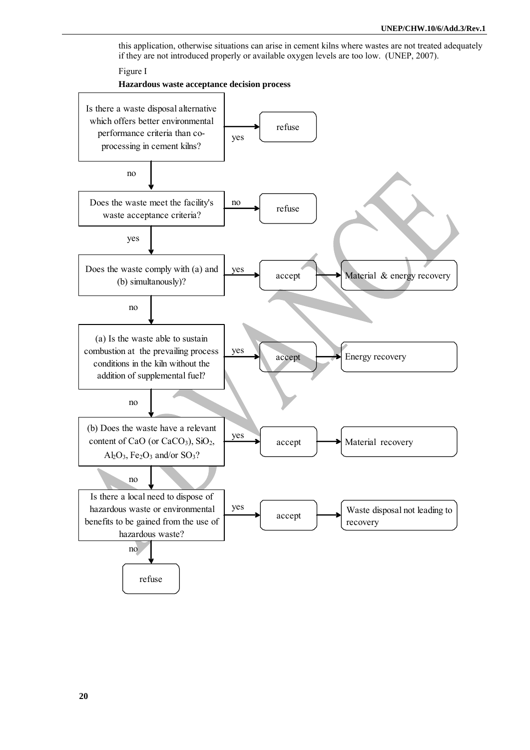this application, otherwise situations can arise in cement kilns where wastes are not treated adequately if they are not introduced properly or available oxygen levels are too low. (UNEP, 2007).

Figure I

**Hazardous waste acceptance decision process**

Is there a waste disposal alternative which offers better environmental performance criteria than co-processing in cement kilns?

yes

refuse

no

Does the waste meet the facility's waste acceptance criteria?

no

refuse

yes

Does the waste comply with (a) and (b) simultanously)?

yes

accept

Material & energy recovery

no

(a) Is the waste able to sustain combustion at the prevailing process conditions in the kiln without the addition of supplemental fuel?

yes

accept

Energy recovery

no

(b) Does the waste have a relevant content of CaO (or $CaCO_3$), $SiO_2$, $Al_2O_3$, $Fe_2O_3$ and/or $SO_3$?

yes

accept

Material recovery

no

Is there a local need to dispose of hazardous waste or environmental benefits to be gained from the use of hazardous waste?

yes

accept

Waste disposal not leading to recovery

no

refuse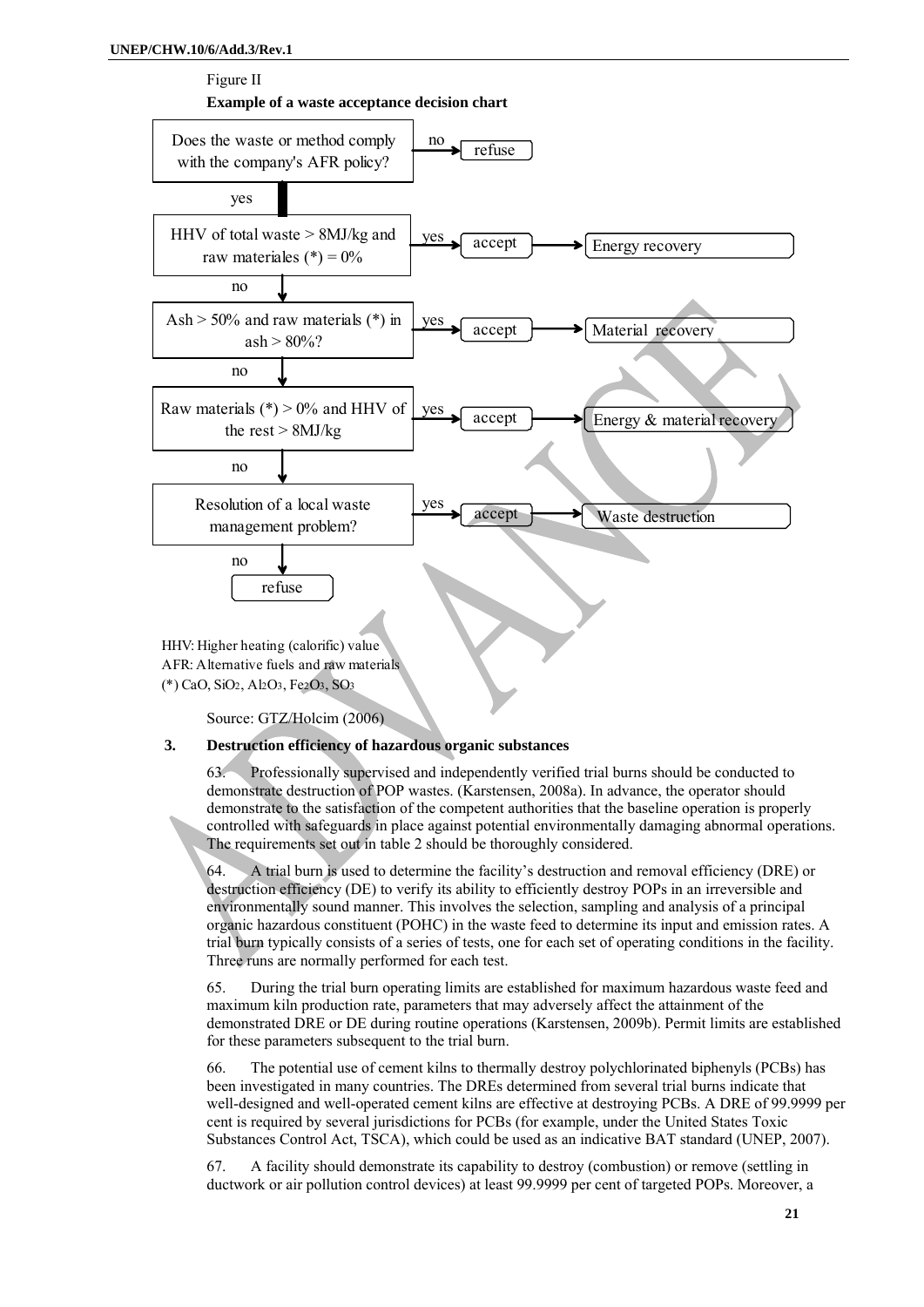Figure II

**Example of a waste acceptance decision chart**

Does the waste or method comply with the company's AFR policy?
no → refuse
yes
HHV of total waste > 8MJ/kg and raw materiales (*) = 0%
yes → accept → Energy recovery
no
Ash > 50% and raw materials (*) in ash > 80%?
yes → accept → Material recovery
no
Raw materials (*) > 0% and HHV of the rest > 8MJ/kg
yes → accept → Energy & material recovery
no
Resolution of a local waste management problem?
yes → accept → Waste destruction
no
refuse

HHV: Higher heating (calorific) value
AFR: Alternative fuels and raw materials
(*) CaO, $SiO_2$, $Al_2O_3$, $Fe_2O_3$, $SO_3$

Source: GTZ/Holcim (2006)

### 3. Destruction efficiency of hazardous organic substances

63. Professionally supervised and independently verified trial burns should be conducted to demonstrate destruction of POP wastes. (Karstensen, 2008a). In advance, the operator should demonstrate to the satisfaction of the competent authorities that the baseline operation is properly controlled with safeguards in place against potential environmentally damaging abnormal operations. The requirements set out in table 2 should be thoroughly considered.

64. A trial burn is used to determine the facility's destruction and removal efficiency (DRE) or destruction efficiency (DE) to verify its ability to efficiently destroy POPs in an irreversible and environmentally sound manner. This involves the selection, sampling and analysis of a principal organic hazardous constituent (POHC) in the waste feed to determine its input and emission rates. A trial burn typically consists of a series of tests, one for each set of operating conditions in the facility. Three runs are normally performed for each test.

65. During the trial burn operating limits are established for maximum hazardous waste feed and maximum kiln production rate, parameters that may adversely affect the attainment of the demonstrated DRE or DE during routine operations (Karstensen, 2009b). Permit limits are established for these parameters subsequent to the trial burn.

66. The potential use of cement kilns to thermally destroy polychlorinated biphenyls (PCBs) has been investigated in many countries. The DREs determined from several trial burns indicate that well-designed and well-operated cement kilns are effective at destroying PCBs. A DRE of 99.9999 per cent is required by several jurisdictions for PCBs (for example, under the United States Toxic Substances Control Act, TSCA), which could be used as an indicative BAT standard (UNEP, 2007).

67. A facility should demonstrate its capability to destroy (combustion) or remove (settling in ductwork or air pollution control devices) at least 99.9999 per cent of targeted POPs. Moreover, a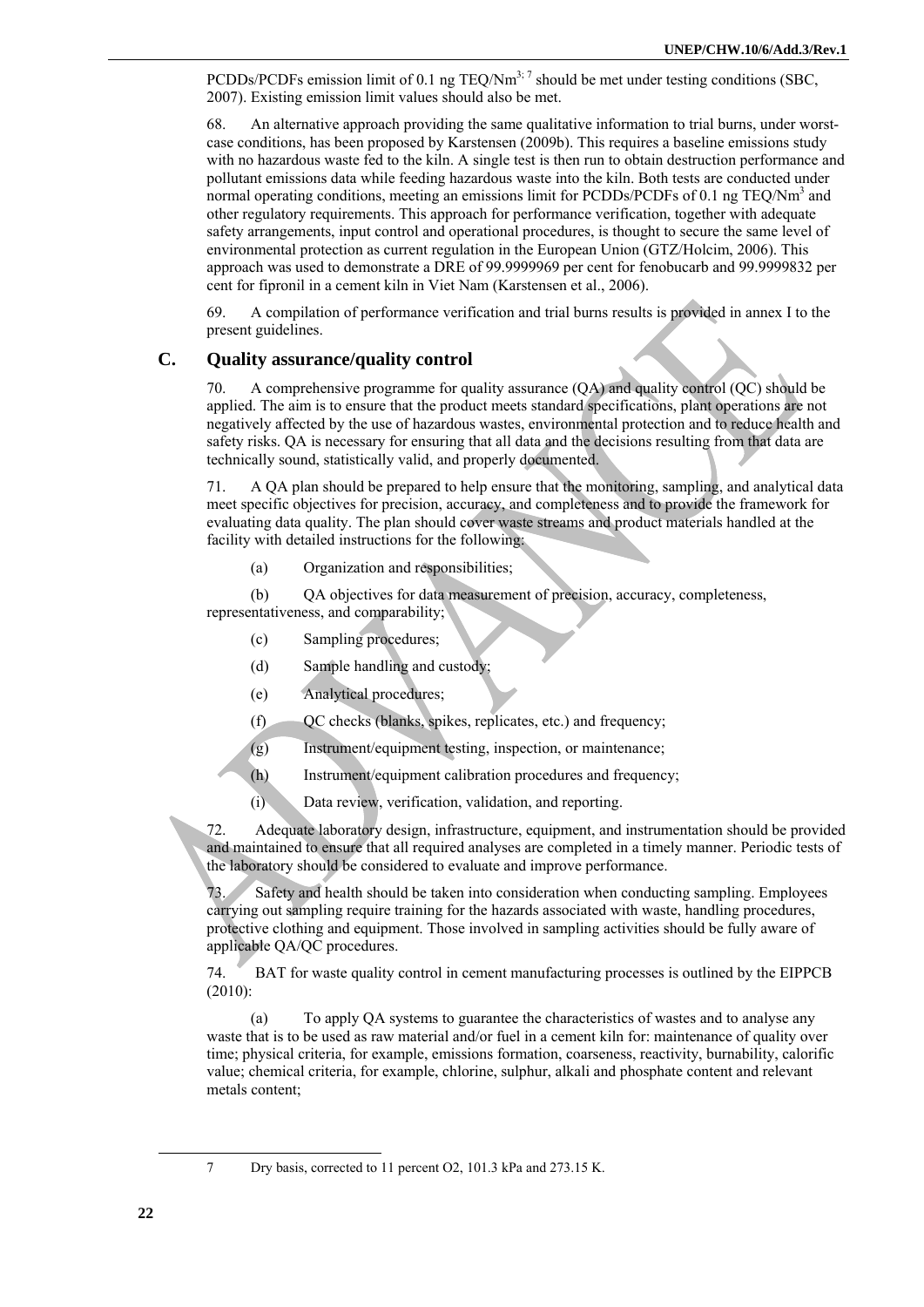PCDDs/PCDFs emission limit of 0.1 ng TEQ/Nm[3; 7] should be met under testing conditions (SBC, 2007). Existing emission limit values should also be met.

68. An alternative approach providing the same qualitative information to trial burns, under worst-case conditions, has been proposed by Karstensen (2009b). This requires a baseline emissions study with no hazardous waste fed to the kiln. A single test is then run to obtain destruction performance and pollutant emissions data while feeding hazardous waste into the kiln. Both tests are conducted under normal operating conditions, meeting an emissions limit for PCDDs/PCDFs of 0.1 ng TEQ/$Nm^3$ and other regulatory requirements. This approach for performance verification, together with adequate safety arrangements, input control and operational procedures, is thought to secure the same level of environmental protection as current regulation in the European Union (GTZ/Holcim, 2006). This approach was used to demonstrate a DRE of 99.9999969 per cent for fenobucarb and 99.9999832 per cent for fipronil in a cement kiln in Viet Nam (Karstensen et al., 2006).

69. A compilation of performance verification and trial burns results is provided in annex I to the present guidelines.

## C. Quality assurance/quality control

70. A comprehensive programme for quality assurance (QA) and quality control (QC) should be applied. The aim is to ensure that the product meets standard specifications, plant operations are not negatively affected by the use of hazardous wastes, environmental protection and to reduce health and safety risks. QA is necessary for ensuring that all data and the decisions resulting from that data are technically sound, statistically valid, and properly documented.

71. A QA plan should be prepared to help ensure that the monitoring, sampling, and analytical data meet specific objectives for precision, accuracy, and completeness and to provide the framework for evaluating data quality. The plan should cover waste streams and product materials handled at the facility with detailed instructions for the following:

(a) Organization and responsibilities;

(b) QA objectives for data measurement of precision, accuracy, completeness, representativeness, and comparability;

(c) Sampling procedures;

(d) Sample handling and custody;

(e) Analytical procedures;

(f) QC checks (blanks, spikes, replicates, etc.) and frequency;

(g) Instrument/equipment testing, inspection, or maintenance;

(h) Instrument/equipment calibration procedures and frequency;

(i) Data review, verification, validation, and reporting.

72. Adequate laboratory design, infrastructure, equipment, and instrumentation should be provided and maintained to ensure that all required analyses are completed in a timely manner. Periodic tests of the laboratory should be considered to evaluate and improve performance.

73. Safety and health should be taken into consideration when conducting sampling. Employees carrying out sampling require training for the hazards associated with waste, handling procedures, protective clothing and equipment. Those involved in sampling activities should be fully aware of applicable QA/QC procedures.

74. BAT for waste quality control in cement manufacturing processes is outlined by the EIPPCB (2010):

(a) To apply QA systems to guarantee the characteristics of wastes and to analyse any waste that is to be used as raw material and/or fuel in a cement kiln for: maintenance of quality over time; physical criteria, for example, emissions formation, coarseness, reactivity, burnability, calorific value; chemical criteria, for example, chlorine, sulphur, alkali and phosphate content and relevant metals content;

---

7 Dry basis, corrected to 11 percent $O_2$, 101.3 kPa and 273.15 K.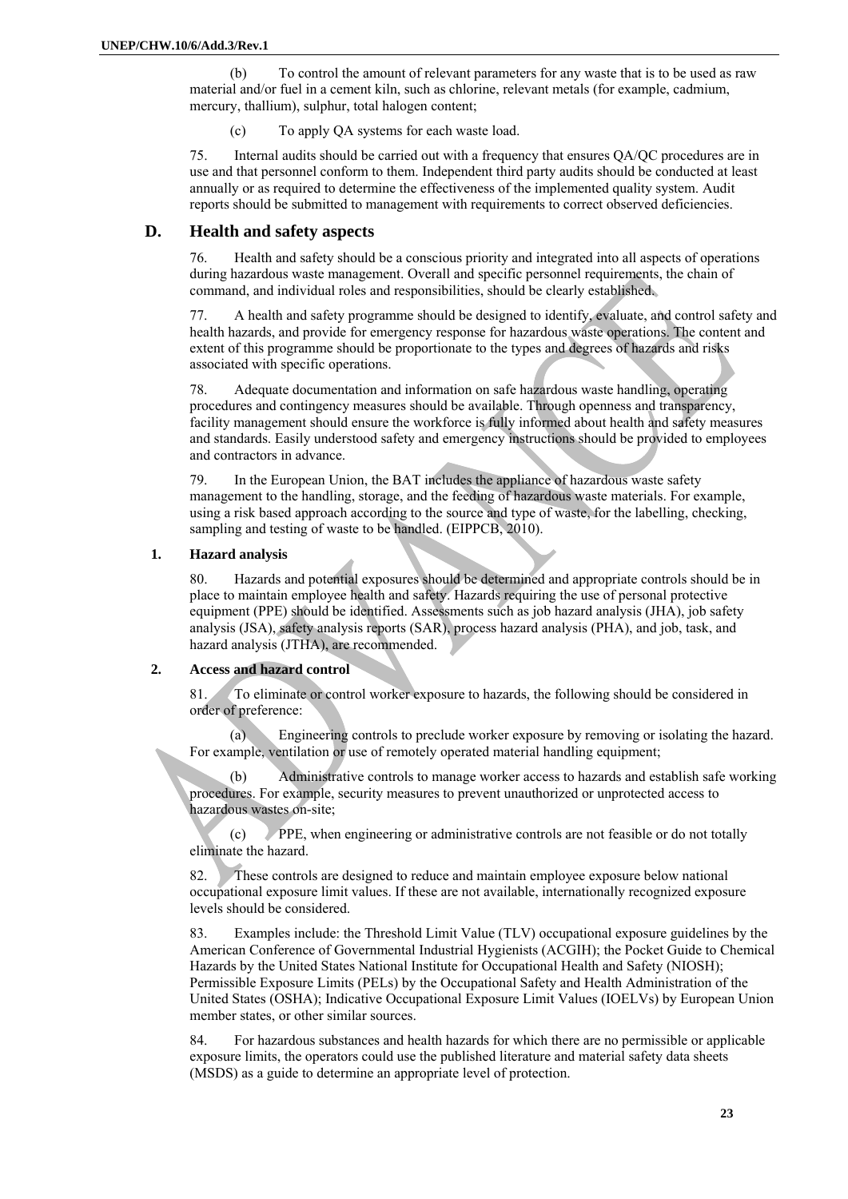(b) To control the amount of relevant parameters for any waste that is to be used as raw material and/or fuel in a cement kiln, such as chlorine, relevant metals (for example, cadmium, mercury, thallium), sulphur, total halogen content;

(c) To apply QA systems for each waste load.

75. Internal audits should be carried out with a frequency that ensures QA/QC procedures are in use and that personnel conform to them. Independent third party audits should be conducted at least annually or as required to determine the effectiveness of the implemented quality system. Audit reports should be submitted to management with requirements to correct observed deficiencies.

## D. Health and safety aspects

76. Health and safety should be a conscious priority and integrated into all aspects of operations during hazardous waste management. Overall and specific personnel requirements, the chain of command, and individual roles and responsibilities, should be clearly established.

77. A health and safety programme should be designed to identify, evaluate, and control safety and health hazards, and provide for emergency response for hazardous waste operations. The content and extent of this programme should be proportionate to the types and degrees of hazards and risks associated with specific operations.

78. Adequate documentation and information on safe hazardous waste handling, operating procedures and contingency measures should be available. Through openness and transparency, facility management should ensure the workforce is fully informed about health and safety measures and standards. Easily understood safety and emergency instructions should be provided to employees and contractors in advance.

79. In the European Union, the BAT includes the appliance of hazardous waste safety management to the handling, storage, and the feeding of hazardous waste materials. For example, using a risk based approach according to the source and type of waste, for the labelling, checking, sampling and testing of waste to be handled. (EIPPCB, 2010).

### 1. Hazard analysis

80. Hazards and potential exposures should be determined and appropriate controls should be in place to maintain employee health and safety. Hazards requiring the use of personal protective equipment (PPE) should be identified. Assessments such as job hazard analysis (JHA), job safety analysis (JSA), safety analysis reports (SAR), process hazard analysis (PHA), and job, task, and hazard analysis (JTHA), are recommended.

### 2. Access and hazard control

81. To eliminate or control worker exposure to hazards, the following should be considered in order of preference:

(a) Engineering controls to preclude worker exposure by removing or isolating the hazard. For example, ventilation or use of remotely operated material handling equipment;

(b) Administrative controls to manage worker access to hazards and establish safe working procedures. For example, security measures to prevent unauthorized or unprotected access to hazardous wastes on-site;

(c) PPE, when engineering or administrative controls are not feasible or do not totally eliminate the hazard.

82. These controls are designed to reduce and maintain employee exposure below national occupational exposure limit values. If these are not available, internationally recognized exposure levels should be considered.

83. Examples include: the Threshold Limit Value (TLV) occupational exposure guidelines by the American Conference of Governmental Industrial Hygienists (ACGIH); the Pocket Guide to Chemical Hazards by the United States National Institute for Occupational Health and Safety (NIOSH); Permissible Exposure Limits (PELs) by the Occupational Safety and Health Administration of the United States (OSHA); Indicative Occupational Exposure Limit Values (IOELVs) by European Union member states, or other similar sources.

84. For hazardous substances and health hazards for which there are no permissible or applicable exposure limits, the operators could use the published literature and material safety data sheets (MSDS) as a guide to determine an appropriate level of protection.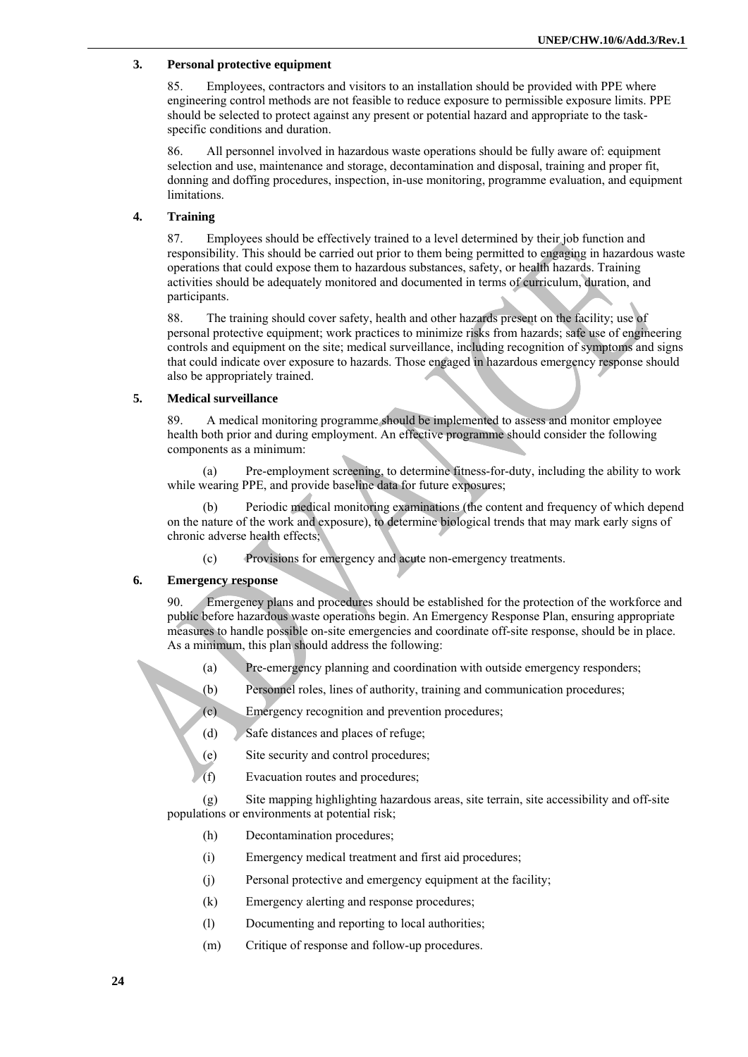### 3. Personal protective equipment

85. Employees, contractors and visitors to an installation should be provided with PPE where engineering control methods are not feasible to reduce exposure to permissible exposure limits. PPE should be selected to protect against any present or potential hazard and appropriate to the task-specific conditions and duration.

86. All personnel involved in hazardous waste operations should be fully aware of: equipment selection and use, maintenance and storage, decontamination and disposal, training and proper fit, donning and doffing procedures, inspection, in-use monitoring, programme evaluation, and equipment limitations.

### 4. Training

87. Employees should be effectively trained to a level determined by their job function and responsibility. This should be carried out prior to them being permitted to engaging in hazardous waste operations that could expose them to hazardous substances, safety, or health hazards. Training activities should be adequately monitored and documented in terms of curriculum, duration, and participants.

88. The training should cover safety, health and other hazards present on the facility; use of personal protective equipment; work practices to minimize risks from hazards; safe use of engineering controls and equipment on the site; medical surveillance, including recognition of symptoms and signs that could indicate over exposure to hazards. Those engaged in hazardous emergency response should also be appropriately trained.

### 5. Medical surveillance

89. A medical monitoring programme should be implemented to assess and monitor employee health both prior and during employment. An effective programme should consider the following components as a minimum:

(a) Pre-employment screening, to determine fitness-for-duty, including the ability to work while wearing PPE, and provide baseline data for future exposures;

(b) Periodic medical monitoring examinations (the content and frequency of which depend on the nature of the work and exposure), to determine biological trends that may mark early signs of chronic adverse health effects;

(c) Provisions for emergency and acute non-emergency treatments.

### 6. Emergency response

90. Emergency plans and procedures should be established for the protection of the workforce and public before hazardous waste operations begin. An Emergency Response Plan, ensuring appropriate measures to handle possible on-site emergencies and coordinate off-site response, should be in place. As a minimum, this plan should address the following:

(a) Pre-emergency planning and coordination with outside emergency responders;

(b) Personnel roles, lines of authority, training and communication procedures;

(c) Emergency recognition and prevention procedures;

(d) Safe distances and places of refuge;

(e) Site security and control procedures;

(f) Evacuation routes and procedures;

(g) Site mapping highlighting hazardous areas, site terrain, site accessibility and off-site populations or environments at potential risk;

(h) Decontamination procedures;

(i) Emergency medical treatment and first aid procedures;

(j) Personal protective and emergency equipment at the facility;

(k) Emergency alerting and response procedures;

(l) Documenting and reporting to local authorities;

(m) Critique of response and follow-up procedures.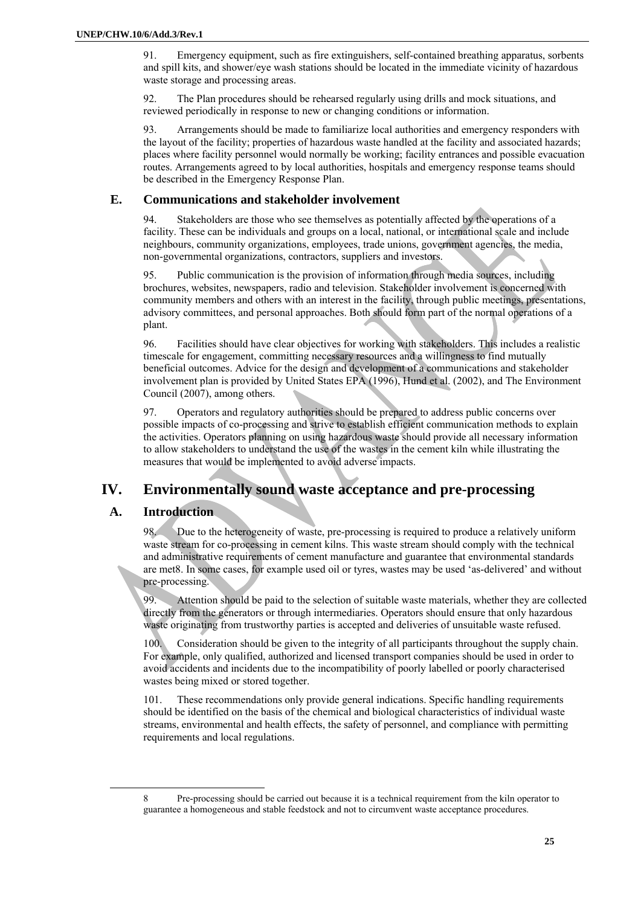91. Emergency equipment, such as fire extinguishers, self-contained breathing apparatus, sorbents and spill kits, and shower/eye wash stations should be located in the immediate vicinity of hazardous waste storage and processing areas.

92. The Plan procedures should be rehearsed regularly using drills and mock situations, and reviewed periodically in response to new or changing conditions or information.

93. Arrangements should be made to familiarize local authorities and emergency responders with the layout of the facility; properties of hazardous waste handled at the facility and associated hazards; places where facility personnel would normally be working; facility entrances and possible evacuation routes. Arrangements agreed to by local authorities, hospitals and emergency response teams should be described in the Emergency Response Plan.

### E. Communications and stakeholder involvement

94. Stakeholders are those who see themselves as potentially affected by the operations of a facility. These can be individuals and groups on a local, national, or international scale and include neighbours, community organizations, employees, trade unions, government agencies, the media, non-governmental organizations, contractors, suppliers and investors.

95. Public communication is the provision of information through media sources, including brochures, websites, newspapers, radio and television. Stakeholder involvement is concerned with community members and others with an interest in the facility, through public meetings, presentations, advisory committees, and personal approaches. Both should form part of the normal operations of a plant.

96. Facilities should have clear objectives for working with stakeholders. This includes a realistic timescale for engagement, committing necessary resources and a willingness to find mutually beneficial outcomes. Advice for the design and development of a communications and stakeholder involvement plan is provided by United States EPA (1996), Hund et al. (2002), and The Environment Council (2007), among others.

97. Operators and regulatory authorities should be prepared to address public concerns over possible impacts of co-processing and strive to establish efficient communication methods to explain the activities. Operators planning on using hazardous waste should provide all necessary information to allow stakeholders to understand the use of the wastes in the cement kiln while illustrating the measures that would be implemented to avoid adverse impacts.

## IV. Environmentally sound waste acceptance and pre-processing

### A. Introduction

98. Due to the heterogeneity of waste, pre-processing is required to produce a relatively uniform waste stream for co-processing in cement kilns. This waste stream should comply with the technical and administrative requirements of cement manufacture and guarantee that environmental standards are met[8]. In some cases, for example used oil or tyres, wastes may be used 'as-delivered' and without pre-processing.

99. Attention should be paid to the selection of suitable waste materials, whether they are collected directly from the generators or through intermediaries. Operators should ensure that only hazardous waste originating from trustworthy parties is accepted and deliveries of unsuitable waste refused.

100. Consideration should be given to the integrity of all participants throughout the supply chain. For example, only qualified, authorized and licensed transport companies should be used in order to avoid accidents and incidents due to the incompatibility of poorly labelled or poorly characterised wastes being mixed or stored together.

101. These recommendations only provide general indications. Specific handling requirements should be identified on the basis of the chemical and biological characteristics of individual waste streams, environmental and health effects, the safety of personnel, and compliance with permitting requirements and local regulations.

---

8 Pre-processing should be carried out because it is a technical requirement from the kiln operator to guarantee a homogeneous and stable feedstock and not to circumvent waste acceptance procedures.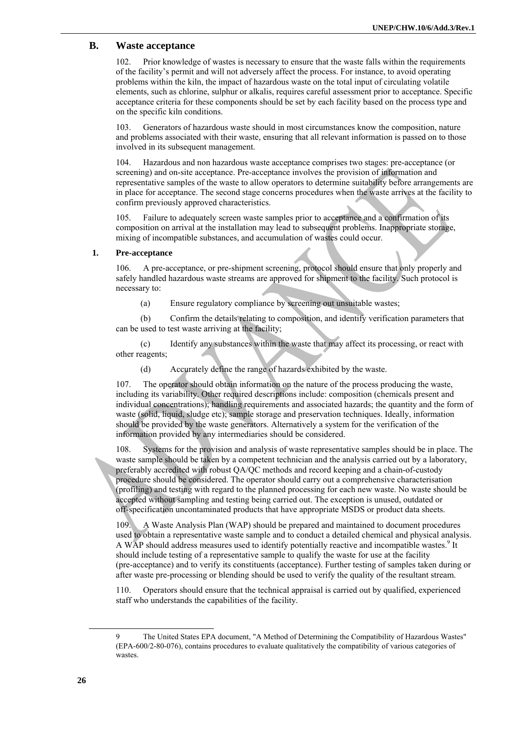## B. Waste acceptance

102. Prior knowledge of wastes is necessary to ensure that the waste falls within the requirements of the facility's permit and will not adversely affect the process. For instance, to avoid operating problems within the kiln, the impact of hazardous waste on the total input of circulating volatile elements, such as chlorine, sulphur or alkalis, requires careful assessment prior to acceptance. Specific acceptance criteria for these components should be set by each facility based on the process type and on the specific kiln conditions.

103. Generators of hazardous waste should in most circumstances know the composition, nature and problems associated with their waste, ensuring that all relevant information is passed on to those involved in its subsequent management.

104. Hazardous and non hazardous waste acceptance comprises two stages: pre-acceptance (or screening) and on-site acceptance. Pre-acceptance involves the provision of information and representative samples of the waste to allow operators to determine suitability before arrangements are in place for acceptance. The second stage concerns procedures when the waste arrives at the facility to confirm previously approved characteristics.

105. Failure to adequately screen waste samples prior to acceptance and a confirmation of its composition on arrival at the installation may lead to subsequent problems. Inappropriate storage, mixing of incompatible substances, and accumulation of wastes could occur.

### 1. Pre-acceptance

106. A pre-acceptance, or pre-shipment screening, protocol should ensure that only properly and safely handled hazardous waste streams are approved for shipment to the facility. Such protocol is necessary to:

(a) Ensure regulatory compliance by screening out unsuitable wastes;

(b) Confirm the details relating to composition, and identify verification parameters that can be used to test waste arriving at the facility;

(c) Identify any substances within the waste that may affect its processing, or react with other reagents;

(d) Accurately define the range of hazards exhibited by the waste.

107. The operator should obtain information on the nature of the process producing the waste, including its variability. Other required descriptions include: composition (chemicals present and individual concentrations); handling requirements and associated hazards; the quantity and the form of waste (solid, liquid, sludge etc); sample storage and preservation techniques. Ideally, information should be provided by the waste generators. Alternatively a system for the verification of the information provided by any intermediaries should be considered.

108. Systems for the provision and analysis of waste representative samples should be in place. The waste sample should be taken by a competent technician and the analysis carried out by a laboratory, preferably accredited with robust QA/QC methods and record keeping and a chain-of-custody procedure should be considered. The operator should carry out a comprehensive characterisation (profiling) and testing with regard to the planned processing for each new waste. No waste should be accepted without sampling and testing being carried out. The exception is unused, outdated or off-specification uncontaminated products that have appropriate MSDS or product data sheets.

109. A Waste Analysis Plan (WAP) should be prepared and maintained to document procedures used to obtain a representative waste sample and to conduct a detailed chemical and physical analysis. A WAP should address measures used to identify potentially reactive and incompatible wastes.[9] It should include testing of a representative sample to qualify the waste for use at the facility (pre-acceptance) and to verify its constituents (acceptance). Further testing of samples taken during or after waste pre-processing or blending should be used to verify the quality of the resultant stream.

110. Operators should ensure that the technical appraisal is carried out by qualified, experienced staff who understands the capabilities of the facility.

---

9 The United States EPA document, "A Method of Determining the Compatibility of Hazardous Wastes" (EPA-600/2-80-076), contains procedures to evaluate qualitatively the compatibility of various categories of wastes.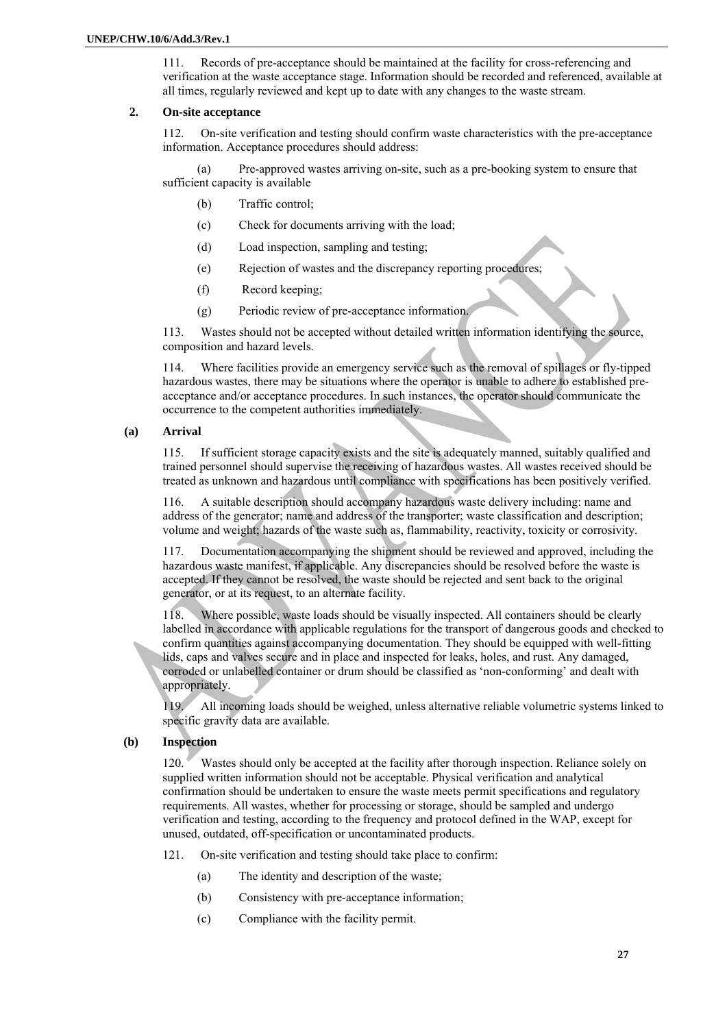111. Records of pre-acceptance should be maintained at the facility for cross-referencing and verification at the waste acceptance stage. Information should be recorded and referenced, available at all times, regularly reviewed and kept up to date with any changes to the waste stream.

### 2. On-site acceptance

112. On-site verification and testing should confirm waste characteristics with the pre-acceptance information. Acceptance procedures should address:

(a) Pre-approved wastes arriving on-site, such as a pre-booking system to ensure that sufficient capacity is available

(b) Traffic control;

(c) Check for documents arriving with the load;

(d) Load inspection, sampling and testing;

(e) Rejection of wastes and the discrepancy reporting procedures;

(f) Record keeping;

(g) Periodic review of pre-acceptance information.

113. Wastes should not be accepted without detailed written information identifying the source, composition and hazard levels.

114. Where facilities provide an emergency service such as the removal of spillages or fly-tipped hazardous wastes, there may be situations where the operator is unable to adhere to established pre-acceptance and/or acceptance procedures. In such instances, the operator should communicate the occurrence to the competent authorities immediately.

#### (a) Arrival

115. If sufficient storage capacity exists and the site is adequately manned, suitably qualified and trained personnel should supervise the receiving of hazardous wastes. All wastes received should be treated as unknown and hazardous until compliance with specifications has been positively verified.

116. A suitable description should accompany hazardous waste delivery including: name and address of the generator; name and address of the transporter; waste classification and description; volume and weight; hazards of the waste such as, flammability, reactivity, toxicity or corrosivity.

117. Documentation accompanying the shipment should be reviewed and approved, including the hazardous waste manifest, if applicable. Any discrepancies should be resolved before the waste is accepted. If they cannot be resolved, the waste should be rejected and sent back to the original generator, or at its request, to an alternate facility.

118. Where possible, waste loads should be visually inspected. All containers should be clearly labelled in accordance with applicable regulations for the transport of dangerous goods and checked to confirm quantities against accompanying documentation. They should be equipped with well-fitting lids, caps and valves secure and in place and inspected for leaks, holes, and rust. Any damaged, corroded or unlabelled container or drum should be classified as 'non-conforming' and dealt with appropriately.

119. All incoming loads should be weighed, unless alternative reliable volumetric systems linked to specific gravity data are available.

#### (b) Inspection

120. Wastes should only be accepted at the facility after thorough inspection. Reliance solely on supplied written information should not be acceptable. Physical verification and analytical confirmation should be undertaken to ensure the waste meets permit specifications and regulatory requirements. All wastes, whether for processing or storage, should be sampled and undergo verification and testing, according to the frequency and protocol defined in the WAP, except for unused, outdated, off-specification or uncontaminated products.

121. On-site verification and testing should take place to confirm:

(a) The identity and description of the waste;

(b) Consistency with pre-acceptance information;

(c) Compliance with the facility permit.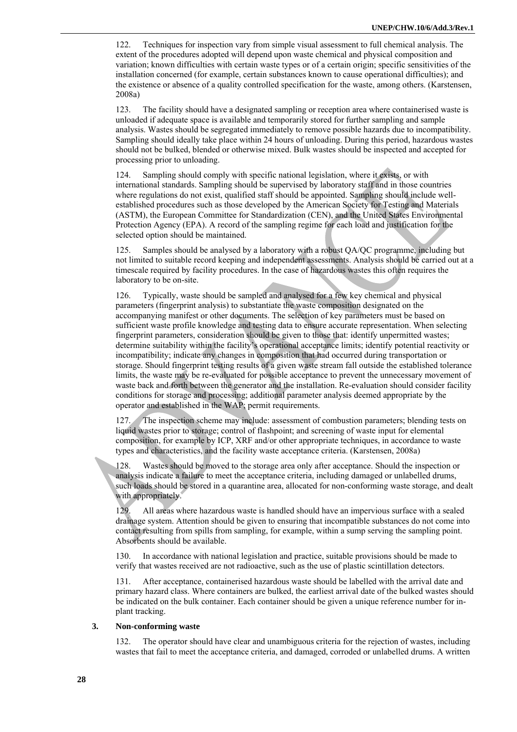122. Techniques for inspection vary from simple visual assessment to full chemical analysis. The extent of the procedures adopted will depend upon waste chemical and physical composition and variation; known difficulties with certain waste types or of a certain origin; specific sensitivities of the installation concerned (for example, certain substances known to cause operational difficulties); and the existence or absence of a quality controlled specification for the waste, among others. (Karstensen, 2008a)

123. The facility should have a designated sampling or reception area where containerised waste is unloaded if adequate space is available and temporarily stored for further sampling and sample analysis. Wastes should be segregated immediately to remove possible hazards due to incompatibility. Sampling should ideally take place within 24 hours of unloading. During this period, hazardous wastes should not be bulked, blended or otherwise mixed. Bulk wastes should be inspected and accepted for processing prior to unloading.

124. Sampling should comply with specific national legislation, where it exists, or with international standards. Sampling should be supervised by laboratory staff and in those countries where regulations do not exist, qualified staff should be appointed. Sampling should include well-established procedures such as those developed by the American Society for Testing and Materials (ASTM), the European Committee for Standardization (CEN), and the United States Environmental Protection Agency (EPA). A record of the sampling regime for each load and justification for the selected option should be maintained.

125. Samples should be analysed by a laboratory with a robust QA/QC programme, including but not limited to suitable record keeping and independent assessments. Analysis should be carried out at a timescale required by facility procedures. In the case of hazardous wastes this often requires the laboratory to be on-site.

126. Typically, waste should be sampled and analysed for a few key chemical and physical parameters (fingerprint analysis) to substantiate the waste composition designated on the accompanying manifest or other documents. The selection of key parameters must be based on sufficient waste profile knowledge and testing data to ensure accurate representation. When selecting fingerprint parameters, consideration should be given to those that: identify unpermitted wastes; determine suitability within the facility's operational acceptance limits; identify potential reactivity or incompatibility; indicate any changes in composition that had occurred during transportation or storage. Should fingerprint testing results of a given waste stream fall outside the established tolerance limits, the waste may be re-evaluated for possible acceptance to prevent the unnecessary movement of waste back and forth between the generator and the installation. Re-evaluation should consider facility conditions for storage and processing; additional parameter analysis deemed appropriate by the operator and established in the WAP; permit requirements.

127. The inspection scheme may include: assessment of combustion parameters; blending tests on liquid wastes prior to storage; control of flashpoint; and screening of waste input for elemental composition, for example by ICP, XRF and/or other appropriate techniques, in accordance to waste types and characteristics, and the facility waste acceptance criteria. (Karstensen, 2008a)

128. Wastes should be moved to the storage area only after acceptance. Should the inspection or analysis indicate a failure to meet the acceptance criteria, including damaged or unlabelled drums, such loads should be stored in a quarantine area, allocated for non-conforming waste storage, and dealt with appropriately.

129. All areas where hazardous waste is handled should have an impervious surface with a sealed drainage system. Attention should be given to ensuring that incompatible substances do not come into contact resulting from spills from sampling, for example, within a sump serving the sampling point. Absorbents should be available.

130. In accordance with national legislation and practice, suitable provisions should be made to verify that wastes received are not radioactive, such as the use of plastic scintillation detectors.

131. After acceptance, containerised hazardous waste should be labelled with the arrival date and primary hazard class. Where containers are bulked, the earliest arrival date of the bulked wastes should be indicated on the bulk container. Each container should be given a unique reference number for in-plant tracking.

### 3. Non-conforming waste

132. The operator should have clear and unambiguous criteria for the rejection of wastes, including wastes that fail to meet the acceptance criteria, and damaged, corroded or unlabelled drums. A written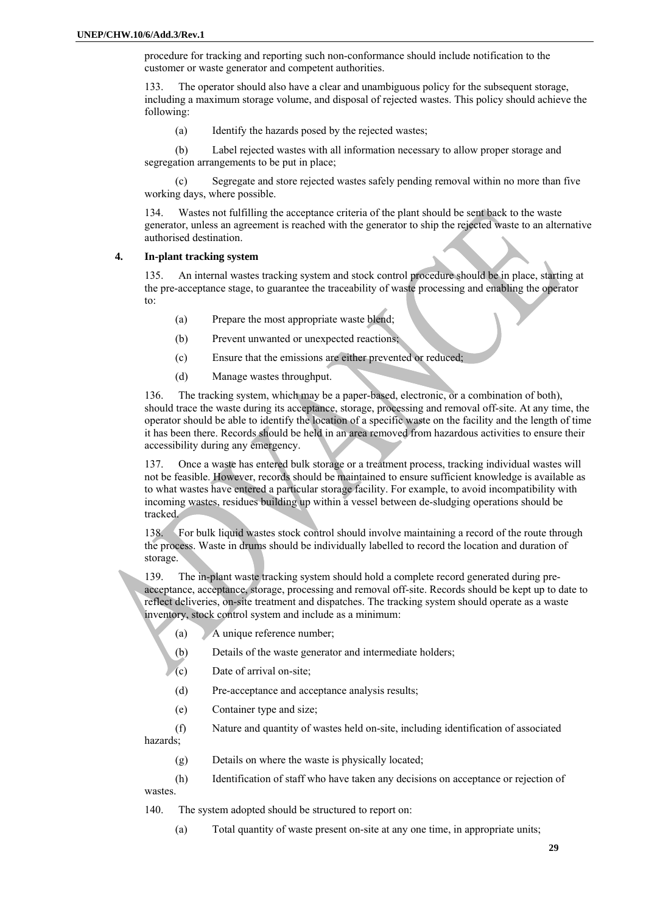procedure for tracking and reporting such non-conformance should include notification to the customer or waste generator and competent authorities.

133. The operator should also have a clear and unambiguous policy for the subsequent storage, including a maximum storage volume, and disposal of rejected wastes. This policy should achieve the following:

(a) Identify the hazards posed by the rejected wastes;

(b) Label rejected wastes with all information necessary to allow proper storage and segregation arrangements to be put in place;

(c) Segregate and store rejected wastes safely pending removal within no more than five working days, where possible.

134. Wastes not fulfilling the acceptance criteria of the plant should be sent back to the waste generator, unless an agreement is reached with the generator to ship the rejected waste to an alternative authorised destination.

### 4. In-plant tracking system

135. An internal wastes tracking system and stock control procedure should be in place, starting at the pre-acceptance stage, to guarantee the traceability of waste processing and enabling the operator to:

(a) Prepare the most appropriate waste blend;

(b) Prevent unwanted or unexpected reactions;

(c) Ensure that the emissions are either prevented or reduced;

(d) Manage wastes throughput.

136. The tracking system, which may be a paper-based, electronic, or a combination of both), should trace the waste during its acceptance, storage, processing and removal off-site. At any time, the operator should be able to identify the location of a specific waste on the facility and the length of time it has been there. Records should be held in an area removed from hazardous activities to ensure their accessibility during any emergency.

137. Once a waste has entered bulk storage or a treatment process, tracking individual wastes will not be feasible. However, records should be maintained to ensure sufficient knowledge is available as to what wastes have entered a particular storage facility. For example, to avoid incompatibility with incoming wastes, residues building up within a vessel between de-sludging operations should be tracked.

138. For bulk liquid wastes stock control should involve maintaining a record of the route through the process. Waste in drums should be individually labelled to record the location and duration of storage.

139. The in-plant waste tracking system should hold a complete record generated during pre-acceptance, acceptance, storage, processing and removal off-site. Records should be kept up to date to reflect deliveries, on-site treatment and dispatches. The tracking system should operate as a waste inventory, stock control system and include as a minimum:

(a) A unique reference number;

(b) Details of the waste generator and intermediate holders;

(c) Date of arrival on-site;

(d) Pre-acceptance and acceptance analysis results;

(e) Container type and size;

(f) Nature and quantity of wastes held on-site, including identification of associated hazards;

(g) Details on where the waste is physically located;

(h) Identification of staff who have taken any decisions on acceptance or rejection of wastes.

140. The system adopted should be structured to report on:

(a) Total quantity of waste present on-site at any one time, in appropriate units;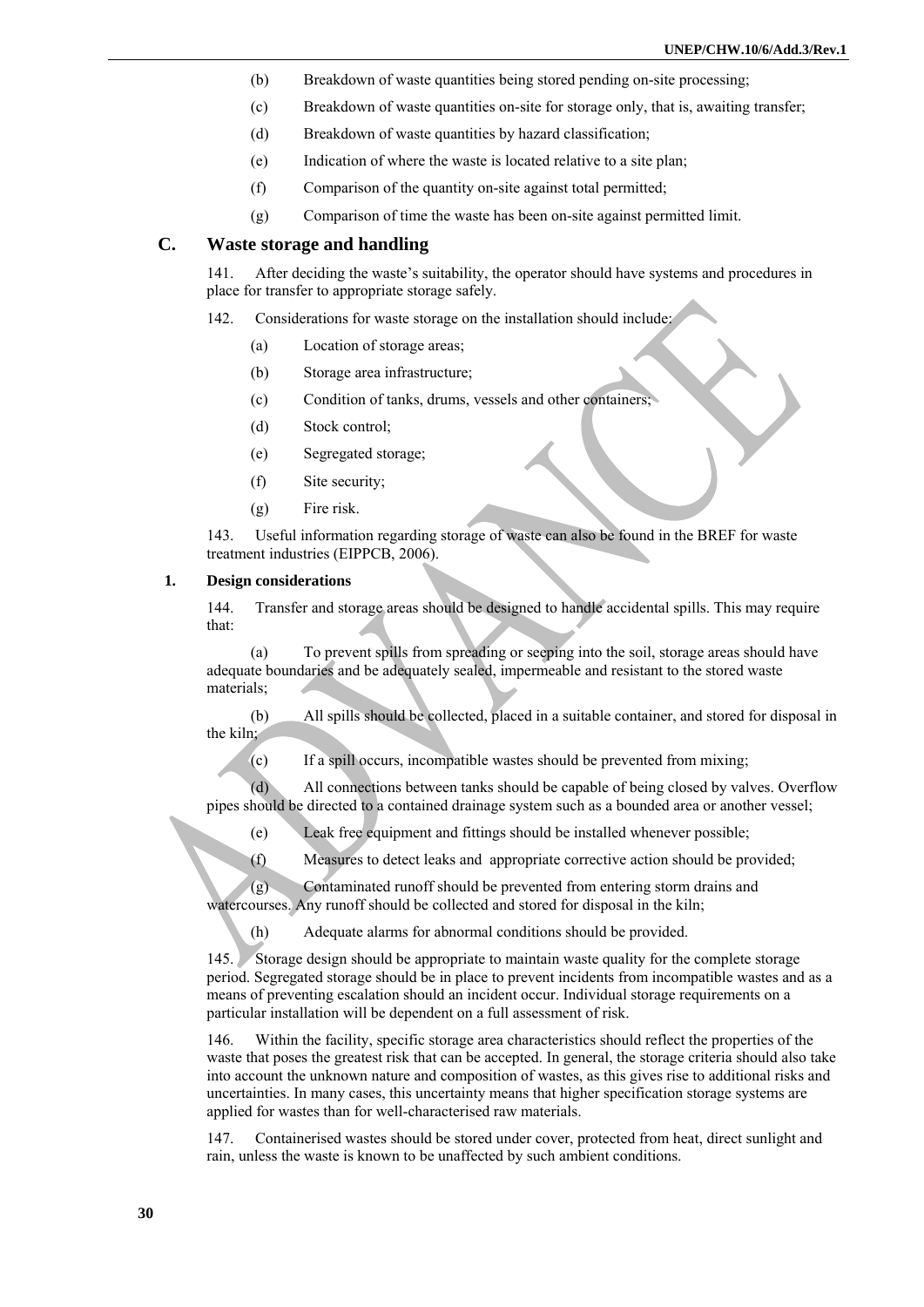(b) Breakdown of waste quantities being stored pending on-site processing;

(c) Breakdown of waste quantities on-site for storage only, that is, awaiting transfer;

(d) Breakdown of waste quantities by hazard classification;

(e) Indication of where the waste is located relative to a site plan;

(f) Comparison of the quantity on-site against total permitted;

(g) Comparison of time the waste has been on-site against permitted limit.

## C. Waste storage and handling

141. After deciding the waste's suitability, the operator should have systems and procedures in place for transfer to appropriate storage safely.

142. Considerations for waste storage on the installation should include:

(a) Location of storage areas;

(b) Storage area infrastructure;

(c) Condition of tanks, drums, vessels and other containers;

(d) Stock control;

(e) Segregated storage;

(f) Site security;

(g) Fire risk.

143. Useful information regarding storage of waste can also be found in the BREF for waste treatment industries (EIPPCB, 2006).

### 1. Design considerations

144. Transfer and storage areas should be designed to handle accidental spills. This may require that:

(a) To prevent spills from spreading or seeping into the soil, storage areas should have adequate boundaries and be adequately sealed, impermeable and resistant to the stored waste materials;

(b) All spills should be collected, placed in a suitable container, and stored for disposal in the kiln;

(c) If a spill occurs, incompatible wastes should be prevented from mixing;

(d) All connections between tanks should be capable of being closed by valves. Overflow pipes should be directed to a contained drainage system such as a bounded area or another vessel;

(e) Leak free equipment and fittings should be installed whenever possible;

(f) Measures to detect leaks and appropriate corrective action should be provided;

(g) Contaminated runoff should be prevented from entering storm drains and watercourses. Any runoff should be collected and stored for disposal in the kiln;

(h) Adequate alarms for abnormal conditions should be provided.

145. Storage design should be appropriate to maintain waste quality for the complete storage period. Segregated storage should be in place to prevent incidents from incompatible wastes and as a means of preventing escalation should an incident occur. Individual storage requirements on a particular installation will be dependent on a full assessment of risk.

146. Within the facility, specific storage area characteristics should reflect the properties of the waste that poses the greatest risk that can be accepted. In general, the storage criteria should also take into account the unknown nature and composition of wastes, as this gives rise to additional risks and uncertainties. In many cases, this uncertainty means that higher specification storage systems are applied for wastes than for well-characterised raw materials.

147. Containerised wastes should be stored under cover, protected from heat, direct sunlight and rain, unless the waste is known to be unaffected by such ambient conditions.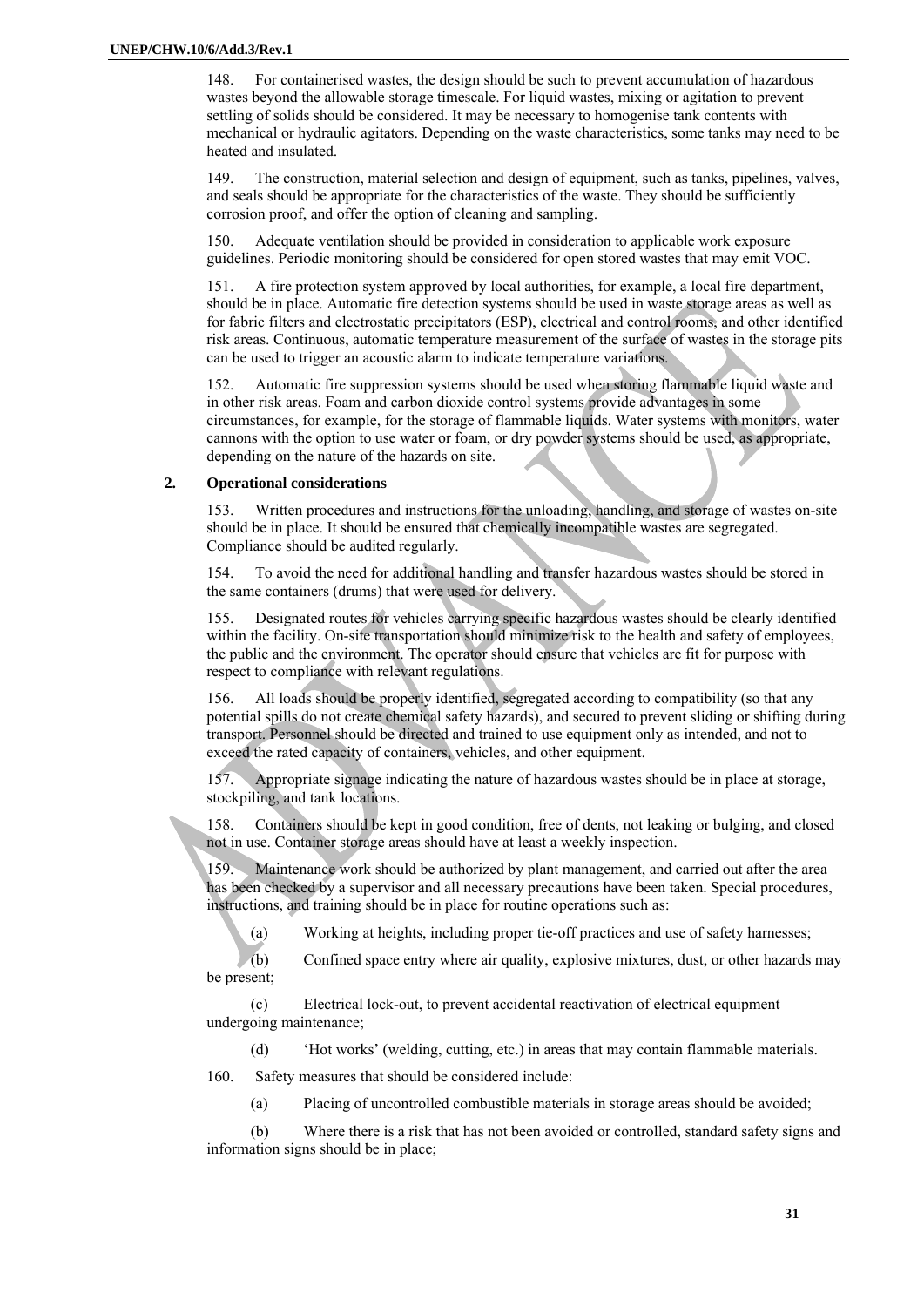148. For containerised wastes, the design should be such to prevent accumulation of hazardous wastes beyond the allowable storage timescale. For liquid wastes, mixing or agitation to prevent settling of solids should be considered. It may be necessary to homogenise tank contents with mechanical or hydraulic agitators. Depending on the waste characteristics, some tanks may need to be heated and insulated.

149. The construction, material selection and design of equipment, such as tanks, pipelines, valves, and seals should be appropriate for the characteristics of the waste. They should be sufficiently corrosion proof, and offer the option of cleaning and sampling.

150. Adequate ventilation should be provided in consideration to applicable work exposure guidelines. Periodic monitoring should be considered for open stored wastes that may emit VOC.

151. A fire protection system approved by local authorities, for example, a local fire department, should be in place. Automatic fire detection systems should be used in waste storage areas as well as for fabric filters and electrostatic precipitators (ESP), electrical and control rooms, and other identified risk areas. Continuous, automatic temperature measurement of the surface of wastes in the storage pits can be used to trigger an acoustic alarm to indicate temperature variations.

152. Automatic fire suppression systems should be used when storing flammable liquid waste and in other risk areas. Foam and carbon dioxide control systems provide advantages in some circumstances, for example, for the storage of flammable liquids. Water systems with monitors, water cannons with the option to use water or foam, or dry powder systems should be used, as appropriate, depending on the nature of the hazards on site.

## 2. Operational considerations

153. Written procedures and instructions for the unloading, handling, and storage of wastes on-site should be in place. It should be ensured that chemically incompatible wastes are segregated. Compliance should be audited regularly.

154. To avoid the need for additional handling and transfer hazardous wastes should be stored in the same containers (drums) that were used for delivery.

155. Designated routes for vehicles carrying specific hazardous wastes should be clearly identified within the facility. On-site transportation should minimize risk to the health and safety of employees, the public and the environment. The operator should ensure that vehicles are fit for purpose with respect to compliance with relevant regulations.

156. All loads should be properly identified, segregated according to compatibility (so that any potential spills do not create chemical safety hazards), and secured to prevent sliding or shifting during transport. Personnel should be directed and trained to use equipment only as intended, and not to exceed the rated capacity of containers, vehicles, and other equipment.

157. Appropriate signage indicating the nature of hazardous wastes should be in place at storage, stockpiling, and tank locations.

158. Containers should be kept in good condition, free of dents, not leaking or bulging, and closed not in use. Container storage areas should have at least a weekly inspection.

159. Maintenance work should be authorized by plant management, and carried out after the area has been checked by a supervisor and all necessary precautions have been taken. Special procedures, instructions, and training should be in place for routine operations such as:

(a) Working at heights, including proper tie-off practices and use of safety harnesses;

(b) Confined space entry where air quality, explosive mixtures, dust, or other hazards may be present;

(c) Electrical lock-out, to prevent accidental reactivation of electrical equipment undergoing maintenance;

(d) 'Hot works' (welding, cutting, etc.) in areas that may contain flammable materials.

160. Safety measures that should be considered include:

(a) Placing of uncontrolled combustible materials in storage areas should be avoided;

(b) Where there is a risk that has not been avoided or controlled, standard safety signs and information signs should be in place;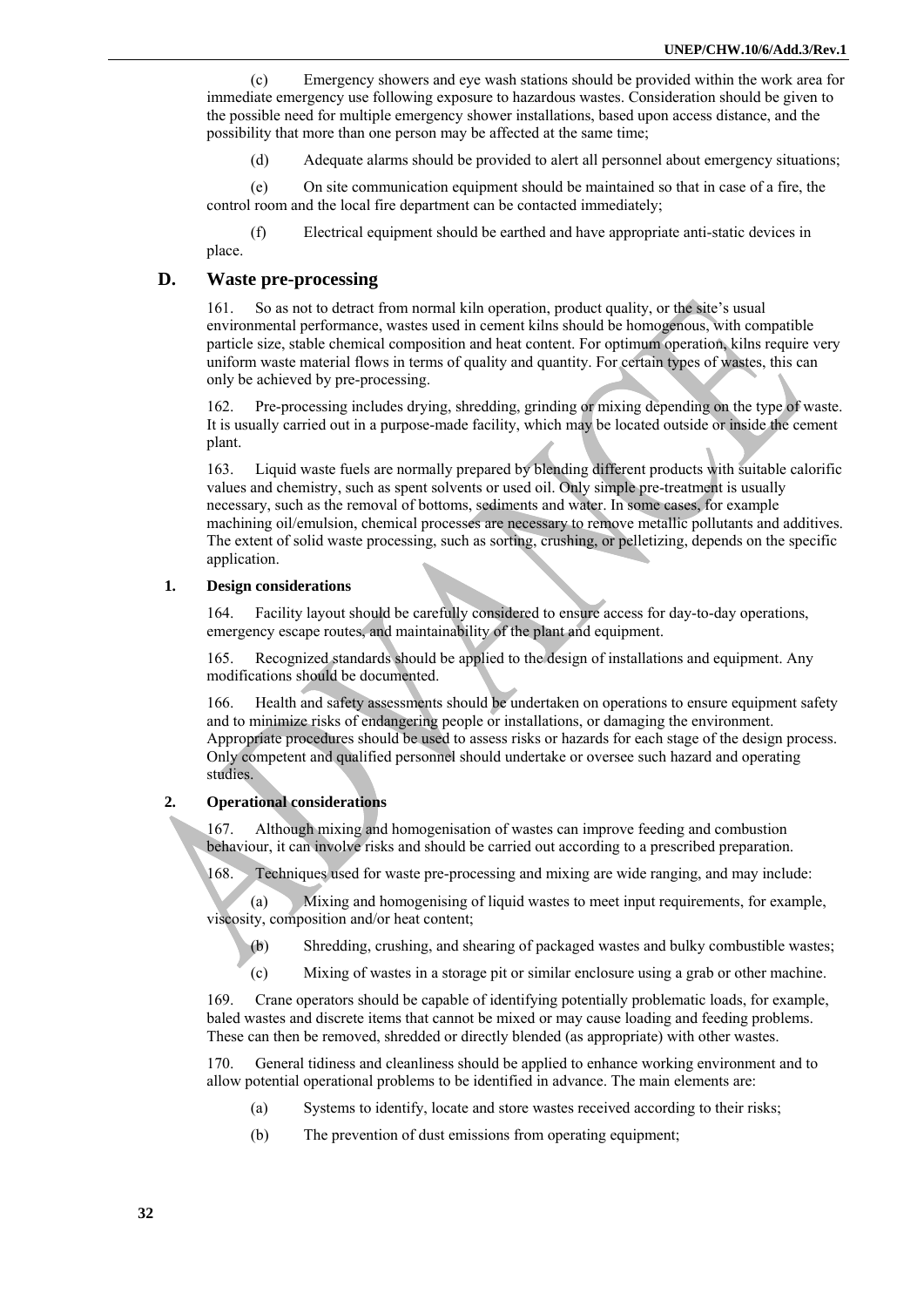(c) Emergency showers and eye wash stations should be provided within the work area for immediate emergency use following exposure to hazardous wastes. Consideration should be given to the possible need for multiple emergency shower installations, based upon access distance, and the possibility that more than one person may be affected at the same time;

(d) Adequate alarms should be provided to alert all personnel about emergency situations;

(e) On site communication equipment should be maintained so that in case of a fire, the control room and the local fire department can be contacted immediately;

(f) Electrical equipment should be earthed and have appropriate anti-static devices in place.

## D. Waste pre-processing

161. So as not to detract from normal kiln operation, product quality, or the site's usual environmental performance, wastes used in cement kilns should be homogenous, with compatible particle size, stable chemical composition and heat content. For optimum operation, kilns require very uniform waste material flows in terms of quality and quantity. For certain types of wastes, this can only be achieved by pre-processing.

162. Pre-processing includes drying, shredding, grinding or mixing depending on the type of waste. It is usually carried out in a purpose-made facility, which may be located outside or inside the cement plant.

163. Liquid waste fuels are normally prepared by blending different products with suitable calorific values and chemistry, such as spent solvents or used oil. Only simple pre-treatment is usually necessary, such as the removal of bottoms, sediments and water. In some cases, for example machining oil/emulsion, chemical processes are necessary to remove metallic pollutants and additives. The extent of solid waste processing, such as sorting, crushing, or pelletizing, depends on the specific application.

### 1. Design considerations

164. Facility layout should be carefully considered to ensure access for day-to-day operations, emergency escape routes, and maintainability of the plant and equipment.

165. Recognized standards should be applied to the design of installations and equipment. Any modifications should be documented.

166. Health and safety assessments should be undertaken on operations to ensure equipment safety and to minimize risks of endangering people or installations, or damaging the environment. Appropriate procedures should be used to assess risks or hazards for each stage of the design process. Only competent and qualified personnel should undertake or oversee such hazard and operating studies.

### 2. Operational considerations

167. Although mixing and homogenisation of wastes can improve feeding and combustion behaviour, it can involve risks and should be carried out according to a prescribed preparation.

168. Techniques used for waste pre-processing and mixing are wide ranging, and may include:

(a) Mixing and homogenising of liquid wastes to meet input requirements, for example, viscosity, composition and/or heat content;

(b) Shredding, crushing, and shearing of packaged wastes and bulky combustible wastes;

(c) Mixing of wastes in a storage pit or similar enclosure using a grab or other machine.

169. Crane operators should be capable of identifying potentially problematic loads, for example, baled wastes and discrete items that cannot be mixed or may cause loading and feeding problems. These can then be removed, shredded or directly blended (as appropriate) with other wastes.

170. General tidiness and cleanliness should be applied to enhance working environment and to allow potential operational problems to be identified in advance. The main elements are:

(a) Systems to identify, locate and store wastes received according to their risks;

(b) The prevention of dust emissions from operating equipment;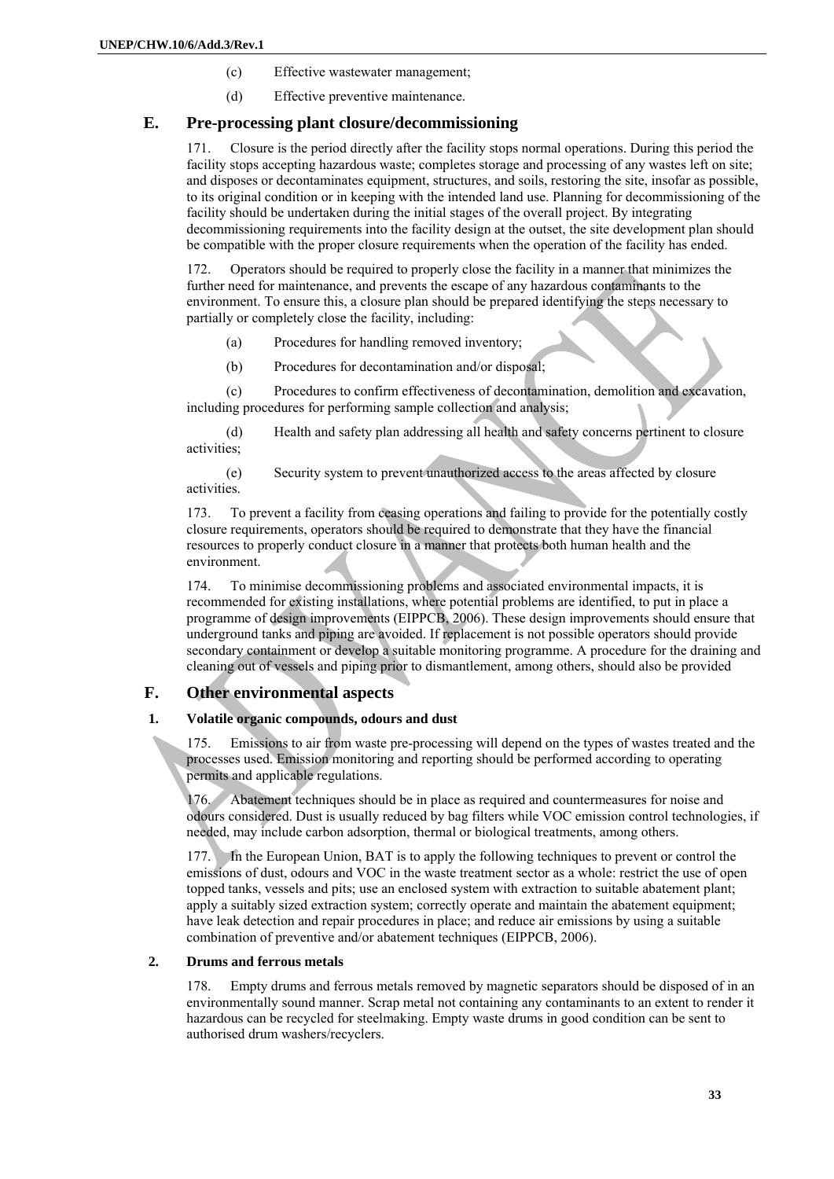(c) Effective wastewater management;

(d) Effective preventive maintenance.

## E. Pre-processing plant closure/decommissioning

171. Closure is the period directly after the facility stops normal operations. During this period the facility stops accepting hazardous waste; completes storage and processing of any wastes left on site; and disposes or decontaminates equipment, structures, and soils, restoring the site, insofar as possible, to its original condition or in keeping with the intended land use. Planning for decommissioning of the facility should be undertaken during the initial stages of the overall project. By integrating decommissioning requirements into the facility design at the outset, the site development plan should be compatible with the proper closure requirements when the operation of the facility has ended.

172. Operators should be required to properly close the facility in a manner that minimizes the further need for maintenance, and prevents the escape of any hazardous contaminants to the environment. To ensure this, a closure plan should be prepared identifying the steps necessary to partially or completely close the facility, including:

(a) Procedures for handling removed inventory;

(b) Procedures for decontamination and/or disposal;

(c) Procedures to confirm effectiveness of decontamination, demolition and excavation, including procedures for performing sample collection and analysis;

(d) Health and safety plan addressing all health and safety concerns pertinent to closure activities;

(e) Security system to prevent unauthorized access to the areas affected by closure activities.

173. To prevent a facility from ceasing operations and failing to provide for the potentially costly closure requirements, operators should be required to demonstrate that they have the financial resources to properly conduct closure in a manner that protects both human health and the environment.

174. To minimise decommissioning problems and associated environmental impacts, it is recommended for existing installations, where potential problems are identified, to put in place a programme of design improvements (EIPPCB, 2006). These design improvements should ensure that underground tanks and piping are avoided. If replacement is not possible operators should provide secondary containment or develop a suitable monitoring programme. A procedure for the draining and cleaning out of vessels and piping prior to dismantlement, among others, should also be provided

## F. Other environmental aspects

### 1. Volatile organic compounds, odours and dust

175. Emissions to air from waste pre-processing will depend on the types of wastes treated and the processes used. Emission monitoring and reporting should be performed according to operating permits and applicable regulations.

176. Abatement techniques should be in place as required and countermeasures for noise and odours considered. Dust is usually reduced by bag filters while VOC emission control technologies, if needed, may include carbon adsorption, thermal or biological treatments, among others.

177. In the European Union, BAT is to apply the following techniques to prevent or control the emissions of dust, odours and VOC in the waste treatment sector as a whole: restrict the use of open topped tanks, vessels and pits; use an enclosed system with extraction to suitable abatement plant; apply a suitably sized extraction system; correctly operate and maintain the abatement equipment; have leak detection and repair procedures in place; and reduce air emissions by using a suitable combination of preventive and/or abatement techniques (EIPPCB, 2006).

### 2. Drums and ferrous metals

178. Empty drums and ferrous metals removed by magnetic separators should be disposed of in an environmentally sound manner. Scrap metal not containing any contaminants to an extent to render it hazardous can be recycled for steelmaking. Empty waste drums in good condition can be sent to authorised drum washers/recyclers.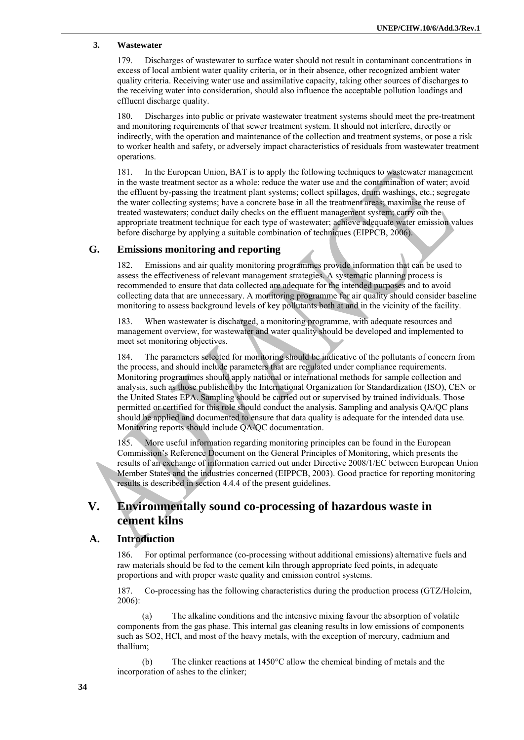### 3. Wastewater

179. Discharges of wastewater to surface water should not result in contaminant concentrations in excess of local ambient water quality criteria, or in their absence, other recognized ambient water quality criteria. Receiving water use and assimilative capacity, taking other sources of discharges to the receiving water into consideration, should also influence the acceptable pollution loadings and effluent discharge quality.

180. Discharges into public or private wastewater treatment systems should meet the pre-treatment and monitoring requirements of that sewer treatment system. It should not interfere, directly or indirectly, with the operation and maintenance of the collection and treatment systems, or pose a risk to worker health and safety, or adversely impact characteristics of residuals from wastewater treatment operations.

181. In the European Union, BAT is to apply the following techniques to wastewater management in the waste treatment sector as a whole: reduce the water use and the contamination of water; avoid the effluent by-passing the treatment plant systems; collect spillages, drum washings, etc.; segregate the water collecting systems; have a concrete base in all the treatment areas; maximise the reuse of treated wastewaters; conduct daily checks on the effluent management system; carry out the appropriate treatment technique for each type of wastewater; achieve adequate water emission values before discharge by applying a suitable combination of techniques (EIPPCB, 2006).

## G. Emissions monitoring and reporting

182. Emissions and air quality monitoring programmes provide information that can be used to assess the effectiveness of relevant management strategies. A systematic planning process is recommended to ensure that data collected are adequate for the intended purposes and to avoid collecting data that are unnecessary. A monitoring programme for air quality should consider baseline monitoring to assess background levels of key pollutants both at and in the vicinity of the facility.

183. When wastewater is discharged, a monitoring programme, with adequate resources and management overview, for wastewater and water quality should be developed and implemented to meet set monitoring objectives.

184. The parameters selected for monitoring should be indicative of the pollutants of concern from the process, and should include parameters that are regulated under compliance requirements. Monitoring programmes should apply national or international methods for sample collection and analysis, such as those published by the International Organization for Standardization (ISO), CEN or the United States EPA. Sampling should be carried out or supervised by trained individuals. Those permitted or certified for this role should conduct the analysis. Sampling and analysis QA/QC plans should be applied and documented to ensure that data quality is adequate for the intended data use. Monitoring reports should include QA/QC documentation.

185. More useful information regarding monitoring principles can be found in the European Commission's Reference Document on the General Principles of Monitoring, which presents the results of an exchange of information carried out under Directive 2008/1/EC between European Union Member States and the industries concerned (EIPPCB, 2003). Good practice for reporting monitoring results is described in section 4.4.4 of the present guidelines.

# V. Environmentally sound co-processing of hazardous waste in cement kilns

## A. Introduction

186. For optimal performance (co-processing without additional emissions) alternative fuels and raw materials should be fed to the cement kiln through appropriate feed points, in adequate proportions and with proper waste quality and emission control systems.

187. Co-processing has the following characteristics during the production process (GTZ/Holcim, 2006):

(a) The alkaline conditions and the intensive mixing favour the absorption of volatile components from the gas phase. This internal gas cleaning results in low emissions of components such as SO2, HCl, and most of the heavy metals, with the exception of mercury, cadmium and thallium;

(b) The clinker reactions at 1450°C allow the chemical binding of metals and the incorporation of ashes to the clinker;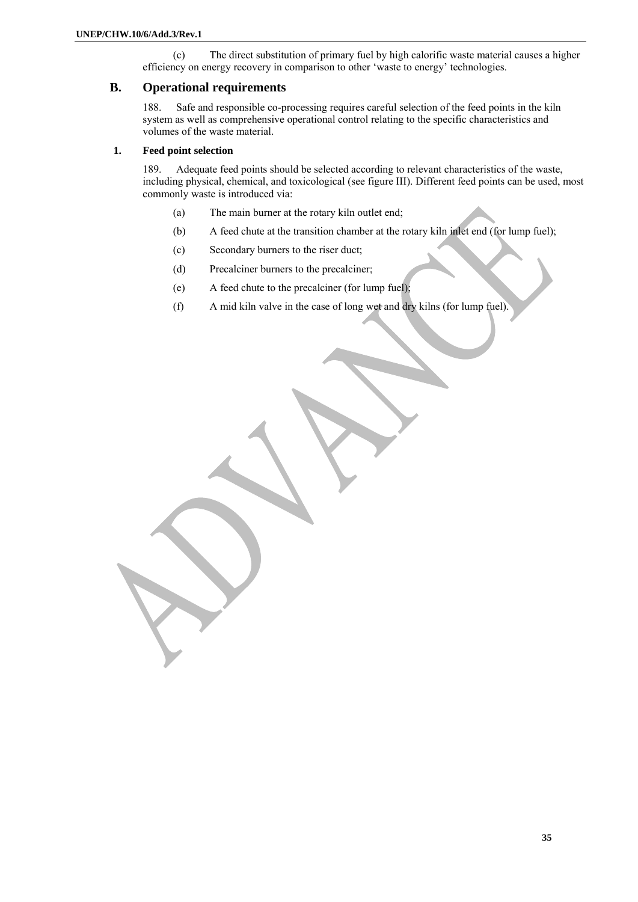(c) The direct substitution of primary fuel by high calorific waste material causes a higher efficiency on energy recovery in comparison to other 'waste to energy' technologies.

## B. Operational requirements

188. Safe and responsible co-processing requires careful selection of the feed points in the kiln system as well as comprehensive operational control relating to the specific characteristics and volumes of the waste material.

### 1. Feed point selection

189. Adequate feed points should be selected according to relevant characteristics of the waste, including physical, chemical, and toxicological (see figure III). Different feed points can be used, most commonly waste is introduced via:

(a) The main burner at the rotary kiln outlet end;

(b) A feed chute at the transition chamber at the rotary kiln inlet end (for lump fuel);

(c) Secondary burners to the riser duct;

(d) Precalciner burners to the precalciner;

(e) A feed chute to the precalciner (for lump fuel);

(f) A mid kiln valve in the case of long wet and dry kilns (for lump fuel).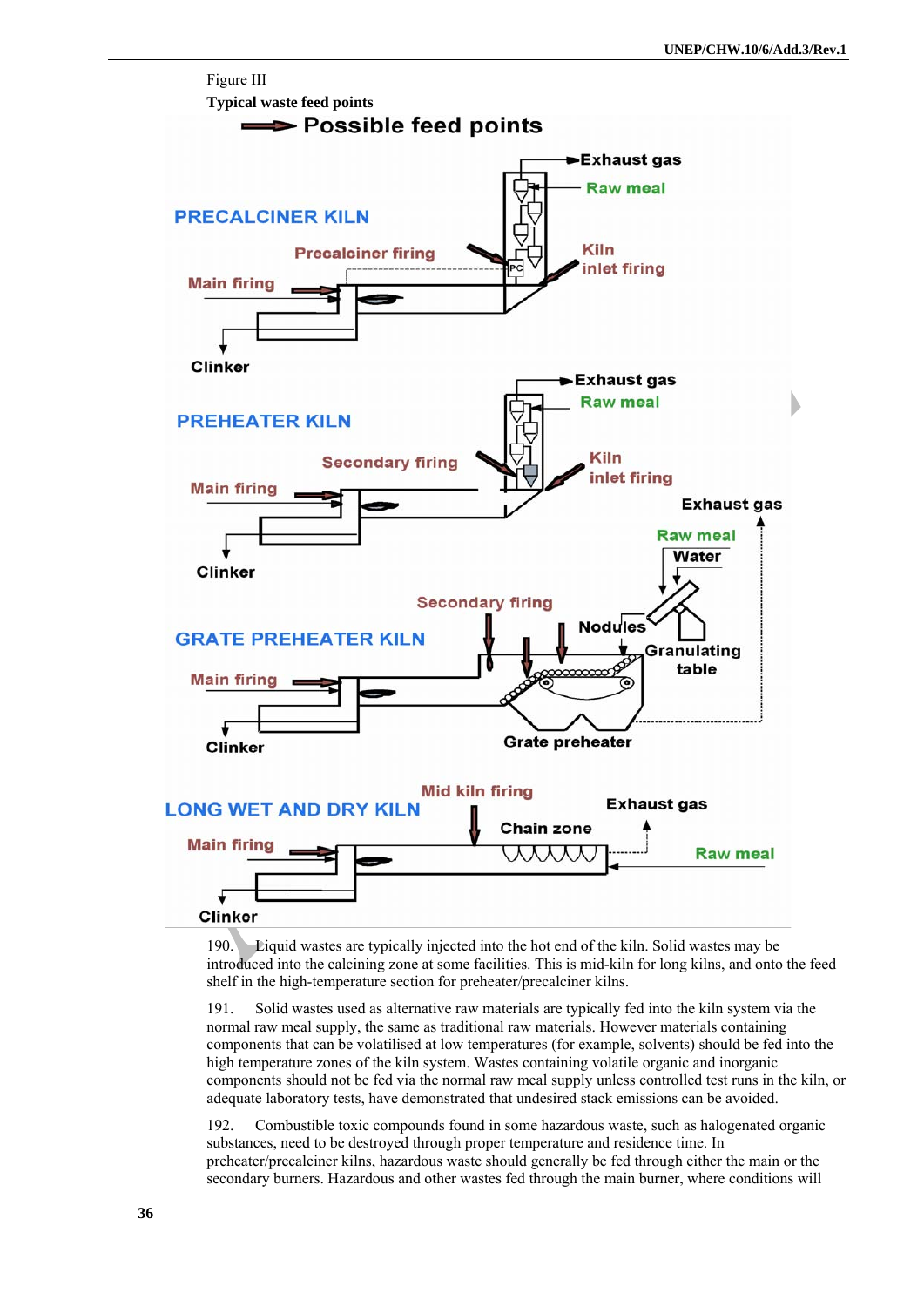Figure III

**Typical waste feed points**

Possible feed points

PRECALCINER KILN

Exhaust gas

Raw meal

Precalciner firing

Kiln inlet firing

Main firing

Clinker

PREHEATER KILN

Exhaust gas

Raw meal

Secondary firing

Kiln inlet firing

Main firing

Clinker

GRATE PREHEATER KILN

Exhaust gas

Raw meal

Water

Secondary firing

Nodules

Granulating table

Main firing

Clinker

Grate preheater

LONG WET AND DRY KILN

Mid kiln firing

Exhaust gas

Chain zone

Main firing

Raw meal

Clinker

190. Liquid wastes are typically injected into the hot end of the kiln. Solid wastes may be introduced into the calcining zone at some facilities. This is mid-kiln for long kilns, and onto the feed shelf in the high-temperature section for preheater/precalciner kilns.

191. Solid wastes used as alternative raw materials are typically fed into the kiln system via the normal raw meal supply, the same as traditional raw materials. However materials containing components that can be volatilised at low temperatures (for example, solvents) should be fed into the high temperature zones of the kiln system. Wastes containing volatile organic and inorganic components should not be fed via the normal raw meal supply unless controlled test runs in the kiln, or adequate laboratory tests, have demonstrated that undesired stack emissions can be avoided.

192. Combustible toxic compounds found in some hazardous waste, such as halogenated organic substances, need to be destroyed through proper temperature and residence time. In preheater/precalciner kilns, hazardous waste should generally be fed through either the main or the secondary burners. Hazardous and other wastes fed through the main burner, where conditions will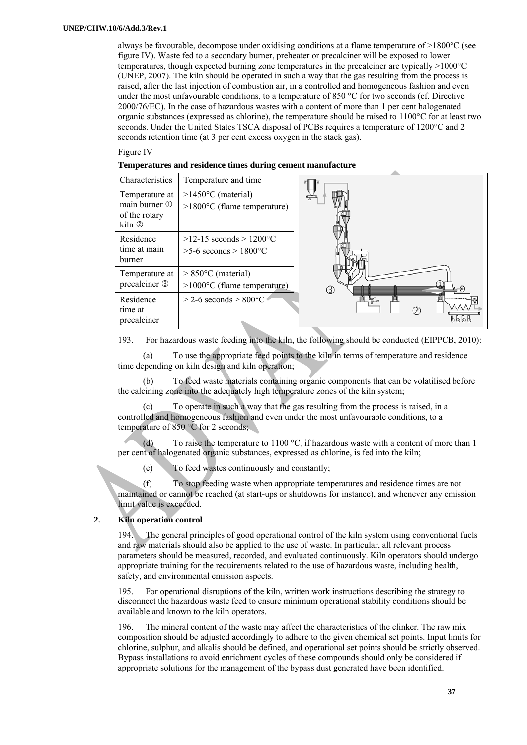always be favourable, decompose under oxidising conditions at a flame temperature of >1800°C (see figure IV). Waste fed to a secondary burner, preheater or precalciner will be exposed to lower temperatures, though expected burning zone temperatures in the precalciner are typically >1000°C (UNEP, 2007). The kiln should be operated in such a way that the gas resulting from the process is raised, after the last injection of combustion air, in a controlled and homogeneous fashion and even under the most unfavourable conditions, to a temperature of 850 °C for two seconds (cf. Directive 2000/76/EC). In the case of hazardous wastes with a content of more than 1 per cent halogenated organic substances (expressed as chlorine), the temperature should be raised to 1100°C for at least two seconds. Under the United States TSCA disposal of PCBs requires a temperature of 1200°C and 2 seconds retention time (at 3 per cent excess oxygen in the stack gas).

Figure IV

**Temperatures and residence times during cement manufacture**

| Characteristics | Temperature and time |
|---|---|
| Temperature at main burner ① of the rotary kiln ② | >1450°C (material)<br>>1800°C (flame temperature) |
| Residence time at main burner | >12-15 seconds > 1200°C<br>>5-6 seconds > 1800°C |
| Temperature at precalciner ③ | > 850°C (material)<br>>1000°C (flame temperature) |
| Residence time at precalciner | > 2-6 seconds > 800°C |

193. For hazardous waste feeding into the kiln, the following should be conducted (EIPPCB, 2010):

(a) To use the appropriate feed points to the kiln in terms of temperature and residence time depending on kiln design and kiln operation;

(b) To feed waste materials containing organic components that can be volatilised before the calcining zone into the adequately high temperature zones of the kiln system;

(c) To operate in such a way that the gas resulting from the process is raised, in a controlled and homogeneous fashion and even under the most unfavourable conditions, to a temperature of 850 °C for 2 seconds;

(d) To raise the temperature to 1100 °C, if hazardous waste with a content of more than 1 per cent of halogenated organic substances, expressed as chlorine, is fed into the kiln;

(e) To feed wastes continuously and constantly;

(f) To stop feeding waste when appropriate temperatures and residence times are not maintained or cannot be reached (at start-ups or shutdowns for instance), and whenever any emission limit value is exceeded.

### 2. Kiln operation control

194. The general principles of good operational control of the kiln system using conventional fuels and raw materials should also be applied to the use of waste. In particular, all relevant process parameters should be measured, recorded, and evaluated continuously. Kiln operators should undergo appropriate training for the requirements related to the use of hazardous waste, including health, safety, and environmental emission aspects.

195. For operational disruptions of the kiln, written work instructions describing the strategy to disconnect the hazardous waste feed to ensure minimum operational stability conditions should be available and known to the kiln operators.

196. The mineral content of the waste may affect the characteristics of the clinker. The raw mix composition should be adjusted accordingly to adhere to the given chemical set points. Input limits for chlorine, sulphur, and alkalis should be defined, and operational set points should be strictly observed. Bypass installations to avoid enrichment cycles of these compounds should only be considered if appropriate solutions for the management of the bypass dust generated have been identified.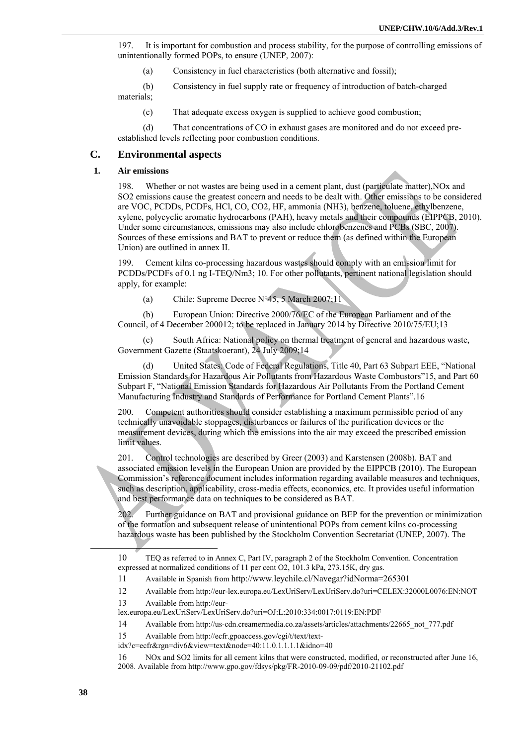197. It is important for combustion and process stability, for the purpose of controlling emissions of unintentionally formed POPs, to ensure (UNEP, 2007):

(a) Consistency in fuel characteristics (both alternative and fossil);

(b) Consistency in fuel supply rate or frequency of introduction of batch-charged materials;

(c) That adequate excess oxygen is supplied to achieve good combustion;

(d) That concentrations of CO in exhaust gases are monitored and do not exceed pre-established levels reflecting poor combustion conditions.

## C. Environmental aspects

### 1. Air emissions

198. Whether or not wastes are being used in a cement plant, dust (particulate matter),NOx and SO2 emissions cause the greatest concern and needs to be dealt with. Other emissions to be considered are VOC, PCDDs, PCDFs, HCl, CO, CO2, HF, ammonia (NH3), benzene, toluene, ethylbenzene, xylene, polycyclic aromatic hydrocarbons (PAH), heavy metals and their compounds (EIPPCB, 2010). Under some circumstances, emissions may also include chlorobenzenes and PCBs (SBC, 2007). Sources of these emissions and BAT to prevent or reduce them (as defined within the European Union) are outlined in annex II.

199. Cement kilns co-processing hazardous wastes should comply with an emission limit for PCDDs/PCDFs of 0.1 ng I-TEQ/Nm3; 10. For other pollutants, pertinent national legislation should apply, for example:

(a) Chile: Supreme Decree N°45, 5 March 2007;11

(b) European Union: Directive 2000/76/EC of the European Parliament and of the Council, of 4 December 200012; to be replaced in January 2014 by Directive 2010/75/EU;13

(c) South Africa: National policy on thermal treatment of general and hazardous waste, Government Gazette (Staatskoerant), 24 July 2009;14

(d) United States: Code of Federal Regulations, Title 40, Part 63 Subpart EEE, "National Emission Standards for Hazardous Air Pollutants from Hazardous Waste Combustors"15, and Part 60 Subpart F, "National Emission Standards for Hazardous Air Pollutants From the Portland Cement Manufacturing Industry and Standards of Performance for Portland Cement Plants".16

200. Competent authorities should consider establishing a maximum permissible period of any technically unavoidable stoppages, disturbances or failures of the purification devices or the measurement devices, during which the emissions into the air may exceed the prescribed emission limit values.

201. Control technologies are described by Greer (2003) and Karstensen (2008b). BAT and associated emission levels in the European Union are provided by the EIPPCB (2010). The European Commission's reference document includes information regarding available measures and techniques, such as description, applicability, cross-media effects, economics, etc. It provides useful information and best performance data on techniques to be considered as BAT.

202. Further guidance on BAT and provisional guidance on BEP for the prevention or minimization of the formation and subsequent release of unintentional POPs from cement kilns co-processing hazardous waste has been published by the Stockholm Convention Secretariat (UNEP, 2007). The

---

10 TEQ as referred to in Annex C, Part IV, paragraph 2 of the Stockholm Convention. Concentration expressed at normalized conditions of 11 per cent O2, 101.3 kPa, 273.15K, dry gas.

11 Available in Spanish from http://www.leychile.cl/Navegar?idNorma=265301

12 Available from http://eur-lex.europa.eu/LexUriServ/LexUriServ.do?uri=CELEX:32000L0076:EN:NOT

13 Available from http://eur-lex.europa.eu/LexUriServ/LexUriServ.do?uri=OJ:L:2010:334:0017:0119:EN:PDF

14 Available from http://us-cdn.creamermedia.co.za/assets/articles/attachments/22665_not_777.pdf

15 Available from http://ecfr.gpoaccess.gov/cgi/t/text/text-idx?c=ecfr&rgn=div6&view=text&node=40:11.0.1.1.1.1&idno=40

16 NOx and SO2 limits for all cement kilns that were constructed, modified, or reconstructed after June 16, 2008. Available from http://www.gpo.gov/fdsys/pkg/FR-2010-09-09/pdf/2010-21102.pdf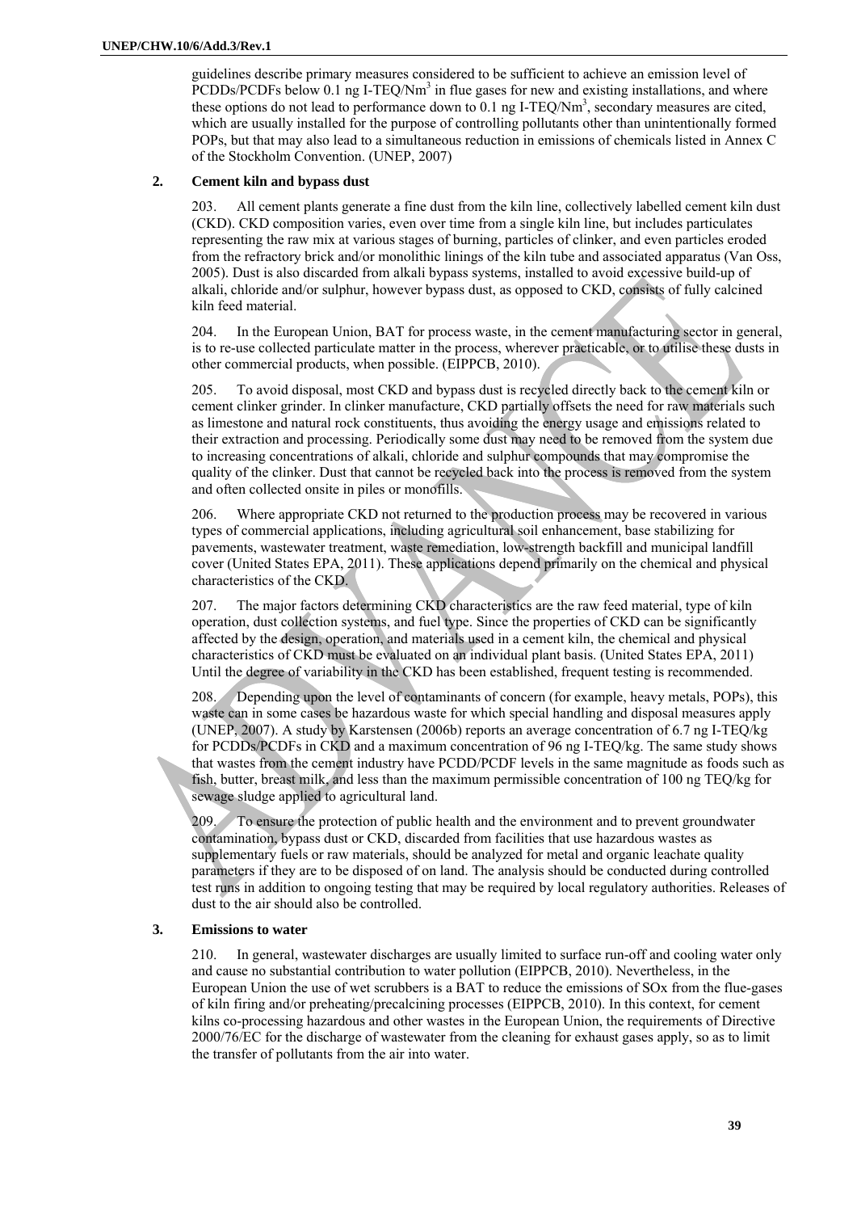guidelines describe primary measures considered to be sufficient to achieve an emission level of PCDDs/PCDFs below 0.1 ng I-TEQ/$Nm^3$ in flue gases for new and existing installations, and where these options do not lead to performance down to 0.1 ng I-TEQ/$Nm^3$, secondary measures are cited, which are usually installed for the purpose of controlling pollutants other than unintentionally formed POPs, but that may also lead to a simultaneous reduction in emissions of chemicals listed in Annex C of the Stockholm Convention. (UNEP, 2007)

**2. Cement kiln and bypass dust**

203. All cement plants generate a fine dust from the kiln line, collectively labelled cement kiln dust (CKD). CKD composition varies, even over time from a single kiln line, but includes particulates representing the raw mix at various stages of burning, particles of clinker, and even particles eroded from the refractory brick and/or monolithic linings of the kiln tube and associated apparatus (Van Oss, 2005). Dust is also discarded from alkali bypass systems, installed to avoid excessive build-up of alkali, chloride and/or sulphur, however bypass dust, as opposed to CKD, consists of fully calcined kiln feed material.

204. In the European Union, BAT for process waste, in the cement manufacturing sector in general, is to re-use collected particulate matter in the process, wherever practicable, or to utilise these dusts in other commercial products, when possible. (EIPPCB, 2010).

205. To avoid disposal, most CKD and bypass dust is recycled directly back to the cement kiln or cement clinker grinder. In clinker manufacture, CKD partially offsets the need for raw materials such as limestone and natural rock constituents, thus avoiding the energy usage and emissions related to their extraction and processing. Periodically some dust may need to be removed from the system due to increasing concentrations of alkali, chloride and sulphur compounds that may compromise the quality of the clinker. Dust that cannot be recycled back into the process is removed from the system and often collected onsite in piles or monofills.

206. Where appropriate CKD not returned to the production process may be recovered in various types of commercial applications, including agricultural soil enhancement, base stabilizing for pavements, wastewater treatment, waste remediation, low-strength backfill and municipal landfill cover (United States EPA, 2011). These applications depend primarily on the chemical and physical characteristics of the CKD.

207. The major factors determining CKD characteristics are the raw feed material, type of kiln operation, dust collection systems, and fuel type. Since the properties of CKD can be significantly affected by the design, operation, and materials used in a cement kiln, the chemical and physical characteristics of CKD must be evaluated on an individual plant basis. (United States EPA, 2011) Until the degree of variability in the CKD has been established, frequent testing is recommended.

208. Depending upon the level of contaminants of concern (for example, heavy metals, POPs), this waste can in some cases be hazardous waste for which special handling and disposal measures apply (UNEP, 2007). A study by Karstensen (2006b) reports an average concentration of 6.7 ng I-TEQ/kg for PCDDs/PCDFs in CKD and a maximum concentration of 96 ng I-TEQ/kg. The same study shows that wastes from the cement industry have PCDD/PCDF levels in the same magnitude as foods such as fish, butter, breast milk, and less than the maximum permissible concentration of 100 ng TEQ/kg for sewage sludge applied to agricultural land.

209. To ensure the protection of public health and the environment and to prevent groundwater contamination, bypass dust or CKD, discarded from facilities that use hazardous wastes as supplementary fuels or raw materials, should be analyzed for metal and organic leachate quality parameters if they are to be disposed of on land. The analysis should be conducted during controlled test runs in addition to ongoing testing that may be required by local regulatory authorities. Releases of dust to the air should also be controlled.

**3. Emissions to water**

210. In general, wastewater discharges are usually limited to surface run-off and cooling water only and cause no substantial contribution to water pollution (EIPPCB, 2010). Nevertheless, in the European Union the use of wet scrubbers is a BAT to reduce the emissions of SOx from the flue-gases of kiln firing and/or preheating/precalcining processes (EIPPCB, 2010). In this context, for cement kilns co-processing hazardous and other wastes in the European Union, the requirements of Directive 2000/76/EC for the discharge of wastewater from the cleaning for exhaust gases apply, so as to limit the transfer of pollutants from the air into water.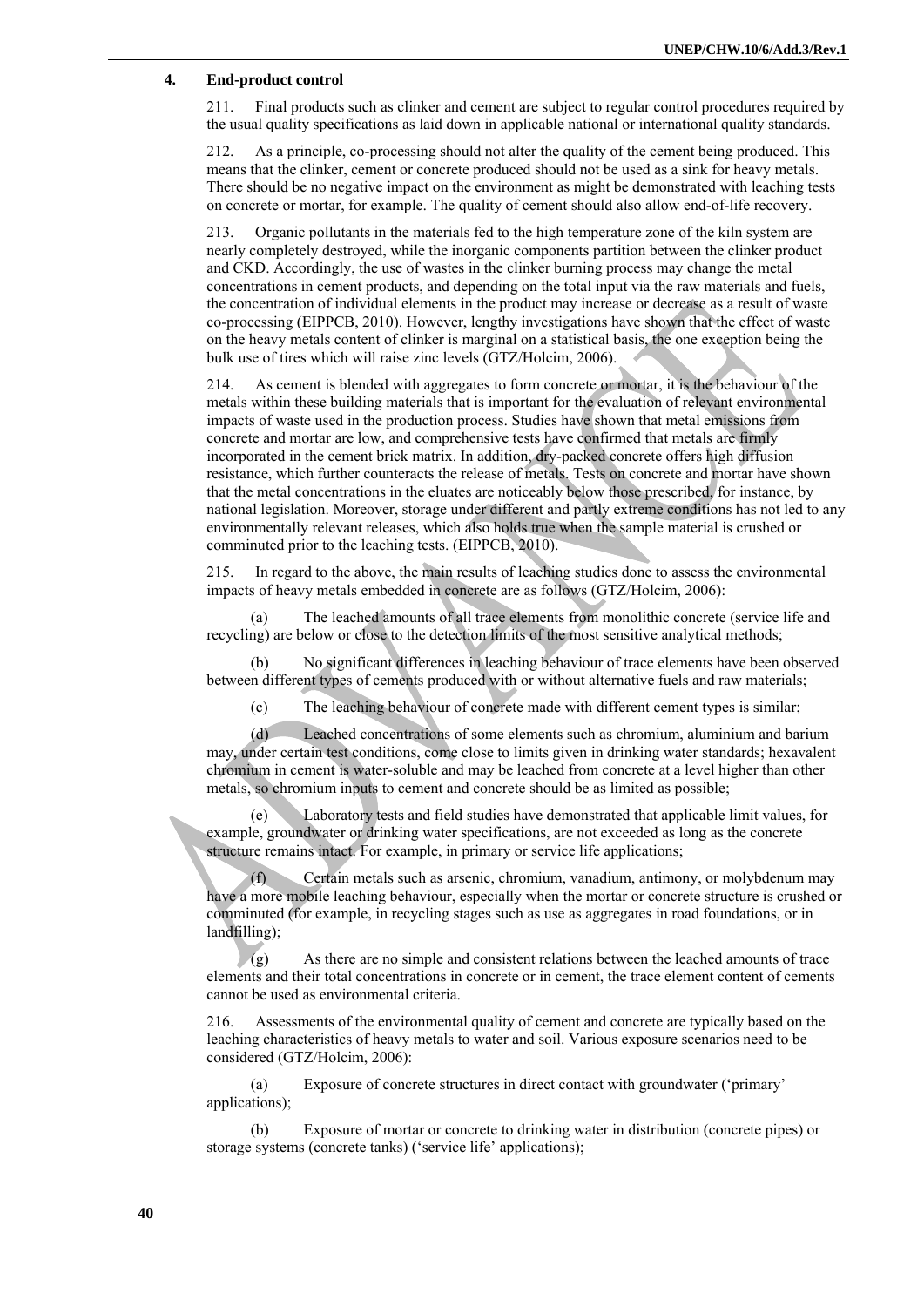### 4. End-product control

211. Final products such as clinker and cement are subject to regular control procedures required by the usual quality specifications as laid down in applicable national or international quality standards.

212. As a principle, co-processing should not alter the quality of the cement being produced. This means that the clinker, cement or concrete produced should not be used as a sink for heavy metals. There should be no negative impact on the environment as might be demonstrated with leaching tests on concrete or mortar, for example. The quality of cement should also allow end-of-life recovery.

213. Organic pollutants in the materials fed to the high temperature zone of the kiln system are nearly completely destroyed, while the inorganic components partition between the clinker product and CKD. Accordingly, the use of wastes in the clinker burning process may change the metal concentrations in cement products, and depending on the total input via the raw materials and fuels, the concentration of individual elements in the product may increase or decrease as a result of waste co-processing (EIPPCB, 2010). However, lengthy investigations have shown that the effect of waste on the heavy metals content of clinker is marginal on a statistical basis, the one exception being the bulk use of tires which will raise zinc levels (GTZ/Holcim, 2006).

214. As cement is blended with aggregates to form concrete or mortar, it is the behaviour of the metals within these building materials that is important for the evaluation of relevant environmental impacts of waste used in the production process. Studies have shown that metal emissions from concrete and mortar are low, and comprehensive tests have confirmed that metals are firmly incorporated in the cement brick matrix. In addition, dry-packed concrete offers high diffusion resistance, which further counteracts the release of metals. Tests on concrete and mortar have shown that the metal concentrations in the eluates are noticeably below those prescribed, for instance, by national legislation. Moreover, storage under different and partly extreme conditions has not led to any environmentally relevant releases, which also holds true when the sample material is crushed or comminuted prior to the leaching tests. (EIPPCB, 2010).

215. In regard to the above, the main results of leaching studies done to assess the environmental impacts of heavy metals embedded in concrete are as follows (GTZ/Holcim, 2006):

(a) The leached amounts of all trace elements from monolithic concrete (service life and recycling) are below or close to the detection limits of the most sensitive analytical methods;

(b) No significant differences in leaching behaviour of trace elements have been observed between different types of cements produced with or without alternative fuels and raw materials;

(c) The leaching behaviour of concrete made with different cement types is similar;

(d) Leached concentrations of some elements such as chromium, aluminium and barium may, under certain test conditions, come close to limits given in drinking water standards; hexavalent chromium in cement is water-soluble and may be leached from concrete at a level higher than other metals, so chromium inputs to cement and concrete should be as limited as possible;

(e) Laboratory tests and field studies have demonstrated that applicable limit values, for example, groundwater or drinking water specifications, are not exceeded as long as the concrete structure remains intact. For example, in primary or service life applications;

(f) Certain metals such as arsenic, chromium, vanadium, antimony, or molybdenum may have a more mobile leaching behaviour, especially when the mortar or concrete structure is crushed or comminuted (for example, in recycling stages such as use as aggregates in road foundations, or in landfilling);

(g) As there are no simple and consistent relations between the leached amounts of trace elements and their total concentrations in concrete or in cement, the trace element content of cements cannot be used as environmental criteria.

216. Assessments of the environmental quality of cement and concrete are typically based on the leaching characteristics of heavy metals to water and soil. Various exposure scenarios need to be considered (GTZ/Holcim, 2006):

(a) Exposure of concrete structures in direct contact with groundwater ('primary' applications);

(b) Exposure of mortar or concrete to drinking water in distribution (concrete pipes) or storage systems (concrete tanks) ('service life' applications);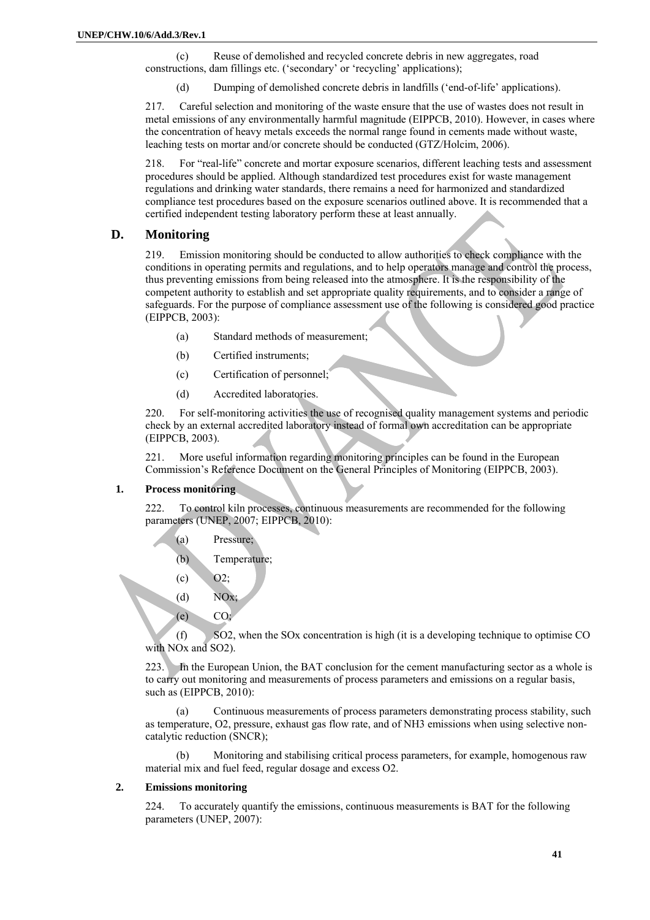(c) Reuse of demolished and recycled concrete debris in new aggregates, road constructions, dam fillings etc. ('secondary' or 'recycling' applications);

(d) Dumping of demolished concrete debris in landfills ('end-of-life' applications).

217. Careful selection and monitoring of the waste ensure that the use of wastes does not result in metal emissions of any environmentally harmful magnitude (EIPPCB, 2010). However, in cases where the concentration of heavy metals exceeds the normal range found in cements made without waste, leaching tests on mortar and/or concrete should be conducted (GTZ/Holcim, 2006).

218. For "real-life" concrete and mortar exposure scenarios, different leaching tests and assessment procedures should be applied. Although standardized test procedures exist for waste management regulations and drinking water standards, there remains a need for harmonized and standardized compliance test procedures based on the exposure scenarios outlined above. It is recommended that a certified independent testing laboratory perform these at least annually.

## D. Monitoring

219. Emission monitoring should be conducted to allow authorities to check compliance with the conditions in operating permits and regulations, and to help operators manage and control the process, thus preventing emissions from being released into the atmosphere. It is the responsibility of the competent authority to establish and set appropriate quality requirements, and to consider a range of safeguards. For the purpose of compliance assessment use of the following is considered good practice (EIPPCB, 2003):

(a) Standard methods of measurement;

(b) Certified instruments;

(c) Certification of personnel;

(d) Accredited laboratories.

220. For self-monitoring activities the use of recognised quality management systems and periodic check by an external accredited laboratory instead of formal own accreditation can be appropriate (EIPPCB, 2003).

221. More useful information regarding monitoring principles can be found in the European Commission's Reference Document on the General Principles of Monitoring (EIPPCB, 2003).

### 1. Process monitoring

222. To control kiln processes, continuous measurements are recommended for the following parameters (UNEP, 2007; EIPPCB, 2010):

(a) Pressure;

(b) Temperature;

(c) $O_2$;

(d) $NO_x$;

(e) CO;

(f) $SO_2$, when the $SO_x$ concentration is high (it is a developing technique to optimise CO with $NO_x$ and $SO_2$).

223. In the European Union, the BAT conclusion for the cement manufacturing sector as a whole is to carry out monitoring and measurements of process parameters and emissions on a regular basis, such as (EIPPCB, 2010):

(a) Continuous measurements of process parameters demonstrating process stability, such as temperature, $O_2$, pressure, exhaust gas flow rate, and of $NH_3$ emissions when using selective non-catalytic reduction (SNCR);

(b) Monitoring and stabilising critical process parameters, for example, homogenous raw material mix and fuel feed, regular dosage and excess $O_2$.

### 2. Emissions monitoring

224. To accurately quantify the emissions, continuous measurements is BAT for the following parameters (UNEP, 2007):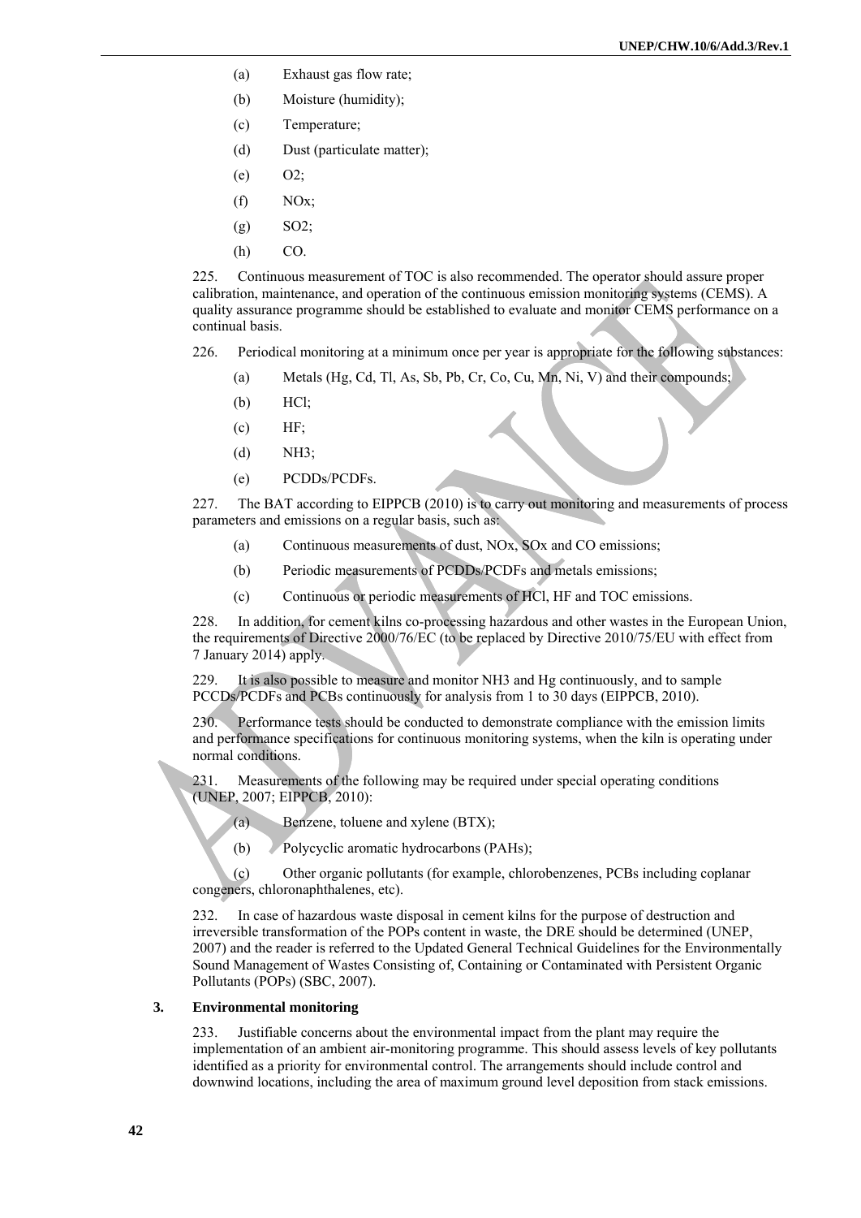(a) Exhaust gas flow rate;

(b) Moisture (humidity);

(c) Temperature;

(d) Dust (particulate matter);

(e) $O_2$;

(f) $NO_x$;

(g) $SO_2$;

(h) CO.

225. Continuous measurement of TOC is also recommended. The operator should assure proper calibration, maintenance, and operation of the continuous emission monitoring systems (CEMS). A quality assurance programme should be established to evaluate and monitor CEMS performance on a continual basis.

226. Periodical monitoring at a minimum once per year is appropriate for the following substances:

(a) Metals (Hg, Cd, Tl, As, Sb, Pb, Cr, Co, Cu, Mn, Ni, V) and their compounds;

(b) HCl;

(c) HF;

(d) $NH_3$;

(e) PCDDs/PCDFs.

227. The BAT according to EIPPCB (2010) is to carry out monitoring and measurements of process parameters and emissions on a regular basis, such as:

(a) Continuous measurements of dust, $NO_x$, $SO_x$ and CO emissions;

(b) Periodic measurements of PCDDs/PCDFs and metals emissions;

(c) Continuous or periodic measurements of HCl, HF and TOC emissions.

228. In addition, for cement kilns co-processing hazardous and other wastes in the European Union, the requirements of Directive 2000/76/EC (to be replaced by Directive 2010/75/EU with effect from 7 January 2014) apply.

229. It is also possible to measure and monitor $NH_3$ and Hg continuously, and to sample PCCDs/PCDFs and PCBs continuously for analysis from 1 to 30 days (EIPPCB, 2010).

230. Performance tests should be conducted to demonstrate compliance with the emission limits and performance specifications for continuous monitoring systems, when the kiln is operating under normal conditions.

231. Measurements of the following may be required under special operating conditions (UNEP, 2007; EIPPCB, 2010):

(a) Benzene, toluene and xylene (BTX);

(b) Polycyclic aromatic hydrocarbons (PAHs);

(c) Other organic pollutants (for example, chlorobenzenes, PCBs including coplanar congeners, chloronaphthalenes, etc).

232. In case of hazardous waste disposal in cement kilns for the purpose of destruction and irreversible transformation of the POPs content in waste, the DRE should be determined (UNEP, 2007) and the reader is referred to the Updated General Technical Guidelines for the Environmentally Sound Management of Wastes Consisting of, Containing or Contaminated with Persistent Organic Pollutants (POPs) (SBC, 2007).

### 3. Environmental monitoring

233. Justifiable concerns about the environmental impact from the plant may require the implementation of an ambient air-monitoring programme. This should assess levels of key pollutants identified as a priority for environmental control. The arrangements should include control and downwind locations, including the area of maximum ground level deposition from stack emissions.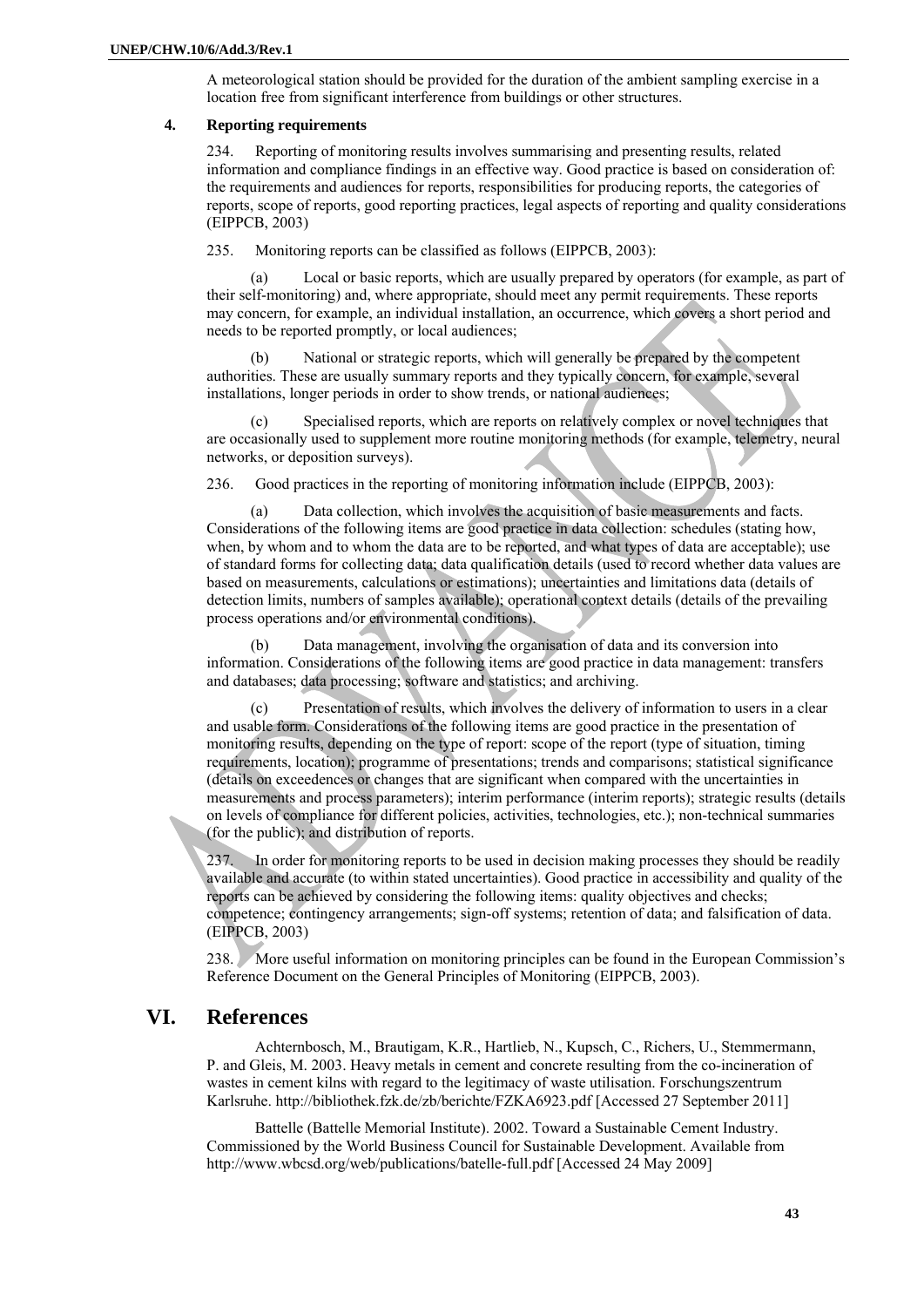A meteorological station should be provided for the duration of the ambient sampling exercise in a location free from significant interference from buildings or other structures.

#### 4. Reporting requirements

234. Reporting of monitoring results involves summarising and presenting results, related information and compliance findings in an effective way. Good practice is based on consideration of: the requirements and audiences for reports, responsibilities for producing reports, the categories of reports, scope of reports, good reporting practices, legal aspects of reporting and quality considerations (EIPPCB, 2003)

235. Monitoring reports can be classified as follows (EIPPCB, 2003):

(a) Local or basic reports, which are usually prepared by operators (for example, as part of their self-monitoring) and, where appropriate, should meet any permit requirements. These reports may concern, for example, an individual installation, an occurrence, which covers a short period and needs to be reported promptly, or local audiences;

(b) National or strategic reports, which will generally be prepared by the competent authorities. These are usually summary reports and they typically concern, for example, several installations, longer periods in order to show trends, or national audiences;

(c) Specialised reports, which are reports on relatively complex or novel techniques that are occasionally used to supplement more routine monitoring methods (for example, telemetry, neural networks, or deposition surveys).

236. Good practices in the reporting of monitoring information include (EIPPCB, 2003):

(a) Data collection, which involves the acquisition of basic measurements and facts. Considerations of the following items are good practice in data collection: schedules (stating how, when, by whom and to whom the data are to be reported, and what types of data are acceptable); use of standard forms for collecting data; data qualification details (used to record whether data values are based on measurements, calculations or estimations); uncertainties and limitations data (details of detection limits, numbers of samples available); operational context details (details of the prevailing process operations and/or environmental conditions).

(b) Data management, involving the organisation of data and its conversion into information. Considerations of the following items are good practice in data management: transfers and databases; data processing; software and statistics; and archiving.

(c) Presentation of results, which involves the delivery of information to users in a clear and usable form. Considerations of the following items are good practice in the presentation of monitoring results, depending on the type of report: scope of the report (type of situation, timing requirements, location); programme of presentations; trends and comparisons; statistical significance (details on exceedences or changes that are significant when compared with the uncertainties in measurements and process parameters); interim performance (interim reports); strategic results (details on levels of compliance for different policies, activities, technologies, etc.); non-technical summaries (for the public); and distribution of reports.

237. In order for monitoring reports to be used in decision making processes they should be readily available and accurate (to within stated uncertainties). Good practice in accessibility and quality of the reports can be achieved by considering the following items: quality objectives and checks; competence; contingency arrangements; sign-off systems; retention of data; and falsification of data. (EIPPCB, 2003)

238. More useful information on monitoring principles can be found in the European Commission's Reference Document on the General Principles of Monitoring (EIPPCB, 2003).

# VI. References

Achternbosch, M., Brautigam, K.R., Hartlieb, N., Kupsch, C., Richers, U., Stemmermann, P. and Gleis, M. 2003. Heavy metals in cement and concrete resulting from the co-incineration of wastes in cement kilns with regard to the legitimacy of waste utilisation. Forschungszentrum Karlsruhe. http://bibliothek.fzk.de/zb/berichte/FZKA6923.pdf [Accessed 27 September 2011]

Battelle (Battelle Memorial Institute). 2002. Toward a Sustainable Cement Industry. Commissioned by the World Business Council for Sustainable Development. Available from http://www.wbcsd.org/web/publications/batelle-full.pdf [Accessed 24 May 2009]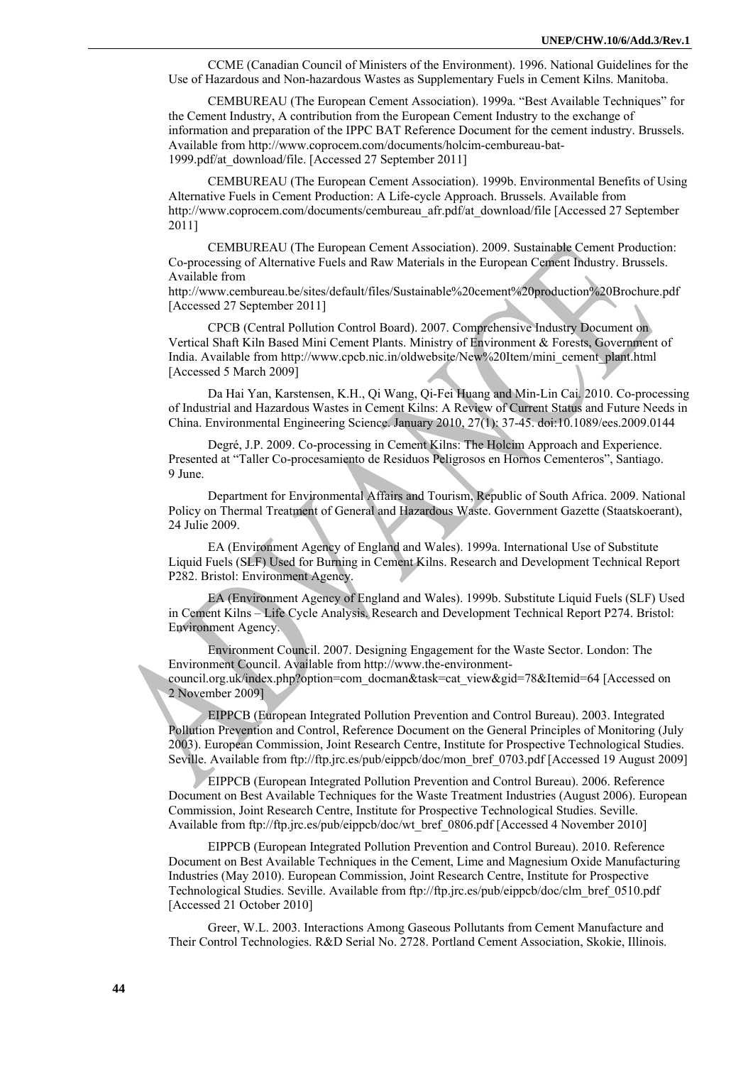CCME (Canadian Council of Ministers of the Environment). 1996. National Guidelines for the Use of Hazardous and Non-hazardous Wastes as Supplementary Fuels in Cement Kilns. Manitoba.

CEMBUREAU (The European Cement Association). 1999a. "Best Available Techniques" for the Cement Industry, A contribution from the European Cement Industry to the exchange of information and preparation of the IPPC BAT Reference Document for the cement industry. Brussels. Available from http://www.coprocem.com/documents/holcim-cembureau-bat-1999.pdf/at_download/file. [Accessed 27 September 2011]

CEMBUREAU (The European Cement Association). 1999b. Environmental Benefits of Using Alternative Fuels in Cement Production: A Life-cycle Approach. Brussels. Available from http://www.coprocem.com/documents/cembureau_afr.pdf/at_download/file [Accessed 27 September 2011]

CEMBUREAU (The European Cement Association). 2009. Sustainable Cement Production: Co-processing of Alternative Fuels and Raw Materials in the European Cement Industry. Brussels. Available from http://www.cembureau.be/sites/default/files/Sustainable%20cement%20production%20Brochure.pdf [Accessed 27 September 2011]

CPCB (Central Pollution Control Board). 2007. Comprehensive Industry Document on Vertical Shaft Kiln Based Mini Cement Plants. Ministry of Environment & Forests, Government of India. Available from http://www.cpcb.nic.in/oldwebsite/New%20Item/mini_cement_plant.html [Accessed 5 March 2009]

Da Hai Yan, Karstensen, K.H., Qi Wang, Qi-Fei Huang and Min-Lin Cai. 2010. Co-processing of Industrial and Hazardous Wastes in Cement Kilns: A Review of Current Status and Future Needs in China. Environmental Engineering Science. January 2010, 27(1): 37-45. doi:10.1089/ees.2009.0144

Degré, J.P. 2009. Co-processing in Cement Kilns: The Holcim Approach and Experience. Presented at "Taller Co-procesamiento de Residuos Peligrosos en Hornos Cementeros", Santiago. 9 June.

Department for Environmental Affairs and Tourism, Republic of South Africa. 2009. National Policy on Thermal Treatment of General and Hazardous Waste. Government Gazette (Staatskoerant), 24 Julie 2009.

EA (Environment Agency of England and Wales). 1999a. International Use of Substitute Liquid Fuels (SLF) Used for Burning in Cement Kilns. Research and Development Technical Report P282. Bristol: Environment Agency.

EA (Environment Agency of England and Wales). 1999b. Substitute Liquid Fuels (SLF) Used in Cement Kilns – Life Cycle Analysis. Research and Development Technical Report P274. Bristol: Environment Agency.

Environment Council. 2007. Designing Engagement for the Waste Sector. London: The Environment Council. Available from http://www.the-environment-council.org.uk/index.php?option=com_docman&task=cat_view&gid=78&Itemid=64 [Accessed on 2 November 2009]

EIPPCB (European Integrated Pollution Prevention and Control Bureau). 2003. Integrated Pollution Prevention and Control, Reference Document on the General Principles of Monitoring (July 2003). European Commission, Joint Research Centre, Institute for Prospective Technological Studies. Seville. Available from ftp://ftp.jrc.es/pub/eippcb/doc/mon_bref_0703.pdf [Accessed 19 August 2009]

EIPPCB (European Integrated Pollution Prevention and Control Bureau). 2006. Reference Document on Best Available Techniques for the Waste Treatment Industries (August 2006). European Commission, Joint Research Centre, Institute for Prospective Technological Studies. Seville. Available from ftp://ftp.jrc.es/pub/eippcb/doc/wt_bref_0806.pdf [Accessed 4 November 2010]

EIPPCB (European Integrated Pollution Prevention and Control Bureau). 2010. Reference Document on Best Available Techniques in the Cement, Lime and Magnesium Oxide Manufacturing Industries (May 2010). European Commission, Joint Research Centre, Institute for Prospective Technological Studies. Seville. Available from ftp://ftp.jrc.es/pub/eippcb/doc/clm_bref_0510.pdf [Accessed 21 October 2010]

Greer, W.L. 2003. Interactions Among Gaseous Pollutants from Cement Manufacture and Their Control Technologies. R&D Serial No. 2728. Portland Cement Association, Skokie, Illinois.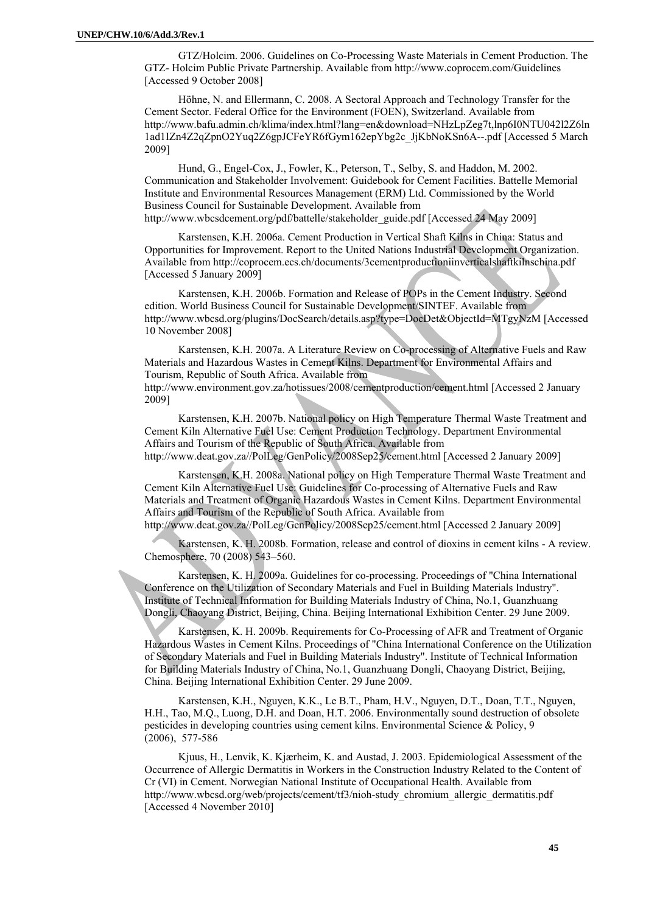GTZ/Holcim. 2006. Guidelines on Co-Processing Waste Materials in Cement Production. The GTZ- Holcim Public Private Partnership. Available from http://www.coprocem.com/Guidelines [Accessed 9 October 2008]

Höhne, N. and Ellermann, C. 2008. A Sectoral Approach and Technology Transfer for the Cement Sector. Federal Office for the Environment (FOEN), Switzerland. Available from http://www.bafu.admin.ch/klima/index.html?lang=en&download=NHzLpZeg7t,lnp6I0NTU042l2Z6ln1ad1IZn4Z2qZpnO2Yuq2Z6gpJCFeYR6fGym162epYbg2c_JjKbNoKSn6A--.pdf [Accessed 5 March 2009]

Hund, G., Engel-Cox, J., Fowler, K., Peterson, T., Selby, S. and Haddon, M. 2002. Communication and Stakeholder Involvement: Guidebook for Cement Facilities. Battelle Memorial Institute and Environmental Resources Management (ERM) Ltd. Commissioned by the World Business Council for Sustainable Development. Available from http://www.wbcsdcement.org/pdf/battelle/stakeholder_guide.pdf [Accessed 24 May 2009]

Karstensen, K.H. 2006a. Cement Production in Vertical Shaft Kilns in China: Status and Opportunities for Improvement. Report to the United Nations Industrial Development Organization. Available from http://coprocem.ecs.ch/documents/3cementproductioninverticalshaftkilnschina.pdf [Accessed 5 January 2009]

Karstensen, K.H. 2006b. Formation and Release of POPs in the Cement Industry. Second edition. World Business Council for Sustainable Development/SINTEF. Available from http://www.wbcsd.org/plugins/DocSearch/details.asp?type=DocDet&ObjectId=MTgyNzM [Accessed 10 November 2008]

Karstensen, K.H. 2007a. A Literature Review on Co-processing of Alternative Fuels and Raw Materials and Hazardous Wastes in Cement Kilns. Department for Environmental Affairs and Tourism, Republic of South Africa. Available from http://www.environment.gov.za/hotissues/2008/cementproduction/cement.html [Accessed 2 January 2009]

Karstensen, K.H. 2007b. National policy on High Temperature Thermal Waste Treatment and Cement Kiln Alternative Fuel Use: Cement Production Technology. Department Environmental Affairs and Tourism of the Republic of South Africa. Available from http://www.deat.gov.za//PolLeg/GenPolicy/2008Sep25/cement.html [Accessed 2 January 2009]

Karstensen, K.H. 2008a. National policy on High Temperature Thermal Waste Treatment and Cement Kiln Alternative Fuel Use: Guidelines for Co-processing of Alternative Fuels and Raw Materials and Treatment of Organic Hazardous Wastes in Cement Kilns. Department Environmental Affairs and Tourism of the Republic of South Africa. Available from http://www.deat.gov.za//PolLeg/GenPolicy/2008Sep25/cement.html [Accessed 2 January 2009]

Karstensen, K. H. 2008b. Formation, release and control of dioxins in cement kilns - A review. Chemosphere, 70 (2008) 543–560.

Karstensen, K. H. 2009a. Guidelines for co-processing. Proceedings of "China International Conference on the Utilization of Secondary Materials and Fuel in Building Materials Industry". Institute of Technical Information for Building Materials Industry of China, No.1, Guanzhuang Dongli, Chaoyang District, Beijing, China. Beijing International Exhibition Center. 29 June 2009.

Karstensen, K. H. 2009b. Requirements for Co-Processing of AFR and Treatment of Organic Hazardous Wastes in Cement Kilns. Proceedings of "China International Conference on the Utilization of Secondary Materials and Fuel in Building Materials Industry". Institute of Technical Information for Building Materials Industry of China, No.1, Guanzhuang Dongli, Chaoyang District, Beijing, China. Beijing International Exhibition Center. 29 June 2009.

Karstensen, K.H., Nguyen, K.K., Le B.T., Pham, H.V., Nguyen, D.T., Doan, T.T., Nguyen, H.H., Tao, M.Q., Luong, D.H. and Doan, H.T. 2006. Environmentally sound destruction of obsolete pesticides in developing countries using cement kilns. Environmental Science & Policy, 9 (2006), 577-586

Kjuus, H., Lenvik, K. Kjærheim, K. and Austad, J. 2003. Epidemiological Assessment of the Occurrence of Allergic Dermatitis in Workers in the Construction Industry Related to the Content of Cr (VI) in Cement. Norwegian National Institute of Occupational Health. Available from http://www.wbcsd.org/web/projects/cement/tf3/nioh-study_chromium_allergic_dermatitis.pdf [Accessed 4 November 2010]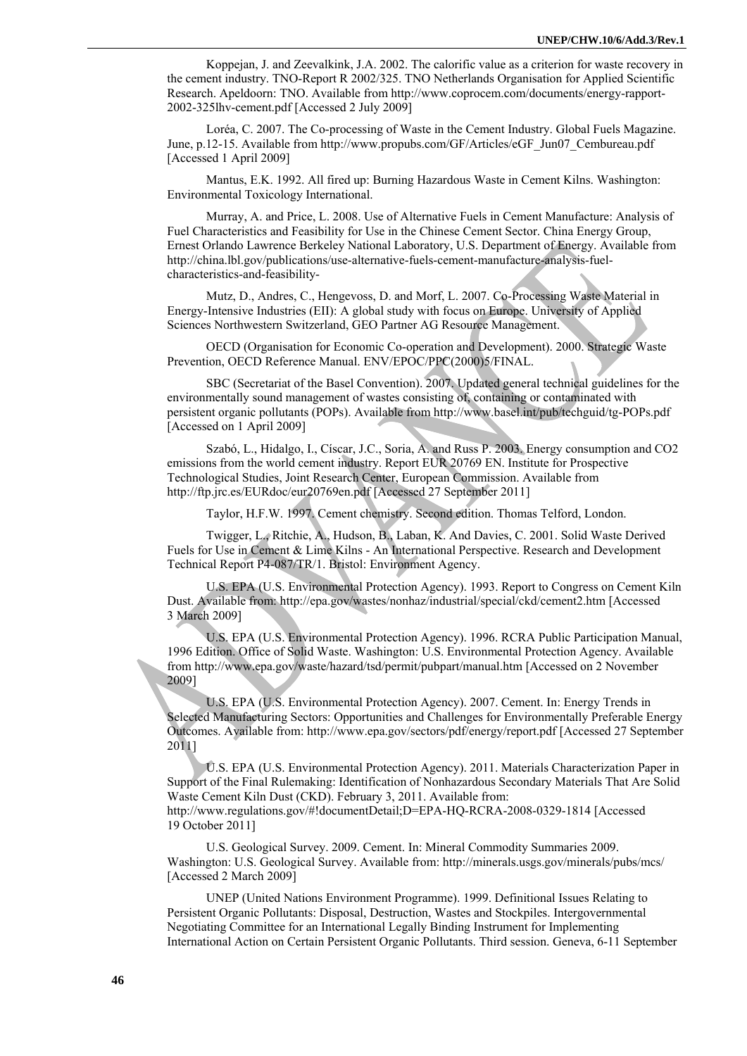Koppejan, J. and Zeevalkink, J.A. 2002. The calorific value as a criterion for waste recovery in the cement industry. TNO-Report R 2002/325. TNO Netherlands Organisation for Applied Scientific Research. Apeldoorn: TNO. Available from http://www.coprocem.com/documents/energy-rapport-2002-325lhv-cement.pdf [Accessed 2 July 2009]

Loréa, C. 2007. The Co-processing of Waste in the Cement Industry. Global Fuels Magazine. June, p.12-15. Available from http://www.propubs.com/GF/Articles/eGF_Jun07_Cembureau.pdf [Accessed 1 April 2009]

Mantus, E.K. 1992. All fired up: Burning Hazardous Waste in Cement Kilns. Washington: Environmental Toxicology International.

Murray, A. and Price, L. 2008. Use of Alternative Fuels in Cement Manufacture: Analysis of Fuel Characteristics and Feasibility for Use in the Chinese Cement Sector. China Energy Group, Ernest Orlando Lawrence Berkeley National Laboratory, U.S. Department of Energy. Available from http://china.lbl.gov/publications/use-alternative-fuels-cement-manufacture-analysis-fuel-characteristics-and-feasibility-

Mutz, D., Andres, C., Hengevoss, D. and Morf, L. 2007. Co-Processing Waste Material in Energy-Intensive Industries (EII): A global study with focus on Europe. University of Applied Sciences Northwestern Switzerland, GEO Partner AG Resource Management.

OECD (Organisation for Economic Co-operation and Development). 2000. Strategic Waste Prevention, OECD Reference Manual. ENV/EPOC/PPC(2000)5/FINAL.

SBC (Secretariat of the Basel Convention). 2007. Updated general technical guidelines for the environmentally sound management of wastes consisting of, containing or contaminated with persistent organic pollutants (POPs). Available from http://www.basel.int/pub/techguid/tg-POPs.pdf [Accessed on 1 April 2009]

Szabó, L., Hidalgo, I., Císcar, J.C., Soria, A. and Russ P. 2003. Energy consumption and CO2 emissions from the world cement industry. Report EUR 20769 EN. Institute for Prospective Technological Studies, Joint Research Center, European Commission. Available from http://ftp.jrc.es/EURdoc/eur20769en.pdf [Accessed 27 September 2011]

Taylor, H.F.W. 1997. Cement chemistry. Second edition. Thomas Telford, London.

Twigger, L., Ritchie, A., Hudson, B., Laban, K. And Davies, C. 2001. Solid Waste Derived Fuels for Use in Cement & Lime Kilns - An International Perspective. Research and Development Technical Report P4-087/TR/1. Bristol: Environment Agency.

U.S. EPA (U.S. Environmental Protection Agency). 1993. Report to Congress on Cement Kiln Dust. Available from: http://epa.gov/wastes/nonhaz/industrial/special/ckd/cement2.htm [Accessed 3 March 2009]

U.S. EPA (U.S. Environmental Protection Agency). 1996. RCRA Public Participation Manual, 1996 Edition. Office of Solid Waste. Washington: U.S. Environmental Protection Agency. Available from http://www.epa.gov/waste/hazard/tsd/permit/pubpart/manual.htm [Accessed on 2 November 2009]

U.S. EPA (U.S. Environmental Protection Agency). 2007. Cement. In: Energy Trends in Selected Manufacturing Sectors: Opportunities and Challenges for Environmentally Preferable Energy Outcomes. Available from: http://www.epa.gov/sectors/pdf/energy/report.pdf [Accessed 27 September 2011]

U.S. EPA (U.S. Environmental Protection Agency). 2011. Materials Characterization Paper in Support of the Final Rulemaking: Identification of Nonhazardous Secondary Materials That Are Solid Waste Cement Kiln Dust (CKD). February 3, 2011. Available from: http://www.regulations.gov/#!documentDetail;D=EPA-HQ-RCRA-2008-0329-1814 [Accessed 19 October 2011]

U.S. Geological Survey. 2009. Cement. In: Mineral Commodity Summaries 2009. Washington: U.S. Geological Survey. Available from: http://minerals.usgs.gov/minerals/pubs/mcs/ [Accessed 2 March 2009]

UNEP (United Nations Environment Programme). 1999. Definitional Issues Relating to Persistent Organic Pollutants: Disposal, Destruction, Wastes and Stockpiles. Intergovernmental Negotiating Committee for an International Legally Binding Instrument for Implementing International Action on Certain Persistent Organic Pollutants. Third session. Geneva, 6-11 September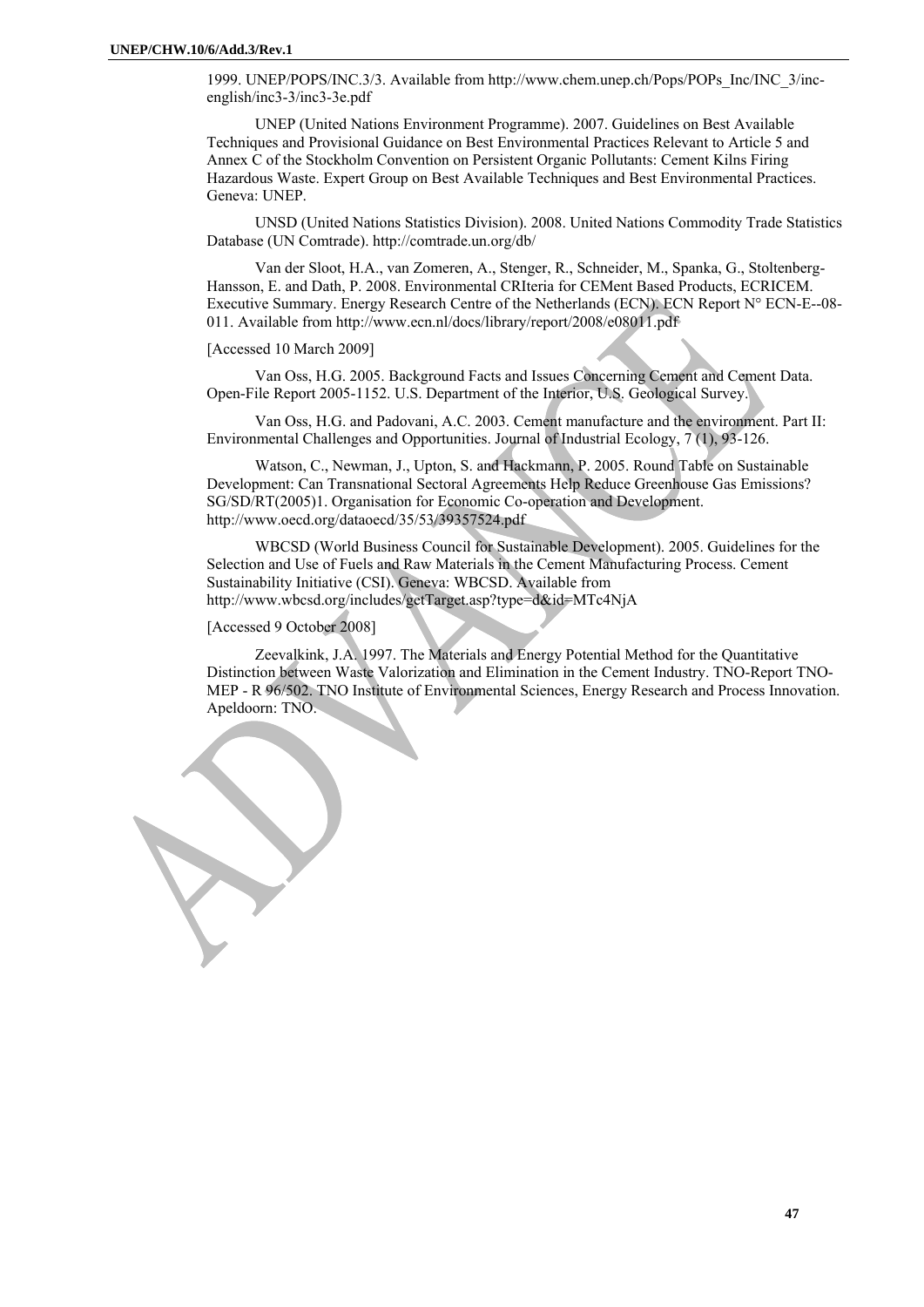1999. UNEP/POPS/INC.3/3. Available from http://www.chem.unep.ch/Pops/POPs_Inc/INC_3/inc-english/inc3-3/inc3-3e.pdf

UNEP (United Nations Environment Programme). 2007. Guidelines on Best Available Techniques and Provisional Guidance on Best Environmental Practices Relevant to Article 5 and Annex C of the Stockholm Convention on Persistent Organic Pollutants: Cement Kilns Firing Hazardous Waste. Expert Group on Best Available Techniques and Best Environmental Practices. Geneva: UNEP.

UNSD (United Nations Statistics Division). 2008. United Nations Commodity Trade Statistics Database (UN Comtrade). http://comtrade.un.org/db/

Van der Sloot, H.A., van Zomeren, A., Stenger, R., Schneider, M., Spanka, G., Stoltenberg-Hansson, E. and Dath, P. 2008. Environmental CRIteria for CEMent Based Products, ECRICEM. Executive Summary. Energy Research Centre of the Netherlands (ECN). ECN Report N° ECN-E--08-011. Available from http://www.ecn.nl/docs/library/report/2008/e08011.pdf

[Accessed 10 March 2009]

Van Oss, H.G. 2005. Background Facts and Issues Concerning Cement and Cement Data. Open-File Report 2005-1152. U.S. Department of the Interior, U.S. Geological Survey.

Van Oss, H.G. and Padovani, A.C. 2003. Cement manufacture and the environment. Part II: Environmental Challenges and Opportunities. Journal of Industrial Ecology, 7 (1), 93-126.

Watson, C., Newman, J., Upton, S. and Hackmann, P. 2005. Round Table on Sustainable Development: Can Transnational Sectoral Agreements Help Reduce Greenhouse Gas Emissions? SG/SD/RT(2005)1. Organisation for Economic Co-operation and Development. http://www.oecd.org/dataoecd/35/53/39357524.pdf

WBCSD (World Business Council for Sustainable Development). 2005. Guidelines for the Selection and Use of Fuels and Raw Materials in the Cement Manufacturing Process. Cement Sustainability Initiative (CSI). Geneva: WBCSD. Available from http://www.wbcsd.org/includes/getTarget.asp?type=d&id=MTc4NjA

[Accessed 9 October 2008]

Zeevalkink, J.A. 1997. The Materials and Energy Potential Method for the Quantitative Distinction between Waste Valorization and Elimination in the Cement Industry. TNO-Report TNO-MEP - R 96/502. TNO Institute of Environmental Sciences, Energy Research and Process Innovation. Apeldoorn: TNO.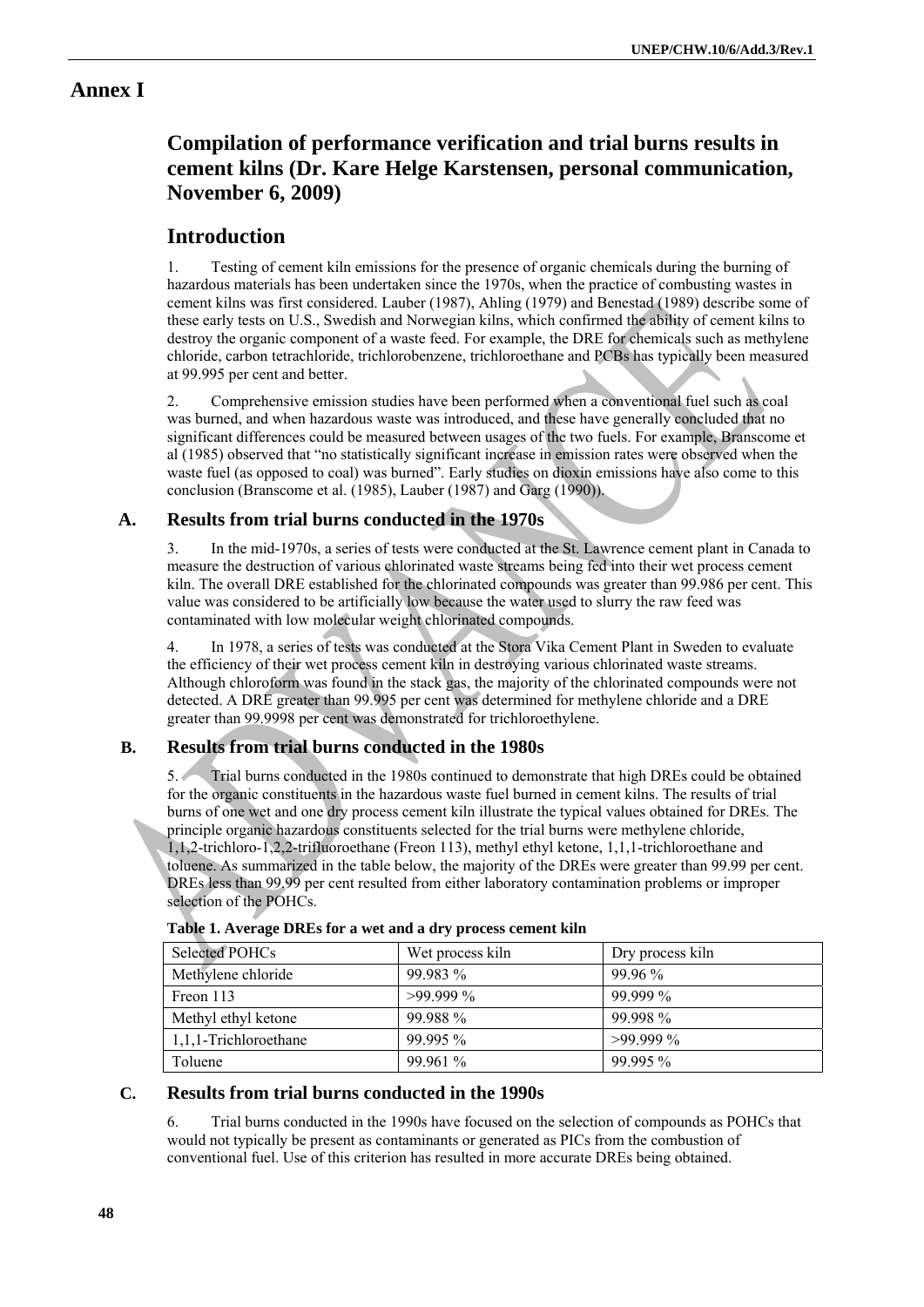# Annex I

## Compilation of performance verification and trial burns results in cement kilns (Dr. Kare Helge Karstensen, personal communication, November 6, 2009)

## Introduction

1. Testing of cement kiln emissions for the presence of organic chemicals during the burning of hazardous materials has been undertaken since the 1970s, when the practice of combusting wastes in cement kilns was first considered. Lauber (1987), Ahling (1979) and Benestad (1989) describe some of these early tests on U.S., Swedish and Norwegian kilns, which confirmed the ability of cement kilns to destroy the organic component of a waste feed. For example, the DRE for chemicals such as methylene chloride, carbon tetrachloride, trichlorobenzene, trichloroethane and PCBs has typically been measured at 99.995 per cent and better.

2. Comprehensive emission studies have been performed when a conventional fuel such as coal was burned, and when hazardous waste was introduced, and these have generally concluded that no significant differences could be measured between usages of the two fuels. For example, Branscome et al (1985) observed that "no statistically significant increase in emission rates were observed when the waste fuel (as opposed to coal) was burned". Early studies on dioxin emissions have also come to this conclusion (Branscome et al. (1985), Lauber (1987) and Garg (1990)).

### A. Results from trial burns conducted in the 1970s

3. In the mid-1970s, a series of tests were conducted at the St. Lawrence cement plant in Canada to measure the destruction of various chlorinated waste streams being fed into their wet process cement kiln. The overall DRE established for the chlorinated compounds was greater than 99.986 per cent. This value was considered to be artificially low because the water used to slurry the raw feed was contaminated with low molecular weight chlorinated compounds.

4. In 1978, a series of tests was conducted at the Stora Vika Cement Plant in Sweden to evaluate the efficiency of their wet process cement kiln in destroying various chlorinated waste streams. Although chloroform was found in the stack gas, the majority of the chlorinated compounds were not detected. A DRE greater than 99.995 per cent was determined for methylene chloride and a DRE greater than 99.9998 per cent was demonstrated for trichloroethylene.

### B. Results from trial burns conducted in the 1980s

5. Trial burns conducted in the 1980s continued to demonstrate that high DREs could be obtained for the organic constituents in the hazardous waste fuel burned in cement kilns. The results of trial burns of one wet and one dry process cement kiln illustrate the typical values obtained for DREs. The principle organic hazardous constituents selected for the trial burns were methylene chloride, 1,1,2-trichloro-1,2,2-trifluoroethane (Freon 113), methyl ethyl ketone, 1,1,1-trichloroethane and toluene. As summarized in the table below, the majority of the DREs were greater than 99.99 per cent. DREs less than 99.99 per cent resulted from either laboratory contamination problems or improper selection of the POHCs.

**Table 1. Average DREs for a wet and a dry process cement kiln**

| Selected POHCs | Wet process kiln | Dry process kiln |
|---|---|---|
| Methylene chloride | 99.983 % | 99.96 % |
| Freon 113 | >99.999 % | 99.999 % |
| Methyl ethyl ketone | 99.988 % | 99.998 % |
| 1,1,1-Trichloroethane | 99.995 % | >99.999 % |
| Toluene | 99.961 % | 99.995 % |

### C. Results from trial burns conducted in the 1990s

6. Trial burns conducted in the 1990s have focused on the selection of compounds as POHCs that would not typically be present as contaminants or generated as PICs from the combustion of conventional fuel. Use of this criterion has resulted in more accurate DREs being obtained.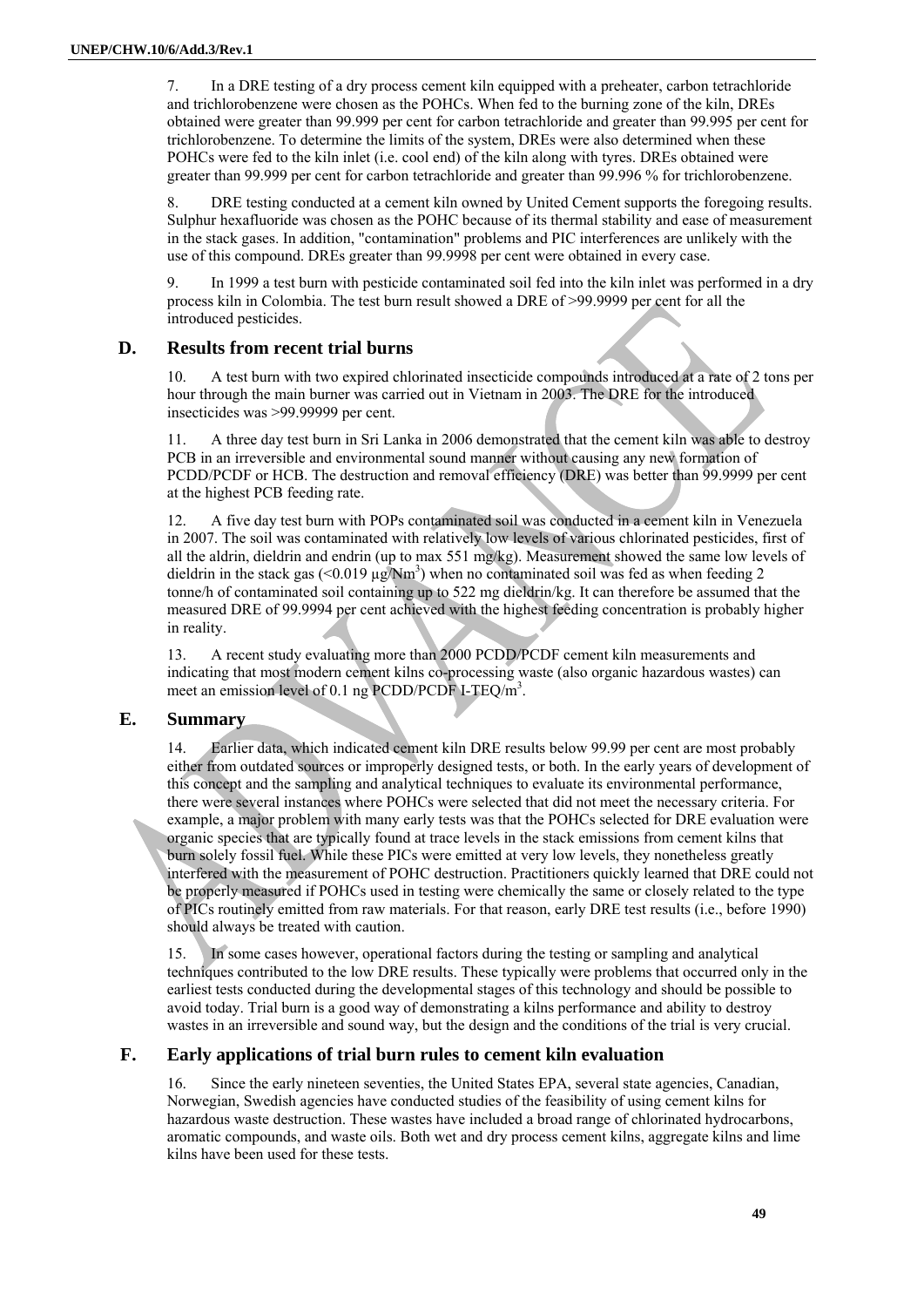7. In a DRE testing of a dry process cement kiln equipped with a preheater, carbon tetrachloride and trichlorobenzene were chosen as the POHCs. When fed to the burning zone of the kiln, DREs obtained were greater than 99.999 per cent for carbon tetrachloride and greater than 99.995 per cent for trichlorobenzene. To determine the limits of the system, DREs were also determined when these POHCs were fed to the kiln inlet (i.e. cool end) of the kiln along with tyres. DREs obtained were greater than 99.999 per cent for carbon tetrachloride and greater than 99.996 % for trichlorobenzene.

8. DRE testing conducted at a cement kiln owned by United Cement supports the foregoing results. Sulphur hexafluoride was chosen as the POHC because of its thermal stability and ease of measurement in the stack gases. In addition, "contamination" problems and PIC interferences are unlikely with the use of this compound. DREs greater than 99.9998 per cent were obtained in every case.

9. In 1999 a test burn with pesticide contaminated soil fed into the kiln inlet was performed in a dry process kiln in Colombia. The test burn result showed a DRE of >99.9999 per cent for all the introduced pesticides.

## D. Results from recent trial burns

10. A test burn with two expired chlorinated insecticide compounds introduced at a rate of 2 tons per hour through the main burner was carried out in Vietnam in 2003. The DRE for the introduced insecticides was >99.99999 per cent.

11. A three day test burn in Sri Lanka in 2006 demonstrated that the cement kiln was able to destroy PCB in an irreversible and environmental sound manner without causing any new formation of PCDD/PCDF or HCB. The destruction and removal efficiency (DRE) was better than 99.9999 per cent at the highest PCB feeding rate.

12. A five day test burn with POPs contaminated soil was conducted in a cement kiln in Venezuela in 2007. The soil was contaminated with relatively low levels of various chlorinated pesticides, first of all the aldrin, dieldrin and endrin (up to max 551 mg/kg). Measurement showed the same low levels of dieldrin in the stack gas (<0.019 µg/Nm$^3$) when no contaminated soil was fed as when feeding 2 tonne/h of contaminated soil containing up to 522 mg dieldrin/kg. It can therefore be assumed that the measured DRE of 99.9994 per cent achieved with the highest feeding concentration is probably higher in reality.

13. A recent study evaluating more than 2000 PCDD/PCDF cement kiln measurements and indicating that most modern cement kilns co-processing waste (also organic hazardous wastes) can meet an emission level of 0.1 ng PCDD/PCDF I-TEQ/m$^3$.

## E. Summary

14. Earlier data, which indicated cement kiln DRE results below 99.99 per cent are most probably either from outdated sources or improperly designed tests, or both. In the early years of development of this concept and the sampling and analytical techniques to evaluate its environmental performance, there were several instances where POHCs were selected that did not meet the necessary criteria. For example, a major problem with many early tests was that the POHCs selected for DRE evaluation were organic species that are typically found at trace levels in the stack emissions from cement kilns that burn solely fossil fuel. While these PICs were emitted at very low levels, they nonetheless greatly interfered with the measurement of POHC destruction. Practitioners quickly learned that DRE could not be properly measured if POHCs used in testing were chemically the same or closely related to the type of PICs routinely emitted from raw materials. For that reason, early DRE test results (i.e., before 1990) should always be treated with caution.

15. In some cases however, operational factors during the testing or sampling and analytical techniques contributed to the low DRE results. These typically were problems that occurred only in the earliest tests conducted during the developmental stages of this technology and should be possible to avoid today. Trial burn is a good way of demonstrating a kilns performance and ability to destroy wastes in an irreversible and sound way, but the design and the conditions of the trial is very crucial.

## F. Early applications of trial burn rules to cement kiln evaluation

16. Since the early nineteen seventies, the United States EPA, several state agencies, Canadian, Norwegian, Swedish agencies have conducted studies of the feasibility of using cement kilns for hazardous waste destruction. These wastes have included a broad range of chlorinated hydrocarbons, aromatic compounds, and waste oils. Both wet and dry process cement kilns, aggregate kilns and lime kilns have been used for these tests.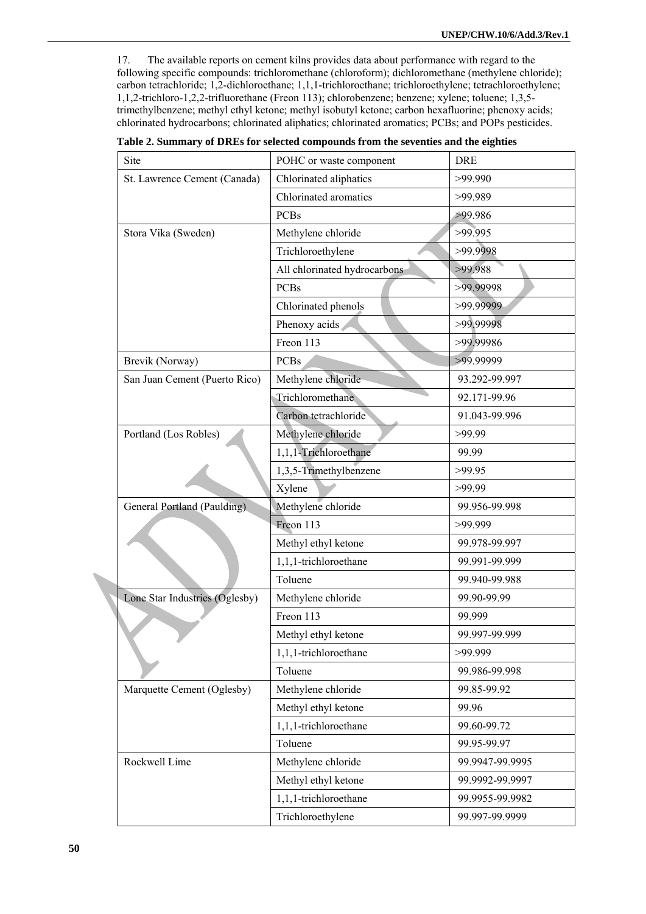17. The available reports on cement kilns provides data about performance with regard to the following specific compounds: trichloromethane (chloroform); dichloromethane (methylene chloride); carbon tetrachloride; 1,2-dichloroethane; 1,1,1-trichloroethane; trichloroethylene; tetrachloroethylene; 1,1,2-trichloro-1,2,2-trifluorethane (Freon 113); chlorobenzene; benzene; xylene; toluene; 1,3,5-trimethylbenzene; methyl ethyl ketone; methyl isobutyl ketone; carbon hexafluorine; phenoxy acids; chlorinated hydrocarbons; chlorinated aliphatics; chlorinated aromatics; PCBs; and POPs pesticides.

**Table 2. Summary of DREs for selected compounds from the seventies and the eighties**

| Site | POHC or waste component | DRE |
|---|---|---|
| St. Lawrence Cement (Canada) | Chlorinated aliphatics | >99.990 |
| | Chlorinated aromatics | >99.989 |
| | PCBs | >99.986 |
| Stora Vika (Sweden) | Methylene chloride | >99.995 |
| | Trichloroethylene | >99.9998 |
| | All chlorinated hydrocarbons | >99.988 |
| | PCBs | >99.99998 |
| | Chlorinated phenols | >99.99999 |
| | Phenoxy acids | >99.99998 |
| | Freon 113 | >99.99986 |
| Brevik (Norway) | PCBs | >99.99999 |
| San Juan Cement (Puerto Rico) | Methylene chloride | 93.292-99.997 |
| | Trichloromethane | 92.171-99.96 |
| | Carbon tetrachloride | 91.043-99.996 |
| Portland (Los Robles) | Methylene chloride | >99.99 |
| | 1,1,1-Trichloroethane | 99.99 |
| | 1,3,5-Trimethylbenzene | >99.95 |
| | Xylene | >99.99 |
| General Portland (Paulding) | Methylene chloride | 99.956-99.998 |
| | Freon 113 | >99.999 |
| | Methyl ethyl ketone | 99.978-99.997 |
| | 1,1,1-trichloroethane | 99.991-99.999 |
| | Toluene | 99.940-99.988 |
| Lone Star Industries (Oglesby) | Methylene chloride | 99.90-99.99 |
| | Freon 113 | 99.999 |
| | Methyl ethyl ketone | 99.997-99.999 |
| | 1,1,1-trichloroethane | >99.999 |
| | Toluene | 99.986-99.998 |
| Marquette Cement (Oglesby) | Methylene chloride | 99.85-99.92 |
| | Methyl ethyl ketone | 99.96 |
| | 1,1,1-trichloroethane | 99.60-99.72 |
| | Toluene | 99.95-99.97 |
| Rockwell Lime | Methylene chloride | 99.9947-99.9995 |
| | Methyl ethyl ketone | 99.9992-99.9997 |
| | 1,1,1-trichloroethane | 99.9955-99.9982 |
| | Trichloroethylene | 99.997-99.9999 |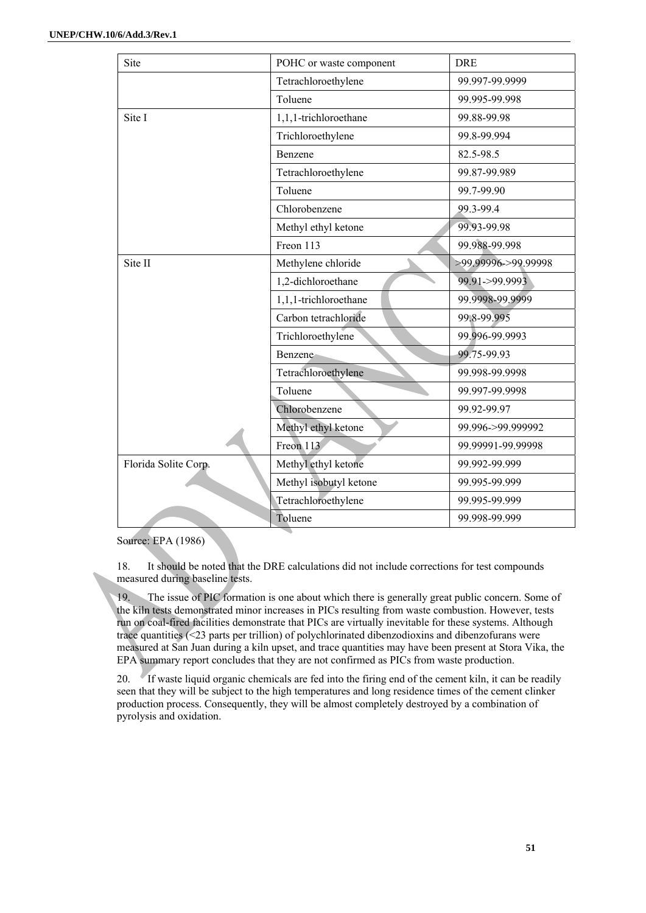| Site | POHC or waste component | DRE |
|---|---|---|
| | Tetrachloroethylene | 99.997-99.9999 |
| | Toluene | 99.995-99.998 |
| Site I | 1,1,1-trichloroethane | 99.88-99.98 |
| | Trichloroethylene | 99.8-99.994 |
| | Benzene | 82.5-98.5 |
| | Tetrachloroethylene | 99.87-99.989 |
| | Toluene | 99.7-99.90 |
| | Chlorobenzene | 99.3-99.4 |
| | Methyl ethyl ketone | 99.93-99.98 |
| | Freon 113 | 99.988-99.998 |
| Site II | Methylene chloride | >99.99996->99.99998 |
| | 1,2-dichloroethane | 99.91->99.9993 |
| | 1,1,1-trichloroethane | 99.9998-99.9999 |
| | Carbon tetrachloride | 99.8-99.995 |
| | Trichloroethylene | 99.996-99.9993 |
| | Benzene | 99.75-99.93 |
| | Tetrachloroethylene | 99.998-99.9998 |
| | Toluene | 99.997-99.9998 |
| | Chlorobenzene | 99.92-99.97 |
| | Methyl ethyl ketone | 99.996->99.999992 |
| | Freon 113 | 99.99991-99.99998 |
| Florida Solite Corp. | Methyl ethyl ketone | 99.992-99.999 |
| | Methyl isobutyl ketone | 99.995-99.999 |
| | Tetrachloroethylene | 99.995-99.999 |
| | Toluene | 99.998-99.999 |

Source: EPA (1986)

18. It should be noted that the DRE calculations did not include corrections for test compounds measured during baseline tests.

19. The issue of PIC formation is one about which there is generally great public concern. Some of the kiln tests demonstrated minor increases in PICs resulting from waste combustion. However, tests run on coal-fired facilities demonstrate that PICs are virtually inevitable for these systems. Although trace quantities (<23 parts per trillion) of polychlorinated dibenzodioxins and dibenzofurans were measured at San Juan during a kiln upset, and trace quantities may have been present at Stora Vika, the EPA summary report concludes that they are not confirmed as PICs from waste production.

20. If waste liquid organic chemicals are fed into the firing end of the cement kiln, it can be readily seen that they will be subject to the high temperatures and long residence times of the cement clinker production process. Consequently, they will be almost completely destroyed by a combination of pyrolysis and oxidation.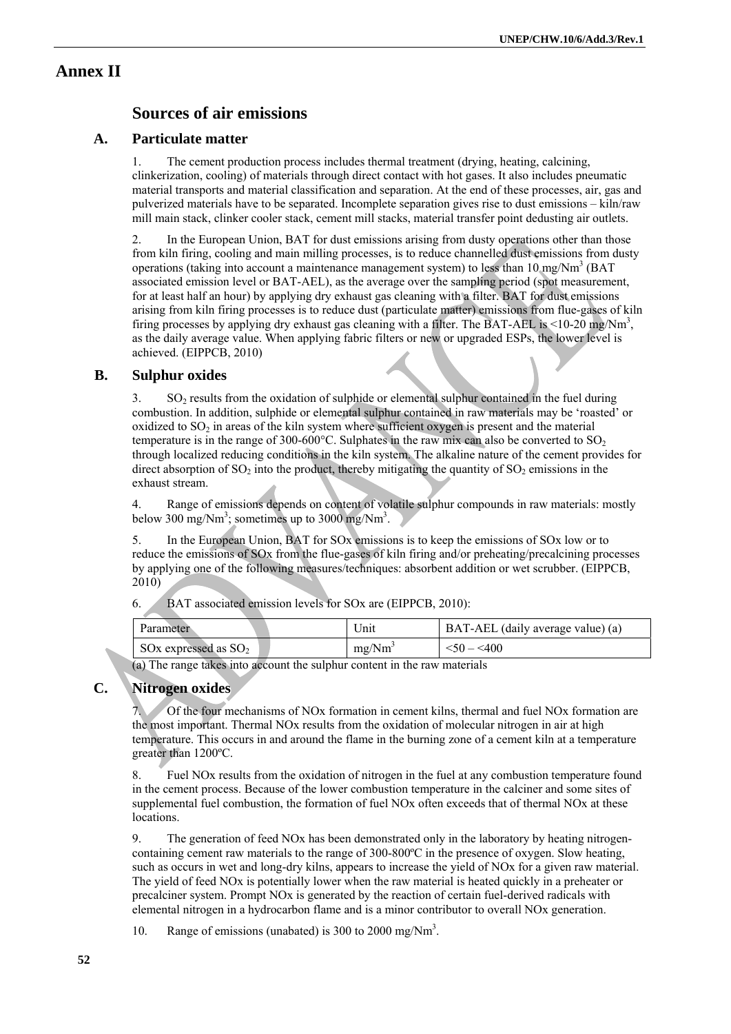# Annex II

## Sources of air emissions

### A. Particulate matter

1. The cement production process includes thermal treatment (drying, heating, calcining, clinkerization, cooling) of materials through direct contact with hot gases. It also includes pneumatic material transports and material classification and separation. At the end of these processes, air, gas and pulverized materials have to be separated. Incomplete separation gives rise to dust emissions – kiln/raw mill main stack, clinker cooler stack, cement mill stacks, material transfer point dedusting air outlets.

2. In the European Union, BAT for dust emissions arising from dusty operations other than those from kiln firing, cooling and main milling processes, is to reduce channelled dust emissions from dusty operations (taking into account a maintenance management system) to less than 10 mg/Nm$^3$ (BAT associated emission level or BAT-AEL), as the average over the sampling period (spot measurement, for at least half an hour) by applying dry exhaust gas cleaning with a filter. BAT for dust emissions arising from kiln firing processes is to reduce dust (particulate matter) emissions from flue-gases of kiln firing processes by applying dry exhaust gas cleaning with a filter. The BAT-AEL is <10-20 mg/Nm$^3$, as the daily average value. When applying fabric filters or new or upgraded ESPs, the lower level is achieved. (EIPPCB, 2010)

### B. Sulphur oxides

3. $SO_2$ results from the oxidation of sulphide or elemental sulphur contained in the fuel during combustion. In addition, sulphide or elemental sulphur contained in raw materials may be 'roasted' or oxidized to $SO_2$ in areas of the kiln system where sufficient oxygen is present and the material temperature is in the range of 300-600°C. Sulphates in the raw mix can also be converted to $SO_2$ through localized reducing conditions in the kiln system. The alkaline nature of the cement provides for direct absorption of $SO_2$ into the product, thereby mitigating the quantity of $SO_2$ emissions in the exhaust stream.

4. Range of emissions depends on content of volatile sulphur compounds in raw materials: mostly below 300 mg/Nm$^3$; sometimes up to 3000 mg/Nm$^3$.

5. In the European Union, BAT for SOx emissions is to keep the emissions of SOx low or to reduce the emissions of SOx from the flue-gases of kiln firing and/or preheating/precalcining processes by applying one of the following measures/techniques: absorbent addition or wet scrubber. (EIPPCB, 2010)

6. BAT associated emission levels for SOx are (EIPPCB, 2010):

| Parameter | Unit | BAT-AEL (daily average value) (a) |
|---|---|---|
| SOx expressed as $SO_2$ | mg/Nm$^3$ | <50 – <400 |

(a) The range takes into account the sulphur content in the raw materials

### C. Nitrogen oxides

7. Of the four mechanisms of NOx formation in cement kilns, thermal and fuel NOx formation are the most important. Thermal NOx results from the oxidation of molecular nitrogen in air at high temperature. This occurs in and around the flame in the burning zone of a cement kiln at a temperature greater than 1200ºC.

8. Fuel NOx results from the oxidation of nitrogen in the fuel at any combustion temperature found in the cement process. Because of the lower combustion temperature in the calciner and some sites of supplemental fuel combustion, the formation of fuel NOx often exceeds that of thermal NOx at these locations.

9. The generation of feed NOx has been demonstrated only in the laboratory by heating nitrogen-containing cement raw materials to the range of 300-800ºC in the presence of oxygen. Slow heating, such as occurs in wet and long-dry kilns, appears to increase the yield of NOx for a given raw material. The yield of feed NOx is potentially lower when the raw material is heated quickly in a preheater or precalciner system. Prompt NOx is generated by the reaction of certain fuel-derived radicals with elemental nitrogen in a hydrocarbon flame and is a minor contributor to overall NOx generation.

10. Range of emissions (unabated) is 300 to 2000 mg/Nm$^3$.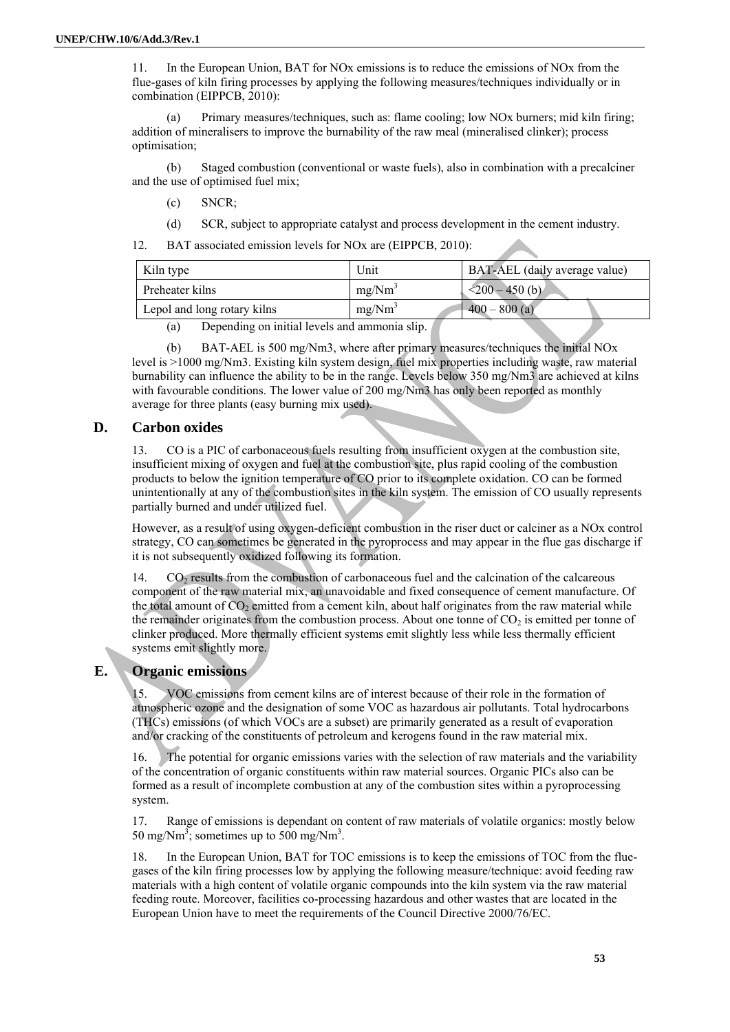11. In the European Union, BAT for NOx emissions is to reduce the emissions of NOx from the flue-gases of kiln firing processes by applying the following measures/techniques individually or in combination (EIPPCB, 2010):

(a) Primary measures/techniques, such as: flame cooling; low NOx burners; mid kiln firing; addition of mineralisers to improve the burnability of the raw meal (mineralised clinker); process optimisation;

(b) Staged combustion (conventional or waste fuels), also in combination with a precalciner and the use of optimised fuel mix;

(c) SNCR;

(d) SCR, subject to appropriate catalyst and process development in the cement industry.

12. BAT associated emission levels for NOx are (EIPPCB, 2010):

| Kiln type | Unit | BAT-AEL (daily average value) |
|---|---|---|
| Preheater kilns | $mg/Nm^3$ | <200 – 450 (b) |
| Lepol and long rotary kilns | $mg/Nm^3$ | 400 – 800 (a) |

(a) Depending on initial levels and ammonia slip.

(b) BAT-AEL is 500 mg/Nm3, where after primary measures/techniques the initial NOx level is >1000 mg/Nm3. Existing kiln system design, fuel mix properties including waste, raw material burnability can influence the ability to be in the range. Levels below 350 mg/Nm3 are achieved at kilns with favourable conditions. The lower value of 200 mg/Nm3 has only been reported as monthly average for three plants (easy burning mix used).

## D. Carbon oxides

13. CO is a PIC of carbonaceous fuels resulting from insufficient oxygen at the combustion site, insufficient mixing of oxygen and fuel at the combustion site, plus rapid cooling of the combustion products to below the ignition temperature of CO prior to its complete oxidation. CO can be formed unintentionally at any of the combustion sites in the kiln system. The emission of CO usually represents partially burned and under utilized fuel.

However, as a result of using oxygen-deficient combustion in the riser duct or calciner as a NOx control strategy, CO can sometimes be generated in the pyroprocess and may appear in the flue gas discharge if it is not subsequently oxidized following its formation.

14. $CO_2$ results from the combustion of carbonaceous fuel and the calcination of the calcareous component of the raw material mix, an unavoidable and fixed consequence of cement manufacture. Of the total amount of $CO_2$ emitted from a cement kiln, about half originates from the raw material while the remainder originates from the combustion process. About one tonne of $CO_2$ is emitted per tonne of clinker produced. More thermally efficient systems emit slightly less while less thermally efficient systems emit slightly more.

## E. Organic emissions

15. VOC emissions from cement kilns are of interest because of their role in the formation of atmospheric ozone and the designation of some VOC as hazardous air pollutants. Total hydrocarbons (THCs) emissions (of which VOCs are a subset) are primarily generated as a result of evaporation and/or cracking of the constituents of petroleum and kerogens found in the raw material mix.

16. The potential for organic emissions varies with the selection of raw materials and the variability of the concentration of organic constituents within raw material sources. Organic PICs also can be formed as a result of incomplete combustion at any of the combustion sites within a pyroprocessing system.

17. Range of emissions is dependant on content of raw materials of volatile organics: mostly below 50 $mg/Nm^3$; sometimes up to 500 $mg/Nm^3$.

18. In the European Union, BAT for TOC emissions is to keep the emissions of TOC from the flue-gases of the kiln firing processes low by applying the following measure/technique: avoid feeding raw materials with a high content of volatile organic compounds into the kiln system via the raw material feeding route. Moreover, facilities co-processing hazardous and other wastes that are located in the European Union have to meet the requirements of the Council Directive 2000/76/EC.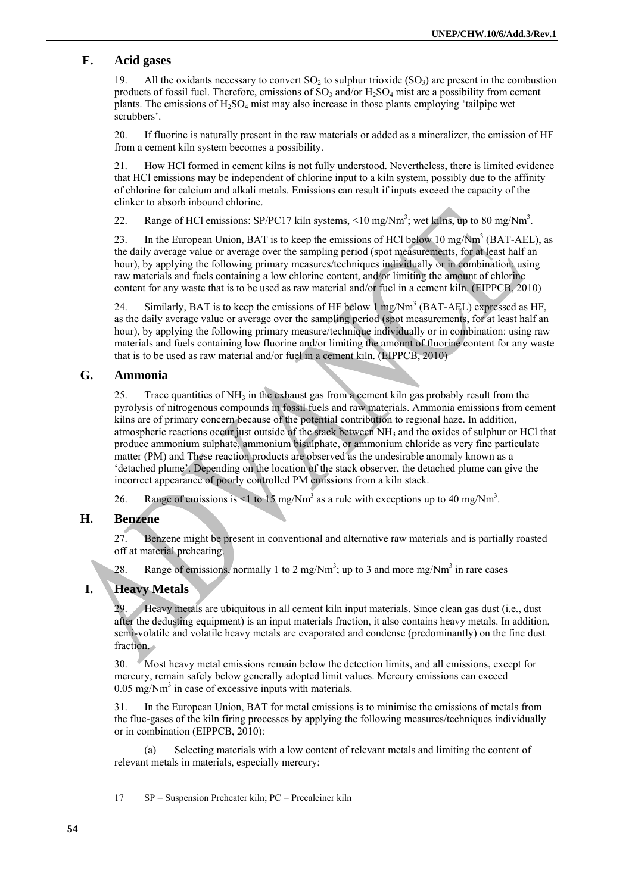## F. Acid gases

19. All the oxidants necessary to convert $SO_2$ to sulphur trioxide ($SO_3$) are present in the combustion products of fossil fuel. Therefore, emissions of $SO_3$ and/or $H_2SO_4$ mist are a possibility from cement plants. The emissions of $H_2SO_4$ mist may also increase in those plants employing 'tailpipe wet scrubbers'.

20. If fluorine is naturally present in the raw materials or added as a mineralizer, the emission of HF from a cement kiln system becomes a possibility.

21. How HCl formed in cement kilns is not fully understood. Nevertheless, there is limited evidence that HCl emissions may be independent of chlorine input to a kiln system, possibly due to the affinity of chlorine for calcium and alkali metals. Emissions can result if inputs exceed the capacity of the clinker to absorb inbound chlorine.

22. Range of HCl emissions: SP/PC[17] kiln systems, <10 mg/Nm$^3$; wet kilns, up to 80 mg/Nm$^3$.

23. In the European Union, BAT is to keep the emissions of HCl below 10 mg/Nm$^3$ (BAT-AEL), as the daily average value or average over the sampling period (spot measurements, for at least half an hour), by applying the following primary measures/techniques individually or in combination: using raw materials and fuels containing a low chlorine content, and/or limiting the amount of chlorine content for any waste that is to be used as raw material and/or fuel in a cement kiln. (EIPPCB, 2010)

24. Similarly, BAT is to keep the emissions of HF below 1 mg/Nm$^3$ (BAT-AEL) expressed as HF, as the daily average value or average over the sampling period (spot measurements, for at least half an hour), by applying the following primary measure/technique individually or in combination: using raw materials and fuels containing low fluorine and/or limiting the amount of fluorine content for any waste that is to be used as raw material and/or fuel in a cement kiln. (EIPPCB, 2010)

## G. Ammonia

25. Trace quantities of $NH_3$ in the exhaust gas from a cement kiln gas probably result from the pyrolysis of nitrogenous compounds in fossil fuels and raw materials. Ammonia emissions from cement kilns are of primary concern because of the potential contribution to regional haze. In addition, atmospheric reactions occur just outside of the stack between $NH_3$ and the oxides of sulphur or HCl that produce ammonium sulphate, ammonium bisulphate, or ammonium chloride as very fine particulate matter (PM) and These reaction products are observed as the undesirable anomaly known as a 'detached plume'. Depending on the location of the stack observer, the detached plume can give the incorrect appearance of poorly controlled PM emissions from a kiln stack.

26. Range of emissions is <1 to 15 mg/Nm$^3$ as a rule with exceptions up to 40 mg/Nm$^3$.

## H. Benzene

27. Benzene might be present in conventional and alternative raw materials and is partially roasted off at material preheating.

28. Range of emissions, normally 1 to 2 mg/Nm$^3$; up to 3 and more mg/Nm$^3$ in rare cases

## I. Heavy Metals

29. Heavy metals are ubiquitous in all cement kiln input materials. Since clean gas dust (i.e., dust after the dedusting equipment) is an input materials fraction, it also contains heavy metals. In addition, semi-volatile and volatile heavy metals are evaporated and condense (predominantly) on the fine dust fraction.

30. Most heavy metal emissions remain below the detection limits, and all emissions, except for mercury, remain safely below generally adopted limit values. Mercury emissions can exceed 0.05 mg/Nm$^3$ in case of excessive inputs with materials.

31. In the European Union, BAT for metal emissions is to minimise the emissions of metals from the flue-gases of the kiln firing processes by applying the following measures/techniques individually or in combination (EIPPCB, 2010):

(a) Selecting materials with a low content of relevant metals and limiting the content of relevant metals in materials, especially mercury;

---

[17] SP = Suspension Preheater kiln; PC = Precalciner kiln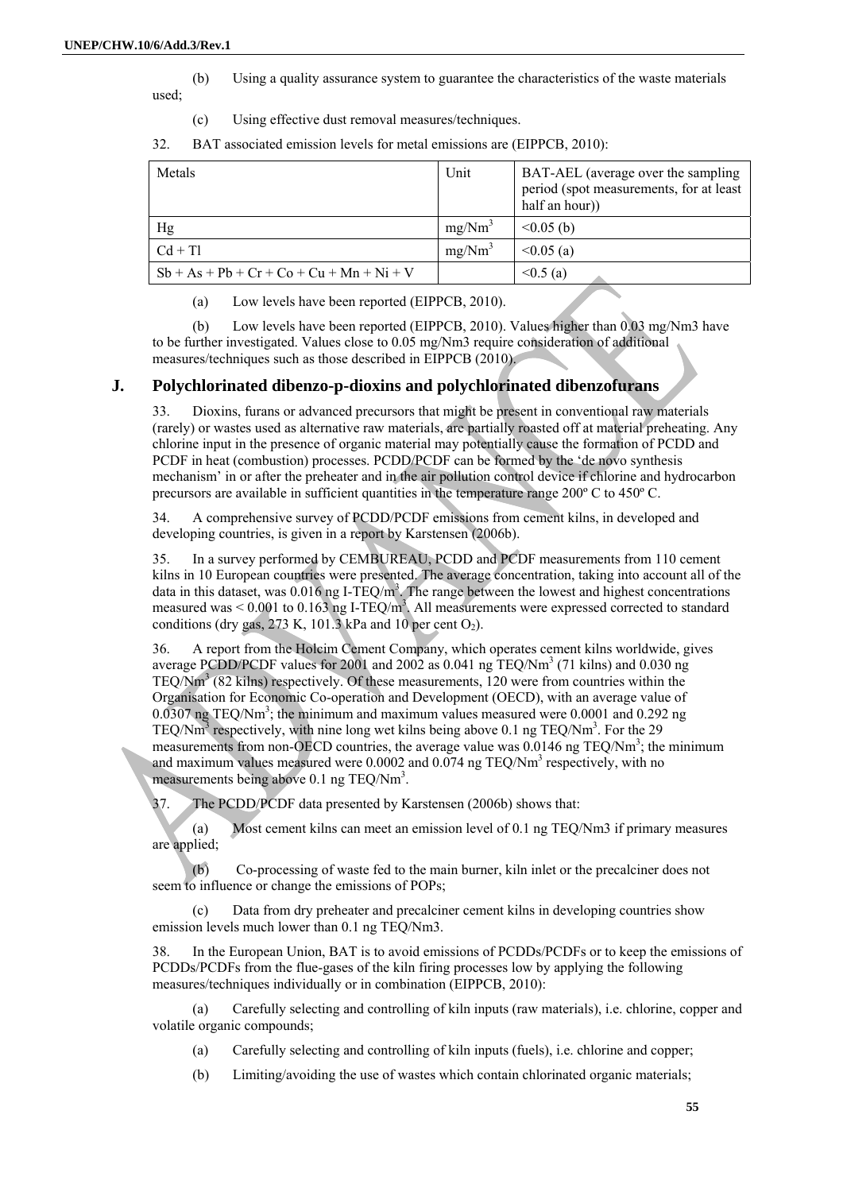(b) Using a quality assurance system to guarantee the characteristics of the waste materials used;

(c) Using effective dust removal measures/techniques.

32. BAT associated emission levels for metal emissions are (EIPPCB, 2010):

| Metals | Unit | BAT-AEL (average over the sampling period (spot measurements, for at least half an hour)) |
|---|---|---|
| Hg | $mg/Nm^3$ | <0.05 (b) |
| Cd + Tl | $mg/Nm^3$ | <0.05 (a) |
| Sb + As + Pb + Cr + Co + Cu + Mn + Ni + V | | <0.5 (a) |

(a) Low levels have been reported (EIPPCB, 2010).

(b) Low levels have been reported (EIPPCB, 2010). Values higher than 0.03 mg/Nm3 have to be further investigated. Values close to 0.05 mg/Nm3 require consideration of additional measures/techniques such as those described in EIPPCB (2010).

## J. Polychlorinated dibenzo-p-dioxins and polychlorinated dibenzofurans

33. Dioxins, furans or advanced precursors that might be present in conventional raw materials (rarely) or wastes used as alternative raw materials, are partially roasted off at material preheating. Any chlorine input in the presence of organic material may potentially cause the formation of PCDD and PCDF in heat (combustion) processes. PCDD/PCDF can be formed by the 'de novo synthesis mechanism' in or after the preheater and in the air pollution control device if chlorine and hydrocarbon precursors are available in sufficient quantities in the temperature range 200º C to 450º C.

34. A comprehensive survey of PCDD/PCDF emissions from cement kilns, in developed and developing countries, is given in a report by Karstensen (2006b).

35. In a survey performed by CEMBUREAU, PCDD and PCDF measurements from 110 cement kilns in 10 European countries were presented. The average concentration, taking into account all of the data in this dataset, was 0.016 ng I-TEQ/$m^3$. The range between the lowest and highest concentrations measured was < 0.001 to 0.163 ng I-TEQ/$m^3$. All measurements were expressed corrected to standard conditions (dry gas, 273 K, 101.3 kPa and 10 per cent $O_2$).

36. A report from the Holcim Cement Company, which operates cement kilns worldwide, gives average PCDD/PCDF values for 2001 and 2002 as 0.041 ng TEQ/$Nm^3$ (71 kilns) and 0.030 ng TEQ/$Nm^3$ (82 kilns) respectively. Of these measurements, 120 were from countries within the Organisation for Economic Co-operation and Development (OECD), with an average value of 0.0307 ng TEQ/$Nm^3$; the minimum and maximum values measured were 0.0001 and 0.292 ng TEQ/$Nm^3$ respectively, with nine long wet kilns being above 0.1 ng TEQ/$Nm^3$. For the 29 measurements from non-OECD countries, the average value was 0.0146 ng TEQ/$Nm^3$; the minimum and maximum values measured were 0.0002 and 0.074 ng TEQ/$Nm^3$ respectively, with no measurements being above 0.1 ng TEQ/$Nm^3$.

37. The PCDD/PCDF data presented by Karstensen (2006b) shows that:

(a) Most cement kilns can meet an emission level of 0.1 ng TEQ/Nm3 if primary measures are applied;

(b) Co-processing of waste fed to the main burner, kiln inlet or the precalciner does not seem to influence or change the emissions of POPs;

(c) Data from dry preheater and precalciner cement kilns in developing countries show emission levels much lower than 0.1 ng TEQ/Nm3.

38. In the European Union, BAT is to avoid emissions of PCDDs/PCDFs or to keep the emissions of PCDDs/PCDFs from the flue-gases of the kiln firing processes low by applying the following measures/techniques individually or in combination (EIPPCB, 2010):

(a) Carefully selecting and controlling of kiln inputs (raw materials), i.e. chlorine, copper and volatile organic compounds;

(a) Carefully selecting and controlling of kiln inputs (fuels), i.e. chlorine and copper;

(b) Limiting/avoiding the use of wastes which contain chlorinated organic materials;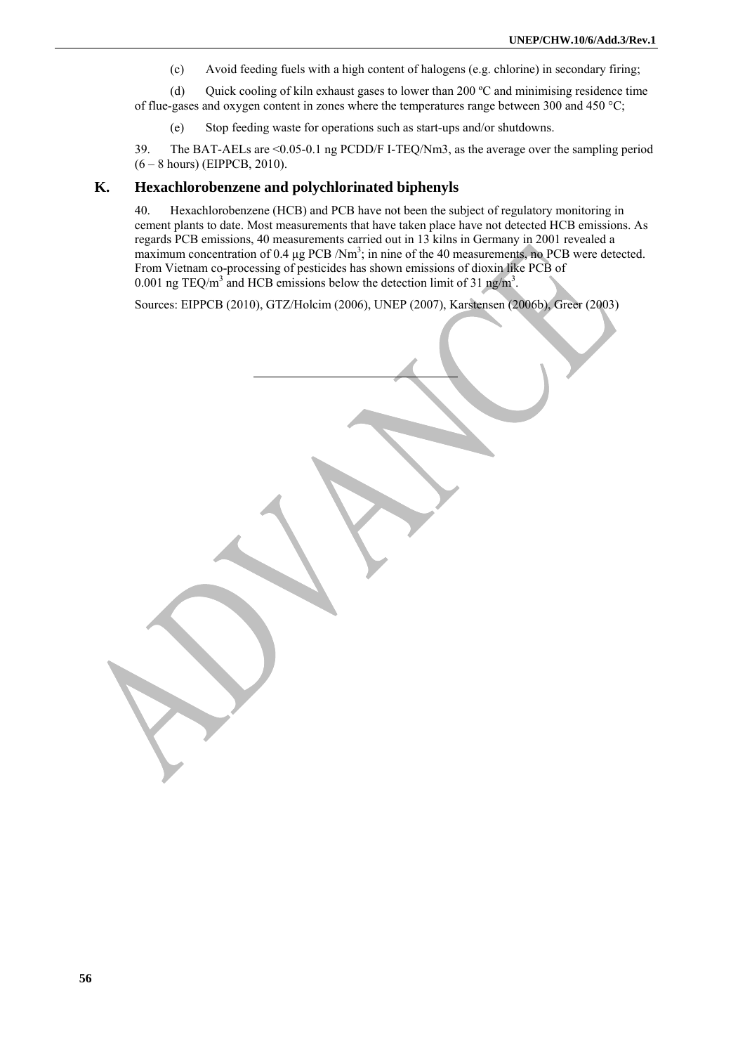(c) Avoid feeding fuels with a high content of halogens (e.g. chlorine) in secondary firing;

(d) Quick cooling of kiln exhaust gases to lower than 200 ºC and minimising residence time of flue-gases and oxygen content in zones where the temperatures range between 300 and 450 °C;

(e) Stop feeding waste for operations such as start-ups and/or shutdowns.

39. The BAT-AELs are <0.05-0.1 ng PCDD/F I-TEQ/Nm3, as the average over the sampling period (6 – 8 hours) (EIPPCB, 2010).

## K. Hexachlorobenzene and polychlorinated biphenyls

40. Hexachlorobenzene (HCB) and PCB have not been the subject of regulatory monitoring in cement plants to date. Most measurements that have taken place have not detected HCB emissions. As regards PCB emissions, 40 measurements carried out in 13 kilns in Germany in 2001 revealed a maximum concentration of 0.4 µg PCB /$Nm^3$; in nine of the 40 measurements, no PCB were detected. From Vietnam co-processing of pesticides has shown emissions of dioxin like PCB of 0.001 ng TEQ/$m^3$ and HCB emissions below the detection limit of 31 ng/$m^3$.

Sources: EIPPCB (2010), GTZ/Holcim (2006), UNEP (2007), Karstensen (2006b), Greer (2003)